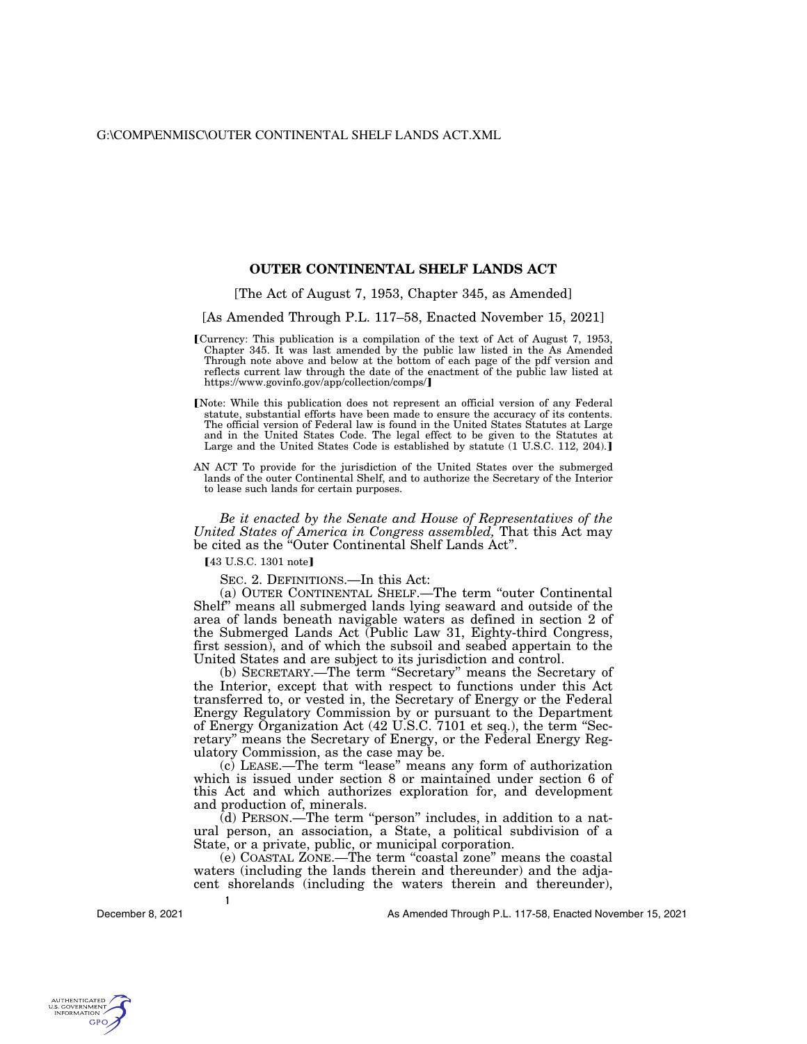# OUTER CONTINENTAL SHELF LANDS ACT

[The Act of August 7, 1953, Chapter 345, as Amended]

[As Amended Through P.L. 117–58, Enacted November 15, 2021]

【Currency: This publication is a compilation of the text of Act of August 7, 1953, Chapter 345. It was last amended by the public law listed in the As Amended Through note above and below at the bottom of each page of the pdf version and reflects current law through the date of the enactment of the public law listed at https://www.govinfo.gov/app/collection/comps/】

【Note: While this publication does not represent an official version of any Federal statute, substantial efforts have been made to ensure the accuracy of its contents. The official version of Federal law is found in the United States Statutes at Large and in the United States Code. The legal effect to be given to the Statutes at Large and the United States Code is established by statute (1 U.S.C. 112, 204).】

AN ACT To provide for the jurisdiction of the United States over the submerged lands of the outer Continental Shelf, and to authorize the Secretary of the Interior to lease such lands for certain purposes.

*Be it enacted by the Senate and House of Representatives of the United States of America in Congress assembled,* That this Act may be cited as the "Outer Continental Shelf Lands Act".

【43 U.S.C. 1301 note】

SEC. 2. DEFINITIONS.—In this Act:

(a) OUTER CONTINENTAL SHELF.—The term "outer Continental Shelf" means all submerged lands lying seaward and outside of the area of lands beneath navigable waters as defined in section 2 of the Submerged Lands Act (Public Law 31, Eighty-third Congress, first session), and of which the subsoil and seabed appertain to the United States and are subject to its jurisdiction and control.

(b) SECRETARY.—The term "Secretary" means the Secretary of the Interior, except that with respect to functions under this Act transferred to, or vested in, the Secretary of Energy or the Federal Energy Regulatory Commission by or pursuant to the Department of Energy Organization Act (42 U.S.C. 7101 et seq.), the term "Secretary" means the Secretary of Energy, or the Federal Energy Regulatory Commission, as the case may be.

(c) LEASE.—The term "lease" means any form of authorization which is issued under section 8 or maintained under section 6 of this Act and which authorizes exploration for, and development and production of, minerals.

(d) PERSON.—The term "person" includes, in addition to a natural person, an association, a State, a political subdivision of a State, or a private, public, or municipal corporation.

(e) COASTAL ZONE.—The term "coastal zone" means the coastal waters (including the lands therein and thereunder) and the adjacent shorelands (including the waters therein and thereunder),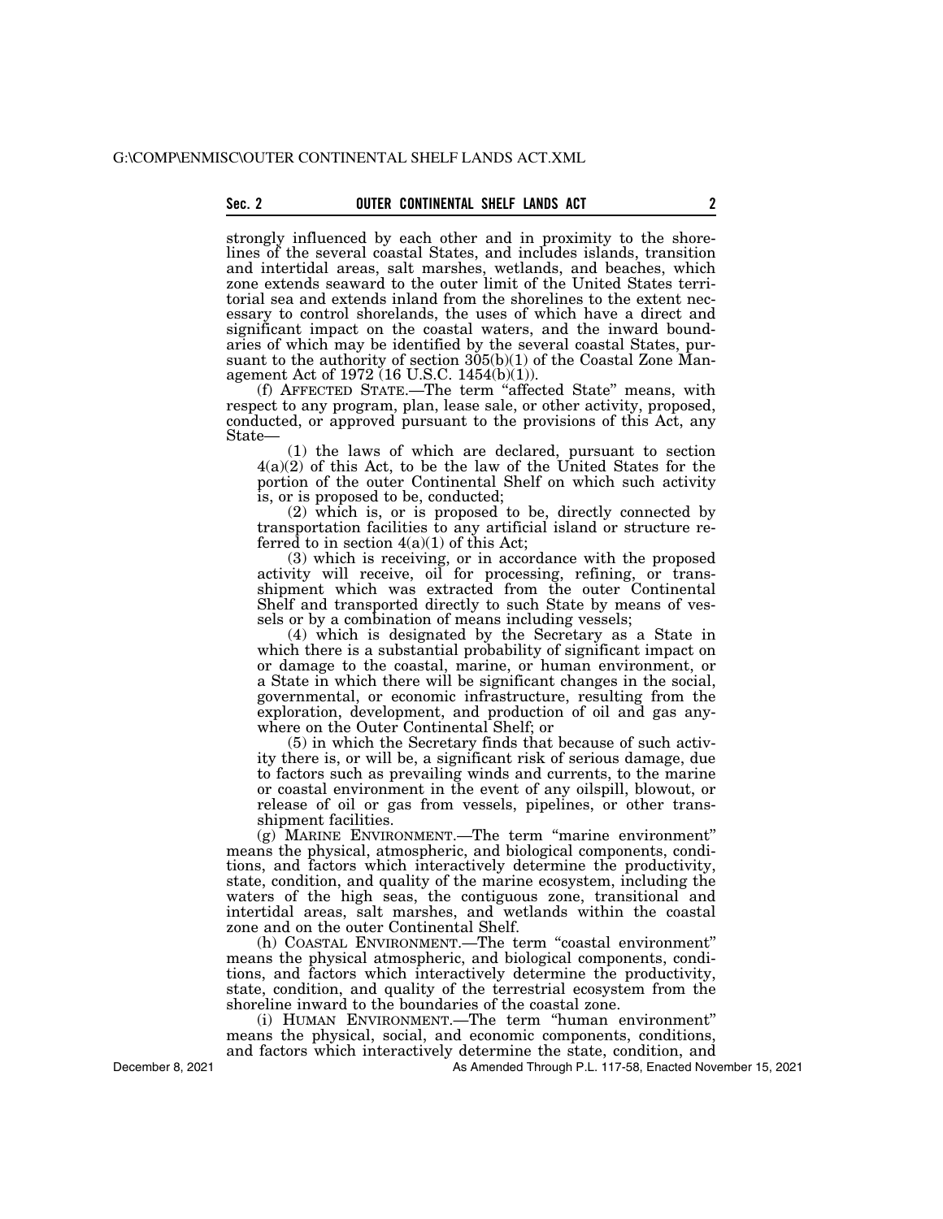strongly influenced by each other and in proximity to the shorelines of the several coastal States, and includes islands, transition and intertidal areas, salt marshes, wetlands, and beaches, which zone extends seaward to the outer limit of the United States territorial sea and extends inland from the shorelines to the extent necessary to control shorelands, the uses of which have a direct and significant impact on the coastal waters, and the inward boundaries of which may be identified by the several coastal States, pursuant to the authority of section 305(b)(1) of the Coastal Zone Management Act of 1972 (16 U.S.C. 1454(b)(1)).

(f) AFFECTED STATE.—The term "affected State" means, with respect to any program, plan, lease sale, or other activity, proposed, conducted, or approved pursuant to the provisions of this Act, any State—

(1) the laws of which are declared, pursuant to section 4(a)(2) of this Act, to be the law of the United States for the portion of the outer Continental Shelf on which such activity is, or is proposed to be, conducted;

(2) which is, or is proposed to be, directly connected by transportation facilities to any artificial island or structure referred to in section 4(a)(1) of this Act;

(3) which is receiving, or in accordance with the proposed activity will receive, oil for processing, refining, or transshipment which was extracted from the outer Continental Shelf and transported directly to such State by means of vessels or by a combination of means including vessels;

(4) which is designated by the Secretary as a State in which there is a substantial probability of significant impact on or damage to the coastal, marine, or human environment, or a State in which there will be significant changes in the social, governmental, or economic infrastructure, resulting from the exploration, development, and production of oil and gas anywhere on the Outer Continental Shelf; or

(5) in which the Secretary finds that because of such activity there is, or will be, a significant risk of serious damage, due to factors such as prevailing winds and currents, to the marine or coastal environment in the event of any oilspill, blowout, or release of oil or gas from vessels, pipelines, or other transshipment facilities.

(g) MARINE ENVIRONMENT.—The term "marine environment" means the physical, atmospheric, and biological components, conditions, and factors which interactively determine the productivity, state, condition, and quality of the marine ecosystem, including the waters of the high seas, the contiguous zone, transitional and intertidal areas, salt marshes, and wetlands within the coastal zone and on the outer Continental Shelf.

(h) COASTAL ENVIRONMENT.—The term "coastal environment" means the physical atmospheric, and biological components, conditions, and factors which interactively determine the productivity, state, condition, and quality of the terrestrial ecosystem from the shoreline inward to the boundaries of the coastal zone.

(i) HUMAN ENVIRONMENT.—The term "human environment" means the physical, social, and economic components, conditions, and factors which interactively determine the state, condition, and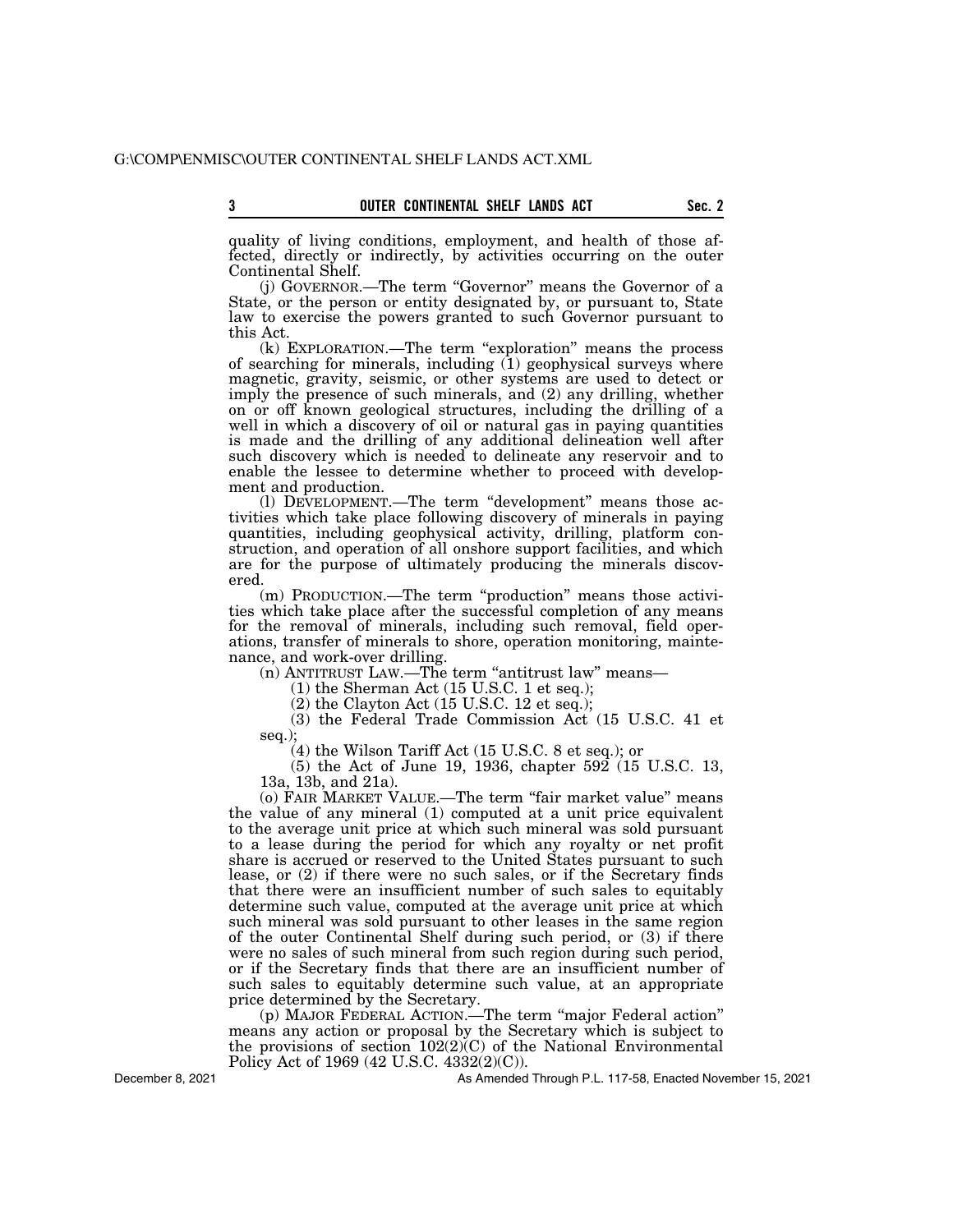quality of living conditions, employment, and health of those affected, directly or indirectly, by activities occurring on the outer Continental Shelf.

(j) GOVERNOR.—The term "Governor" means the Governor of a State, or the person or entity designated by, or pursuant to, State law to exercise the powers granted to such Governor pursuant to this Act.

(k) EXPLORATION.—The term "exploration" means the process of searching for minerals, including (1) geophysical surveys where magnetic, gravity, seismic, or other systems are used to detect or imply the presence of such minerals, and (2) any drilling, whether on or off known geological structures, including the drilling of a well in which a discovery of oil or natural gas in paying quantities is made and the drilling of any additional delineation well after such discovery which is needed to delineate any reservoir and to enable the lessee to determine whether to proceed with development and production.

(l) DEVELOPMENT.—The term "development" means those activities which take place following discovery of minerals in paying quantities, including geophysical activity, drilling, platform construction, and operation of all onshore support facilities, and which are for the purpose of ultimately producing the minerals discovered.

(m) PRODUCTION.—The term "production" means those activities which take place after the successful completion of any means for the removal of minerals, including such removal, field operations, transfer of minerals to shore, operation monitoring, maintenance, and work-over drilling.

(n) ANTITRUST LAW.—The term "antitrust law" means—

(1) the Sherman Act (15 U.S.C. 1 et seq.);

(2) the Clayton Act (15 U.S.C. 12 et seq.);

(3) the Federal Trade Commission Act (15 U.S.C. 41 et seq.);

(4) the Wilson Tariff Act (15 U.S.C. 8 et seq.); or

(5) the Act of June 19, 1936, chapter 592 (15 U.S.C. 13, 13a, 13b, and 21a).

(o) FAIR MARKET VALUE.—The term "fair market value" means the value of any mineral (1) computed at a unit price equivalent to the average unit price at which such mineral was sold pursuant to a lease during the period for which any royalty or net profit share is accrued or reserved to the United States pursuant to such lease, or (2) if there were no such sales, or if the Secretary finds that there were an insufficient number of such sales to equitably determine such value, computed at the average unit price at which such mineral was sold pursuant to other leases in the same region of the outer Continental Shelf during such period, or (3) if there were no sales of such mineral from such region during such period, or if the Secretary finds that there are an insufficient number of such sales to equitably determine such value, at an appropriate price determined by the Secretary.

(p) MAJOR FEDERAL ACTION.—The term "major Federal action" means any action or proposal by the Secretary which is subject to the provisions of section 102(2)(C) of the National Environmental Policy Act of 1969 (42 U.S.C. 4332(2)(C)).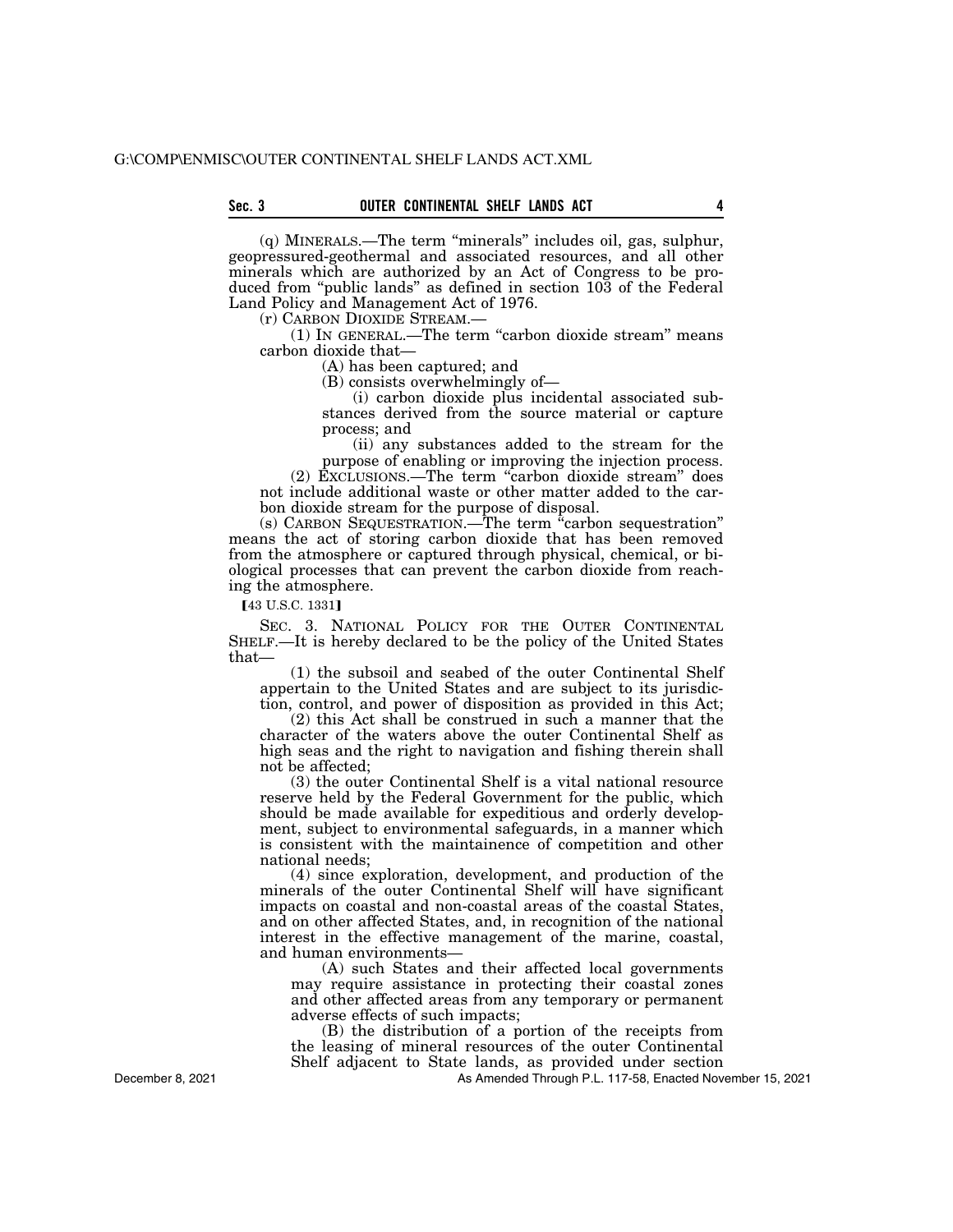(q) MINERALS.—The term "minerals" includes oil, gas, sulphur, geopressured-geothermal and associated resources, and all other minerals which are authorized by an Act of Congress to be produced from "public lands" as defined in section 103 of the Federal Land Policy and Management Act of 1976.

(r) CARBON DIOXIDE STREAM.—

(1) IN GENERAL.—The term "carbon dioxide stream" means carbon dioxide that—

(A) has been captured; and

(B) consists overwhelmingly of—

(i) carbon dioxide plus incidental associated substances derived from the source material or capture process; and

(ii) any substances added to the stream for the purpose of enabling or improving the injection process.

(2) EXCLUSIONS.—The term "carbon dioxide stream" does not include additional waste or other matter added to the carbon dioxide stream for the purpose of disposal.

(s) CARBON SEQUESTRATION.—The term "carbon sequestration" means the act of storing carbon dioxide that has been removed from the atmosphere or captured through physical, chemical, or biological processes that can prevent the carbon dioxide from reaching the atmosphere.

【43 U.S.C. 1331】

SEC. 3. NATIONAL POLICY FOR THE OUTER CONTINENTAL SHELF.—It is hereby declared to be the policy of the United States that—

(1) the subsoil and seabed of the outer Continental Shelf appertain to the United States and are subject to its jurisdiction, control, and power of disposition as provided in this Act;

(2) this Act shall be construed in such a manner that the character of the waters above the outer Continental Shelf as high seas and the right to navigation and fishing therein shall not be affected;

(3) the outer Continental Shelf is a vital national resource reserve held by the Federal Government for the public, which should be made available for expeditious and orderly development, subject to environmental safeguards, in a manner which is consistent with the maintainence of competition and other national needs;

(4) since exploration, development, and production of the minerals of the outer Continental Shelf will have significant impacts on coastal and non-coastal areas of the coastal States, and on other affected States, and, in recognition of the national interest in the effective management of the marine, coastal, and human environments—

(A) such States and their affected local governments may require assistance in protecting their coastal zones and other affected areas from any temporary or permanent adverse effects of such impacts;

(B) the distribution of a portion of the receipts from the leasing of mineral resources of the outer Continental Shelf adjacent to State lands, as provided under section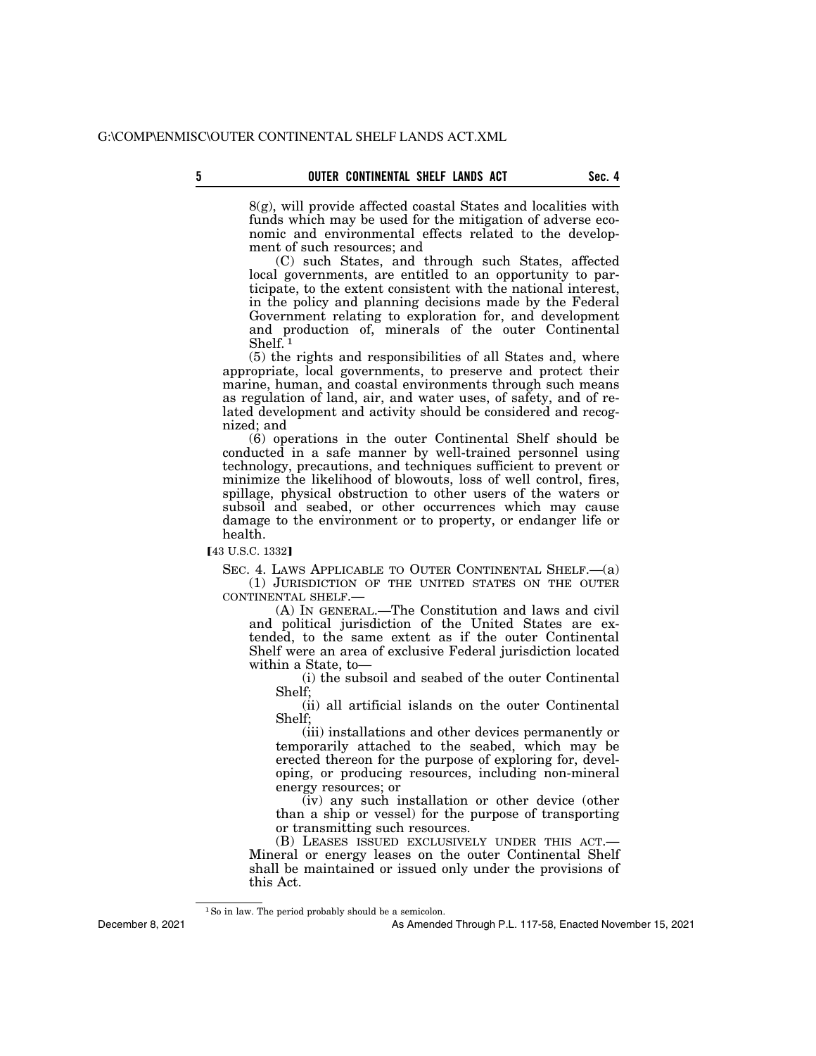8(g), will provide affected coastal States and localities with funds which may be used for the mitigation of adverse economic and environmental effects related to the development of such resources; and

(C) such States, and through such States, affected local governments, are entitled to an opportunity to participate, to the extent consistent with the national interest, in the policy and planning decisions made by the Federal Government relating to exploration for, and development and production of, minerals of the outer Continental Shelf.[1]

(5) the rights and responsibilities of all States and, where appropriate, local governments, to preserve and protect their marine, human, and coastal environments through such means as regulation of land, air, and water uses, of safety, and of related development and activity should be considered and recognized; and

(6) operations in the outer Continental Shelf should be conducted in a safe manner by well-trained personnel using technology, precautions, and techniques sufficient to prevent or minimize the likelihood of blowouts, loss of well control, fires, spillage, physical obstruction to other users of the waters or subsoil and seabed, or other occurrences which may cause damage to the environment or to property, or endanger life or health.

【43 U.S.C. 1332】

SEC. 4. LAWS APPLICABLE TO OUTER CONTINENTAL SHELF.—(a)

(1) JURISDICTION OF THE UNITED STATES ON THE OUTER CONTINENTAL SHELF.—

(A) IN GENERAL.—The Constitution and laws and civil and political jurisdiction of the United States are extended, to the same extent as if the outer Continental Shelf were an area of exclusive Federal jurisdiction located within a State, to—

(i) the subsoil and seabed of the outer Continental Shelf;

(ii) all artificial islands on the outer Continental Shelf;

(iii) installations and other devices permanently or temporarily attached to the seabed, which may be erected thereon for the purpose of exploring for, developing, or producing resources, including non-mineral energy resources; or

(iv) any such installation or other device (other than a ship or vessel) for the purpose of transporting or transmitting such resources.

(B) LEASES ISSUED EXCLUSIVELY UNDER THIS ACT.—Mineral or energy leases on the outer Continental Shelf shall be maintained or issued only under the provisions of this Act.

[1] So in law. The period probably should be a semicolon.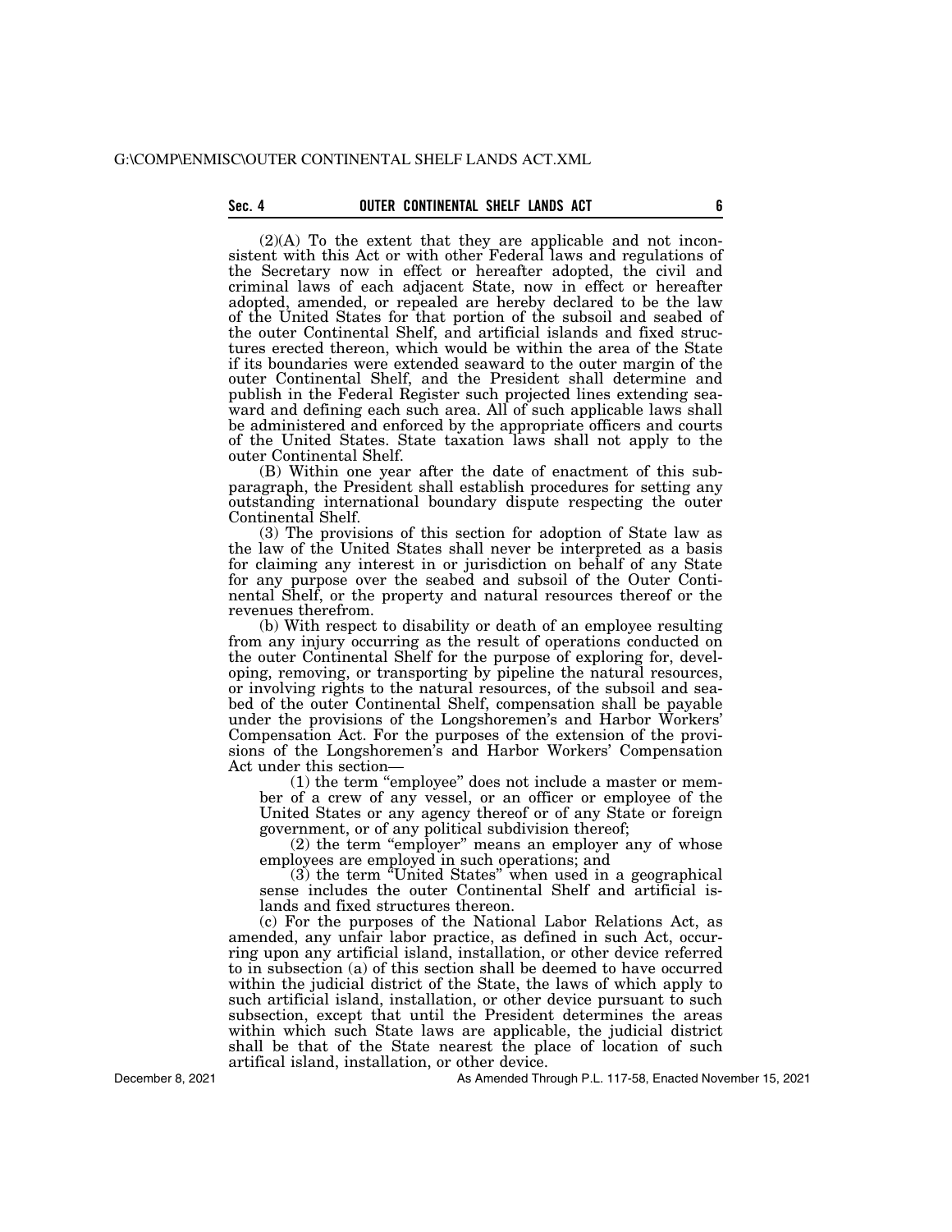(2)(A) To the extent that they are applicable and not inconsistent with this Act or with other Federal laws and regulations of the Secretary now in effect or hereafter adopted, the civil and criminal laws of each adjacent State, now in effect or hereafter adopted, amended, or repealed are hereby declared to be the law of the United States for that portion of the subsoil and seabed of the outer Continental Shelf, and artificial islands and fixed structures erected thereon, which would be within the area of the State if its boundaries were extended seaward to the outer margin of the outer Continental Shelf, and the President shall determine and publish in the Federal Register such projected lines extending seaward and defining each such area. All of such applicable laws shall be administered and enforced by the appropriate officers and courts of the United States. State taxation laws shall not apply to the outer Continental Shelf.

(B) Within one year after the date of enactment of this subparagraph, the President shall establish procedures for setting any outstanding international boundary dispute respecting the outer Continental Shelf.

(3) The provisions of this section for adoption of State law as the law of the United States shall never be interpreted as a basis for claiming any interest in or jurisdiction on behalf of any State for any purpose over the seabed and subsoil of the Outer Continental Shelf, or the property and natural resources thereof or the revenues therefrom.

(b) With respect to disability or death of an employee resulting from any injury occurring as the result of operations conducted on the outer Continental Shelf for the purpose of exploring for, developing, removing, or transporting by pipeline the natural resources, or involving rights to the natural resources, of the subsoil and seabed of the outer Continental Shelf, compensation shall be payable under the provisions of the Longshoremen's and Harbor Workers' Compensation Act. For the purposes of the extension of the provisions of the Longshoremen's and Harbor Workers' Compensation Act under this section—

(1) the term "employee" does not include a master or member of a crew of any vessel, or an officer or employee of the United States or any agency thereof or of any State or foreign government, or of any political subdivision thereof;

(2) the term "employer" means an employer any of whose employees are employed in such operations; and

(3) the term "United States" when used in a geographical sense includes the outer Continental Shelf and artificial islands and fixed structures thereon.

(c) For the purposes of the National Labor Relations Act, as amended, any unfair labor practice, as defined in such Act, occurring upon any artificial island, installation, or other device referred to in subsection (a) of this section shall be deemed to have occurred within the judicial district of the State, the laws of which apply to such artificial island, installation, or other device pursuant to such subsection, except that until the President determines the areas within which such State laws are applicable, the judicial district shall be that of the State nearest the place of location of such artifical island, installation, or other device.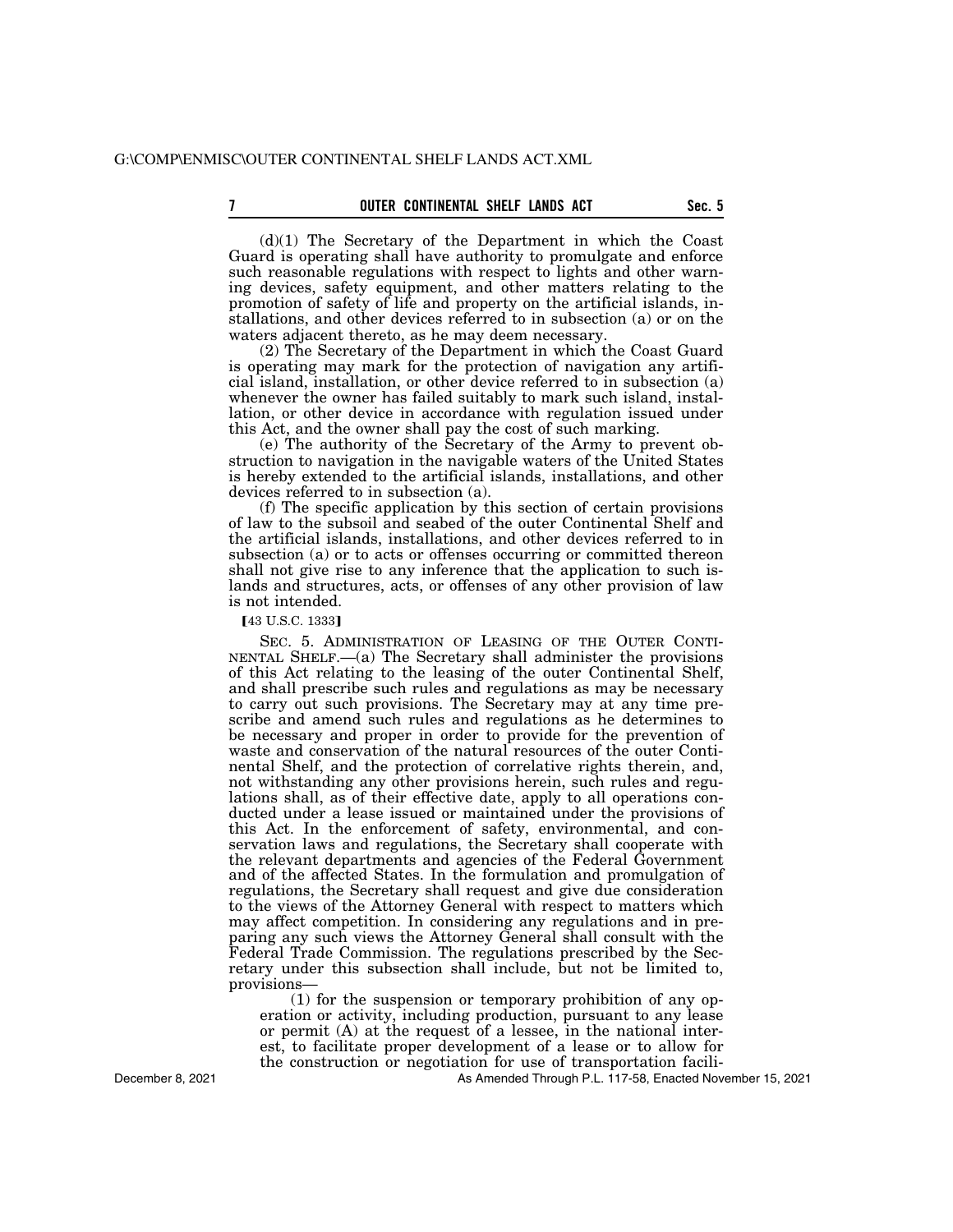(d)(1) The Secretary of the Department in which the Coast Guard is operating shall have authority to promulgate and enforce such reasonable regulations with respect to lights and other warning devices, safety equipment, and other matters relating to the promotion of safety of life and property on the artificial islands, installations, and other devices referred to in subsection (a) or on the waters adjacent thereto, as he may deem necessary.

(2) The Secretary of the Department in which the Coast Guard is operating may mark for the protection of navigation any artificial island, installation, or other device referred to in subsection (a) whenever the owner has failed suitably to mark such island, installation, or other device in accordance with regulation issued under this Act, and the owner shall pay the cost of such marking.

(e) The authority of the Secretary of the Army to prevent obstruction to navigation in the navigable waters of the United States is hereby extended to the artificial islands, installations, and other devices referred to in subsection (a).

(f) The specific application by this section of certain provisions of law to the subsoil and seabed of the outer Continental Shelf and the artificial islands, installations, and other devices referred to in subsection (a) or to acts or offenses occurring or committed thereon shall not give rise to any inference that the application to such islands and structures, acts, or offenses of any other provision of law is not intended.

【43 U.S.C. 1333】

SEC. 5. ADMINISTRATION OF LEASING OF THE OUTER CONTINENTAL SHELF.—(a) The Secretary shall administer the provisions of this Act relating to the leasing of the outer Continental Shelf, and shall prescribe such rules and regulations as may be necessary to carry out such provisions. The Secretary may at any time prescribe and amend such rules and regulations as he determines to be necessary and proper in order to provide for the prevention of waste and conservation of the natural resources of the outer Continental Shelf, and the protection of correlative rights therein, and, not withstanding any other provisions herein, such rules and regulations shall, as of their effective date, apply to all operations conducted under a lease issued or maintained under the provisions of this Act. In the enforcement of safety, environmental, and conservation laws and regulations, the Secretary shall cooperate with the relevant departments and agencies of the Federal Government and of the affected States. In the formulation and promulgation of regulations, the Secretary shall request and give due consideration to the views of the Attorney General with respect to matters which may affect competition. In considering any regulations and in preparing any such views the Attorney General shall consult with the Federal Trade Commission. The regulations prescribed by the Secretary under this subsection shall include, but not be limited to, provisions—

(1) for the suspension or temporary prohibition of any operation or activity, including production, pursuant to any lease or permit (A) at the request of a lessee, in the national interest, to facilitate proper development of a lease or to allow for the construction or negotiation for use of transportation facili-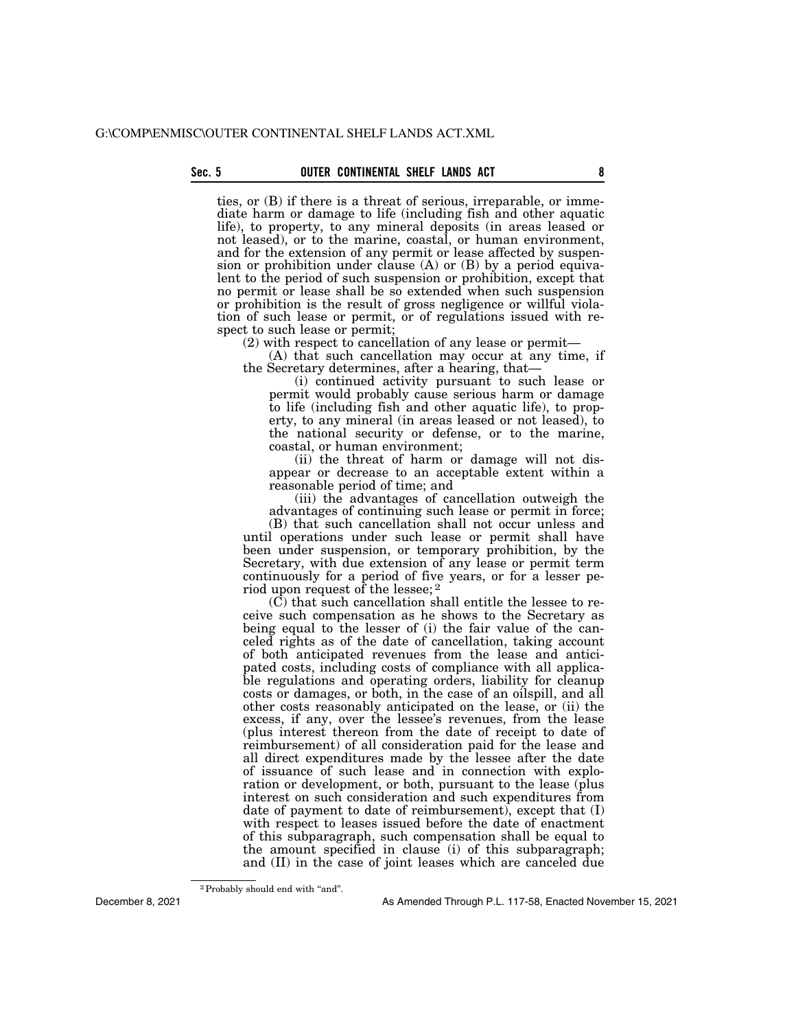ties, or (B) if there is a threat of serious, irreparable, or immediate harm or damage to life (including fish and other aquatic life), to property, to any mineral deposits (in areas leased or not leased), or to the marine, coastal, or human environment, and for the extension of any permit or lease affected by suspension or prohibition under clause (A) or (B) by a period equivalent to the period of such suspension or prohibition, except that no permit or lease shall be so extended when such suspension or prohibition is the result of gross negligence or willful violation of such lease or permit, or of regulations issued with respect to such lease or permit;

(2) with respect to cancellation of any lease or permit—

(A) that such cancellation may occur at any time, if the Secretary determines, after a hearing, that—

(i) continued activity pursuant to such lease or permit would probably cause serious harm or damage to life (including fish and other aquatic life), to property, to any mineral (in areas leased or not leased), to the national security or defense, or to the marine, coastal, or human environment;

(ii) the threat of harm or damage will not disappear or decrease to an acceptable extent within a reasonable period of time; and

(iii) the advantages of cancellation outweigh the advantages of continuing such lease or permit in force;

(B) that such cancellation shall not occur unless and until operations under such lease or permit shall have been under suspension, or temporary prohibition, by the Secretary, with due extension of any lease or permit term continuously for a period of five years, or for a lesser period upon request of the lessee; [2]

(C) that such cancellation shall entitle the lessee to receive such compensation as he shows to the Secretary as being equal to the lesser of (i) the fair value of the canceled rights as of the date of cancellation, taking account of both anticipated revenues from the lease and anticipated costs, including costs of compliance with all applicable regulations and operating orders, liability for cleanup costs or damages, or both, in the case of an oilspill, and all other costs reasonably anticipated on the lease, or (ii) the excess, if any, over the lessee's revenues, from the lease (plus interest thereon from the date of receipt to date of reimbursement) of all consideration paid for the lease and all direct expenditures made by the lessee after the date of issuance of such lease and in connection with exploration or development, or both, pursuant to the lease (plus interest on such consideration and such expenditures from date of payment to date of reimbursement), except that (I) with respect to leases issued before the date of enactment of this subparagraph, such compensation shall be equal to the amount specified in clause (i) of this subparagraph; and (II) in the case of joint leases which are canceled due

---

[2] Probably should end with "and".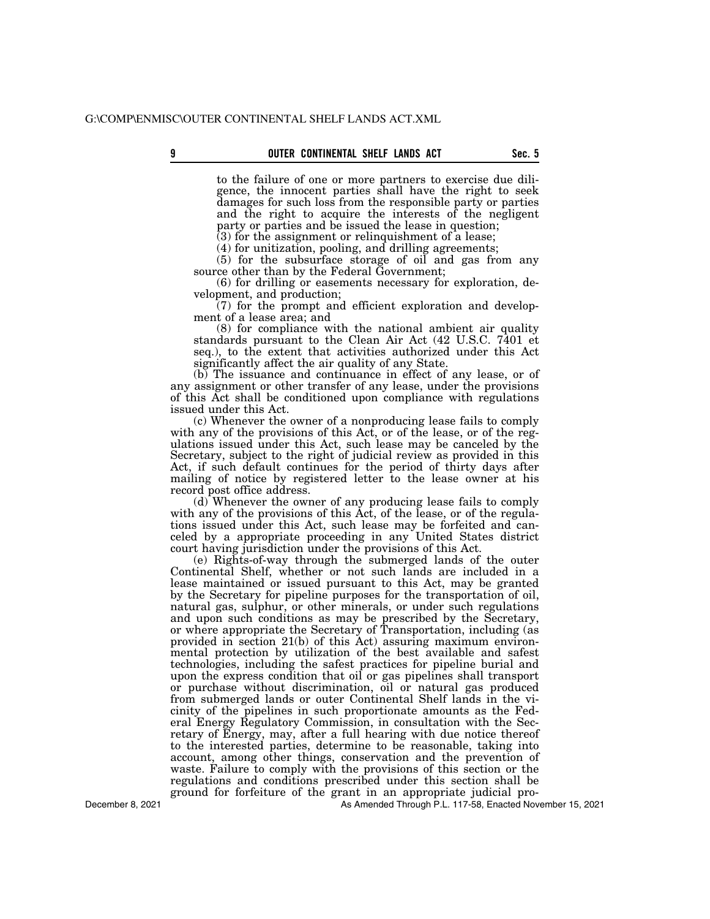to the failure of one or more partners to exercise due diligence, the innocent parties shall have the right to seek damages for such loss from the responsible party or parties and the right to acquire the interests of the negligent party or parties and be issued the lease in question;

(3) for the assignment or relinquishment of a lease;

(4) for unitization, pooling, and drilling agreements;

(5) for the subsurface storage of oil and gas from any source other than by the Federal Government;

(6) for drilling or easements necessary for exploration, development, and production;

(7) for the prompt and efficient exploration and development of a lease area; and

(8) for compliance with the national ambient air quality standards pursuant to the Clean Air Act (42 U.S.C. 7401 et seq.), to the extent that activities authorized under this Act significantly affect the air quality of any State.

(b) The issuance and continuance in effect of any lease, or of any assignment or other transfer of any lease, under the provisions of this Act shall be conditioned upon compliance with regulations issued under this Act.

(c) Whenever the owner of a nonproducing lease fails to comply with any of the provisions of this Act, or of the lease, or of the regulations issued under this Act, such lease may be canceled by the Secretary, subject to the right of judicial review as provided in this Act, if such default continues for the period of thirty days after mailing of notice by registered letter to the lease owner at his record post office address.

(d) Whenever the owner of any producing lease fails to comply with any of the provisions of this Act, of the lease, or of the regulations issued under this Act, such lease may be forfeited and canceled by a appropriate proceeding in any United States district court having jurisdiction under the provisions of this Act.

(e) Rights-of-way through the submerged lands of the outer Continental Shelf, whether or not such lands are included in a lease maintained or issued pursuant to this Act, may be granted by the Secretary for pipeline purposes for the transportation of oil, natural gas, sulphur, or other minerals, or under such regulations and upon such conditions as may be prescribed by the Secretary, or where appropriate the Secretary of Transportation, including (as provided in section 21(b) of this Act) assuring maximum environmental protection by utilization of the best available and safest technologies, including the safest practices for pipeline burial and upon the express condition that oil or gas pipelines shall transport or purchase without discrimination, oil or natural gas produced from submerged lands or outer Continental Shelf lands in the vicinity of the pipelines in such proportionate amounts as the Federal Energy Regulatory Commission, in consultation with the Secretary of Energy, may, after a full hearing with due notice thereof to the interested parties, determine to be reasonable, taking into account, among other things, conservation and the prevention of waste. Failure to comply with the provisions of this section or the regulations and conditions prescribed under this section shall be ground for forfeiture of the grant in an appropriate judicial pro-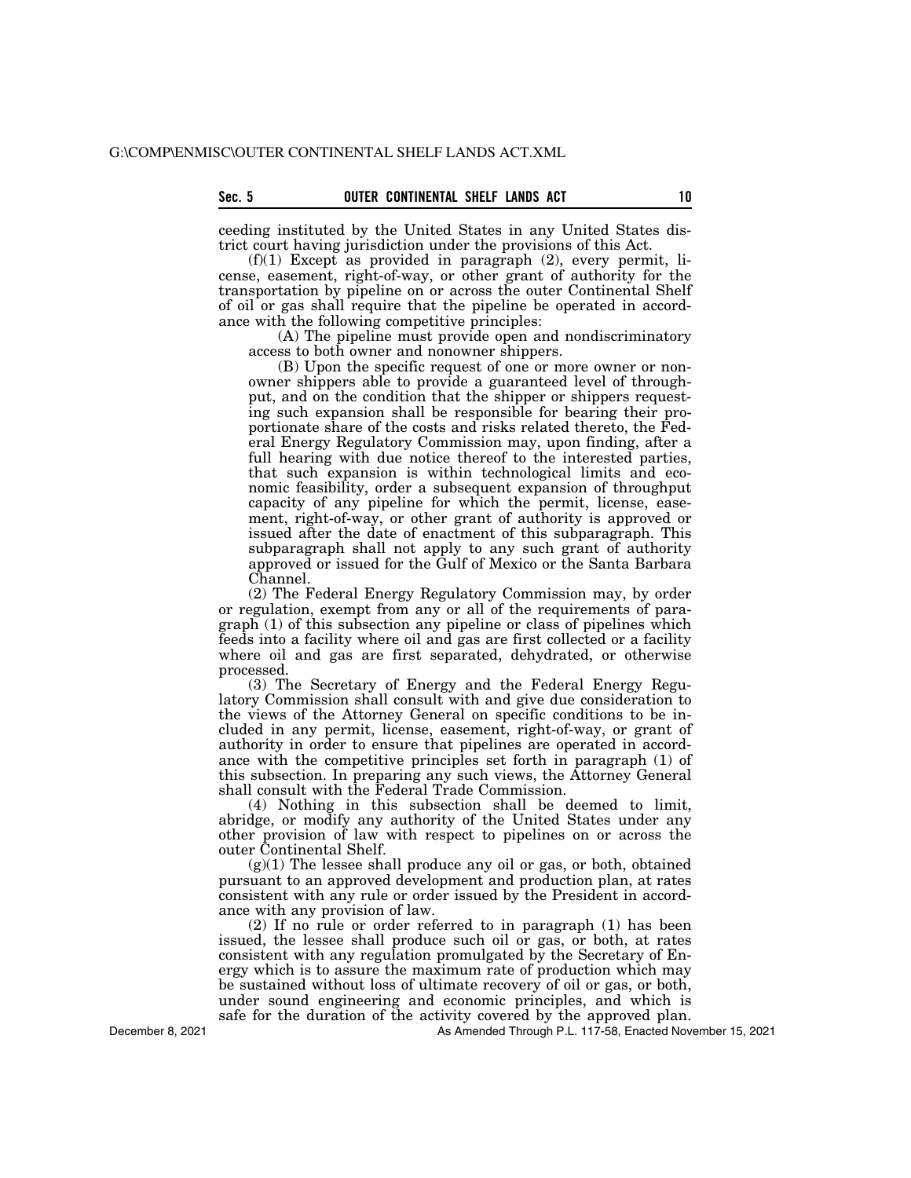ceeding instituted by the United States in any United States district court having jurisdiction under the provisions of this Act.

(f)(1) Except as provided in paragraph (2), every permit, license, easement, right-of-way, or other grant of authority for the transportation by pipeline on or across the outer Continental Shelf of oil or gas shall require that the pipeline be operated in accordance with the following competitive principles:

(A) The pipeline must provide open and nondiscriminatory access to both owner and nonowner shippers.

(B) Upon the specific request of one or more owner or nonowner shippers able to provide a guaranteed level of throughput, and on the condition that the shipper or shippers requesting such expansion shall be responsible for bearing their proportionate share of the costs and risks related thereto, the Federal Energy Regulatory Commission may, upon finding, after a full hearing with due notice thereof to the interested parties, that such expansion is within technological limits and economic feasibility, order a subsequent expansion of throughput capacity of any pipeline for which the permit, license, easement, right-of-way, or other grant of authority is approved or issued after the date of enactment of this subparagraph. This subparagraph shall not apply to any such grant of authority approved or issued for the Gulf of Mexico or the Santa Barbara Channel.

(2) The Federal Energy Regulatory Commission may, by order or regulation, exempt from any or all of the requirements of paragraph (1) of this subsection any pipeline or class of pipelines which feeds into a facility where oil and gas are first collected or a facility where oil and gas are first separated, dehydrated, or otherwise processed.

(3) The Secretary of Energy and the Federal Energy Regulatory Commission shall consult with and give due consideration to the views of the Attorney General on specific conditions to be included in any permit, license, easement, right-of-way, or grant of authority in order to ensure that pipelines are operated in accordance with the competitive principles set forth in paragraph (1) of this subsection. In preparing any such views, the Attorney General shall consult with the Federal Trade Commission.

(4) Nothing in this subsection shall be deemed to limit, abridge, or modify any authority of the United States under any other provision of law with respect to pipelines on or across the outer Continental Shelf.

(g)(1) The lessee shall produce any oil or gas, or both, obtained pursuant to an approved development and production plan, at rates consistent with any rule or order issued by the President in accordance with any provision of law.

(2) If no rule or order referred to in paragraph (1) has been issued, the lessee shall produce such oil or gas, or both, at rates consistent with any regulation promulgated by the Secretary of Energy which is to assure the maximum rate of production which may be sustained without loss of ultimate recovery of oil or gas, or both, under sound engineering and economic principles, and which is safe for the duration of the activity covered by the approved plan.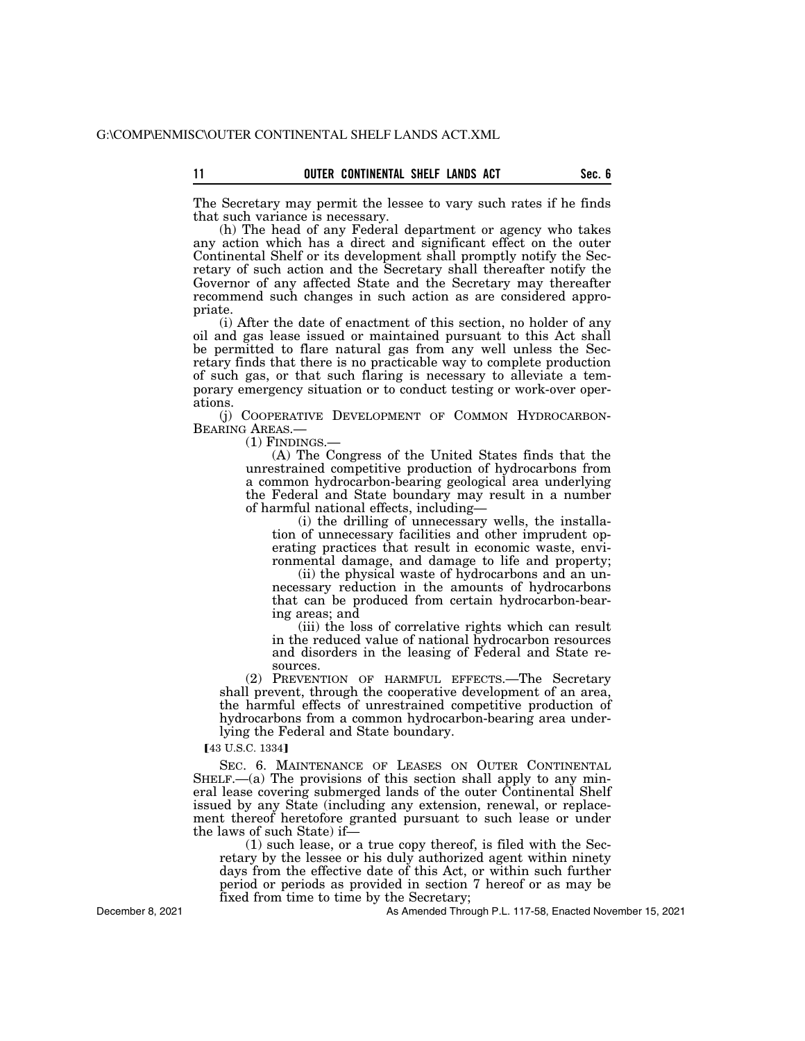The Secretary may permit the lessee to vary such rates if he finds that such variance is necessary.

(h) The head of any Federal department or agency who takes any action which has a direct and significant effect on the outer Continental Shelf or its development shall promptly notify the Secretary of such action and the Secretary shall thereafter notify the Governor of any affected State and the Secretary may thereafter recommend such changes in such action as are considered appropriate.

(i) After the date of enactment of this section, no holder of any oil and gas lease issued or maintained pursuant to this Act shall be permitted to flare natural gas from any well unless the Secretary finds that there is no practicable way to complete production of such gas, or that such flaring is necessary to alleviate a temporary emergency situation or to conduct testing or work-over operations.

(j) COOPERATIVE DEVELOPMENT OF COMMON HYDROCARBON-BEARING AREAS.—

(1) FINDINGS.—

(A) The Congress of the United States finds that the unrestrained competitive production of hydrocarbons from a common hydrocarbon-bearing geological area underlying the Federal and State boundary may result in a number of harmful national effects, including—

(i) the drilling of unnecessary wells, the installation of unnecessary facilities and other imprudent operating practices that result in economic waste, environmental damage, and damage to life and property;

(ii) the physical waste of hydrocarbons and an unnecessary reduction in the amounts of hydrocarbons that can be produced from certain hydrocarbon-bearing areas; and

(iii) the loss of correlative rights which can result in the reduced value of national hydrocarbon resources and disorders in the leasing of Federal and State resources.

(2) PREVENTION OF HARMFUL EFFECTS.—The Secretary shall prevent, through the cooperative development of an area, the harmful effects of unrestrained competitive production of hydrocarbons from a common hydrocarbon-bearing area underlying the Federal and State boundary.

【43 U.S.C. 1334】

SEC. 6. MAINTENANCE OF LEASES ON OUTER CONTINENTAL SHELF.—(a) The provisions of this section shall apply to any mineral lease covering submerged lands of the outer Continental Shelf issued by any State (including any extension, renewal, or replacement thereof heretofore granted pursuant to such lease or under the laws of such State) if—

(1) such lease, or a true copy thereof, is filed with the Secretary by the lessee or his duly authorized agent within ninety days from the effective date of this Act, or within such further period or periods as provided in section 7 hereof or as may be fixed from time to time by the Secretary;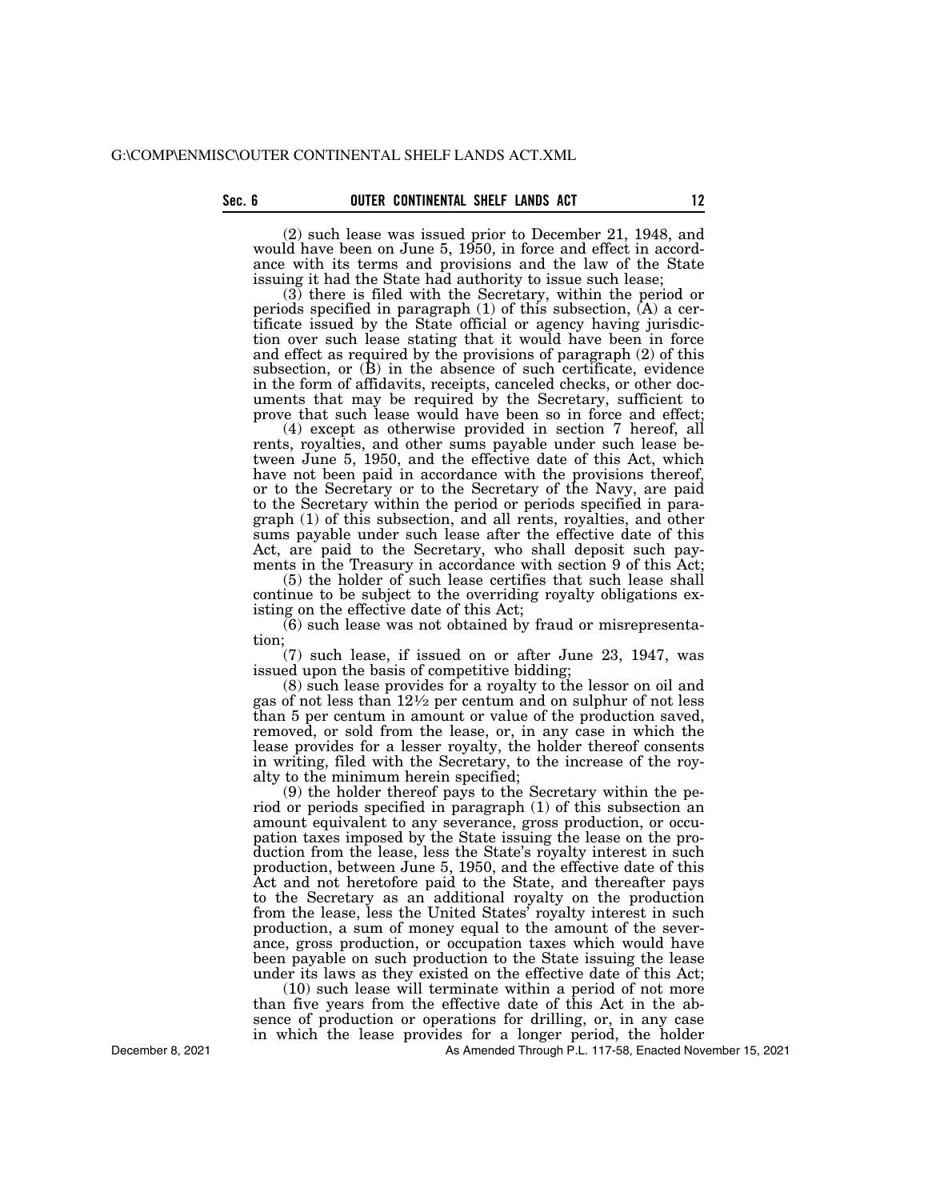(2) such lease was issued prior to December 21, 1948, and would have been on June 5, 1950, in force and effect in accordance with its terms and provisions and the law of the State issuing it had the State had authority to issue such lease;

(3) there is filed with the Secretary, within the period or periods specified in paragraph (1) of this subsection, (A) a certificate issued by the State official or agency having jurisdiction over such lease stating that it would have been in force and effect as required by the provisions of paragraph (2) of this subsection, or (B) in the absence of such certificate, evidence in the form of affidavits, receipts, canceled checks, or other documents that may be required by the Secretary, sufficient to prove that such lease would have been so in force and effect;

(4) except as otherwise provided in section 7 hereof, all rents, royalties, and other sums payable under such lease between June 5, 1950, and the effective date of this Act, which have not been paid in accordance with the provisions thereof, or to the Secretary or to the Secretary of the Navy, are paid to the Secretary within the period or periods specified in paragraph (1) of this subsection, and all rents, royalties, and other sums payable under such lease after the effective date of this Act, are paid to the Secretary, who shall deposit such payments in the Treasury in accordance with section 9 of this Act;

(5) the holder of such lease certifies that such lease shall continue to be subject to the overriding royalty obligations existing on the effective date of this Act;

(6) such lease was not obtained by fraud or misrepresentation;

(7) such lease, if issued on or after June 23, 1947, was issued upon the basis of competitive bidding;

(8) such lease provides for a royalty to the lessor on oil and gas of not less than 12½ per centum and on sulphur of not less than 5 per centum in amount or value of the production saved, removed, or sold from the lease, or, in any case in which the lease provides for a lesser royalty, the holder thereof consents in writing, filed with the Secretary, to the increase of the royalty to the minimum herein specified;

(9) the holder thereof pays to the Secretary within the period or periods specified in paragraph (1) of this subsection an amount equivalent to any severance, gross production, or occupation taxes imposed by the State issuing the lease on the production from the lease, less the State's royalty interest in such production, between June 5, 1950, and the effective date of this Act and not heretofore paid to the State, and thereafter pays to the Secretary as an additional royalty on the production from the lease, less the United States' royalty interest in such production, a sum of money equal to the amount of the severance, gross production, or occupation taxes which would have been payable on such production to the State issuing the lease under its laws as they existed on the effective date of this Act;

(10) such lease will terminate within a period of not more than five years from the effective date of this Act in the absence of production or operations for drilling, or, in any case in which the lease provides for a longer period, the holder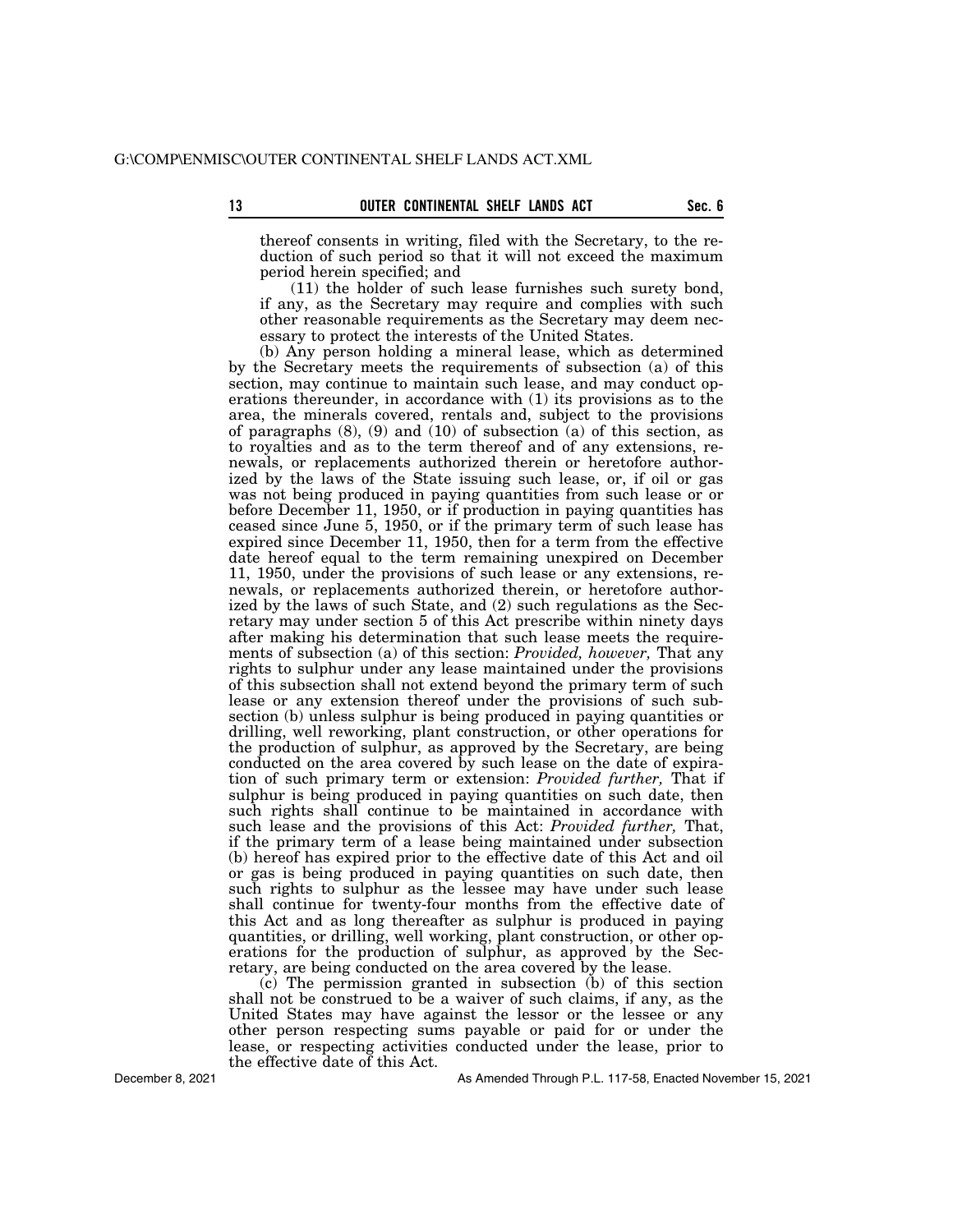thereof consents in writing, filed with the Secretary, to the reduction of such period so that it will not exceed the maximum period herein specified; and

(11) the holder of such lease furnishes such surety bond, if any, as the Secretary may require and complies with such other reasonable requirements as the Secretary may deem necessary to protect the interests of the United States.

(b) Any person holding a mineral lease, which as determined by the Secretary meets the requirements of subsection (a) of this section, may continue to maintain such lease, and may conduct operations thereunder, in accordance with (1) its provisions as to the area, the minerals covered, rentals and, subject to the provisions of paragraphs (8), (9) and (10) of subsection (a) of this section, as to royalties and as to the term thereof and of any extensions, renewals, or replacements authorized therein or heretofore authorized by the laws of the State issuing such lease, or, if oil or gas was not being produced in paying quantities from such lease or or before December 11, 1950, or if production in paying quantities has ceased since June 5, 1950, or if the primary term of such lease has expired since December 11, 1950, then for a term from the effective date hereof equal to the term remaining unexpired on December 11, 1950, under the provisions of such lease or any extensions, renewals, or replacements authorized therein, or heretofore authorized by the laws of such State, and (2) such regulations as the Secretary may under section 5 of this Act prescribe within ninety days after making his determination that such lease meets the requirements of subsection (a) of this section: *Provided, however,* That any rights to sulphur under any lease maintained under the provisions of this subsection shall not extend beyond the primary term of such lease or any extension thereof under the provisions of such subsection (b) unless sulphur is being produced in paying quantities or drilling, well reworking, plant construction, or other operations for the production of sulphur, as approved by the Secretary, are being conducted on the area covered by such lease on the date of expiration of such primary term or extension: *Provided further,* That if sulphur is being produced in paying quantities on such date, then such rights shall continue to be maintained in accordance with such lease and the provisions of this Act: *Provided further,* That, if the primary term of a lease being maintained under subsection (b) hereof has expired prior to the effective date of this Act and oil or gas is being produced in paying quantities on such date, then such rights to sulphur as the lessee may have under such lease shall continue for twenty-four months from the effective date of this Act and as long thereafter as sulphur is produced in paying quantities, or drilling, well working, plant construction, or other operations for the production of sulphur, as approved by the Secretary, are being conducted on the area covered by the lease.

(c) The permission granted in subsection (b) of this section shall not be construed to be a waiver of such claims, if any, as the United States may have against the lessor or the lessee or any other person respecting sums payable or paid for or under the lease, or respecting activities conducted under the lease, prior to the effective date of this Act.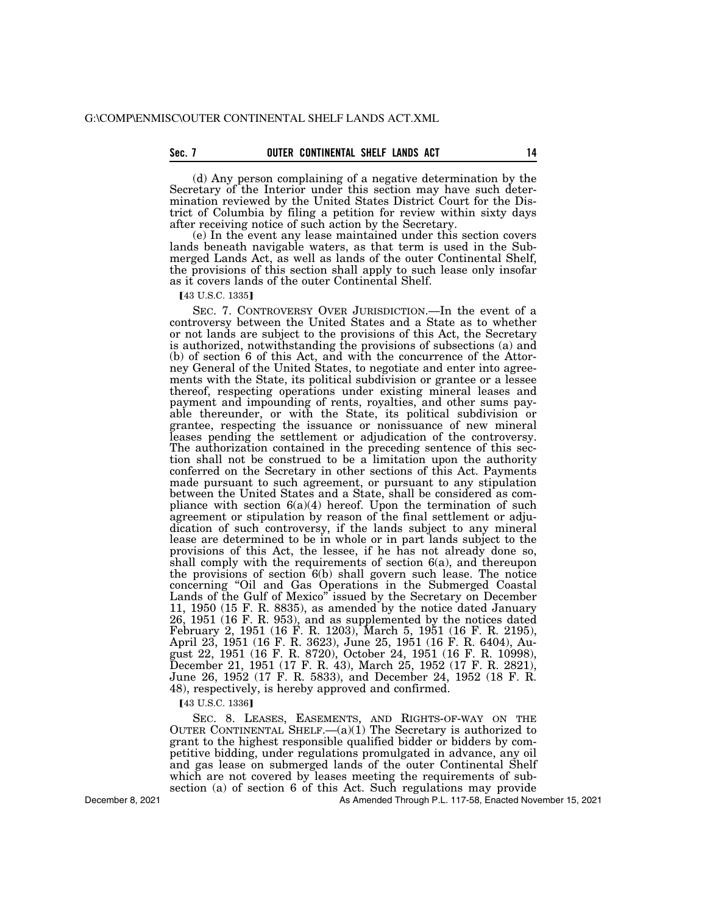(d) Any person complaining of a negative determination by the Secretary of the Interior under this section may have such determination reviewed by the United States District Court for the District of Columbia by filing a petition for review within sixty days after receiving notice of such action by the Secretary.

(e) In the event any lease maintained under this section covers lands beneath navigable waters, as that term is used in the Submerged Lands Act, as well as lands of the outer Continental Shelf, the provisions of this section shall apply to such lease only insofar as it covers lands of the outer Continental Shelf.

【43 U.S.C. 1335】

SEC. 7. CONTROVERSY OVER JURISDICTION.—In the event of a controversy between the United States and a State as to whether or not lands are subject to the provisions of this Act, the Secretary is authorized, notwithstanding the provisions of subsections (a) and (b) of section 6 of this Act, and with the concurrence of the Attorney General of the United States, to negotiate and enter into agreements with the State, its political subdivision or grantee or a lessee thereof, respecting operations under existing mineral leases and payment and impounding of rents, royalties, and other sums payable thereunder, or with the State, its political subdivision or grantee, respecting the issuance or nonissuance of new mineral leases pending the settlement or adjudication of the controversy. The authorization contained in the preceding sentence of this section shall not be construed to be a limitation upon the authority conferred on the Secretary in other sections of this Act. Payments made pursuant to such agreement, or pursuant to any stipulation between the United States and a State, shall be considered as compliance with section 6(a)(4) hereof. Upon the termination of such agreement or stipulation by reason of the final settlement or adjudication of such controversy, if the lands subject to any mineral lease are determined to be in whole or in part lands subject to the provisions of this Act, the lessee, if he has not already done so, shall comply with the requirements of section 6(a), and thereupon the provisions of section 6(b) shall govern such lease. The notice concerning "Oil and Gas Operations in the Submerged Coastal Lands of the Gulf of Mexico" issued by the Secretary on December 11, 1950 (15 F. R. 8835), as amended by the notice dated January 26, 1951 (16 F. R. 953), and as supplemented by the notices dated February 2, 1951 (16 F. R. 1203), March 5, 1951 (16 F. R. 2195), April 23, 1951 (16 F. R. 3623), June 25, 1951 (16 F. R. 6404), August 22, 1951 (16 F. R. 8720), October 24, 1951 (16 F. R. 10998), December 21, 1951 (17 F. R. 43), March 25, 1952 (17 F. R. 2821), June 26, 1952 (17 F. R. 5833), and December 24, 1952 (18 F. R. 48), respectively, is hereby approved and confirmed.

【43 U.S.C. 1336】

SEC. 8. LEASES, EASEMENTS, AND RIGHTS-OF-WAY ON THE OUTER CONTINENTAL SHELF.—(a)(1) The Secretary is authorized to grant to the highest responsible qualified bidder or bidders by competitive bidding, under regulations promulgated in advance, any oil and gas lease on submerged lands of the outer Continental Shelf which are not covered by leases meeting the requirements of subsection (a) of section 6 of this Act. Such regulations may provide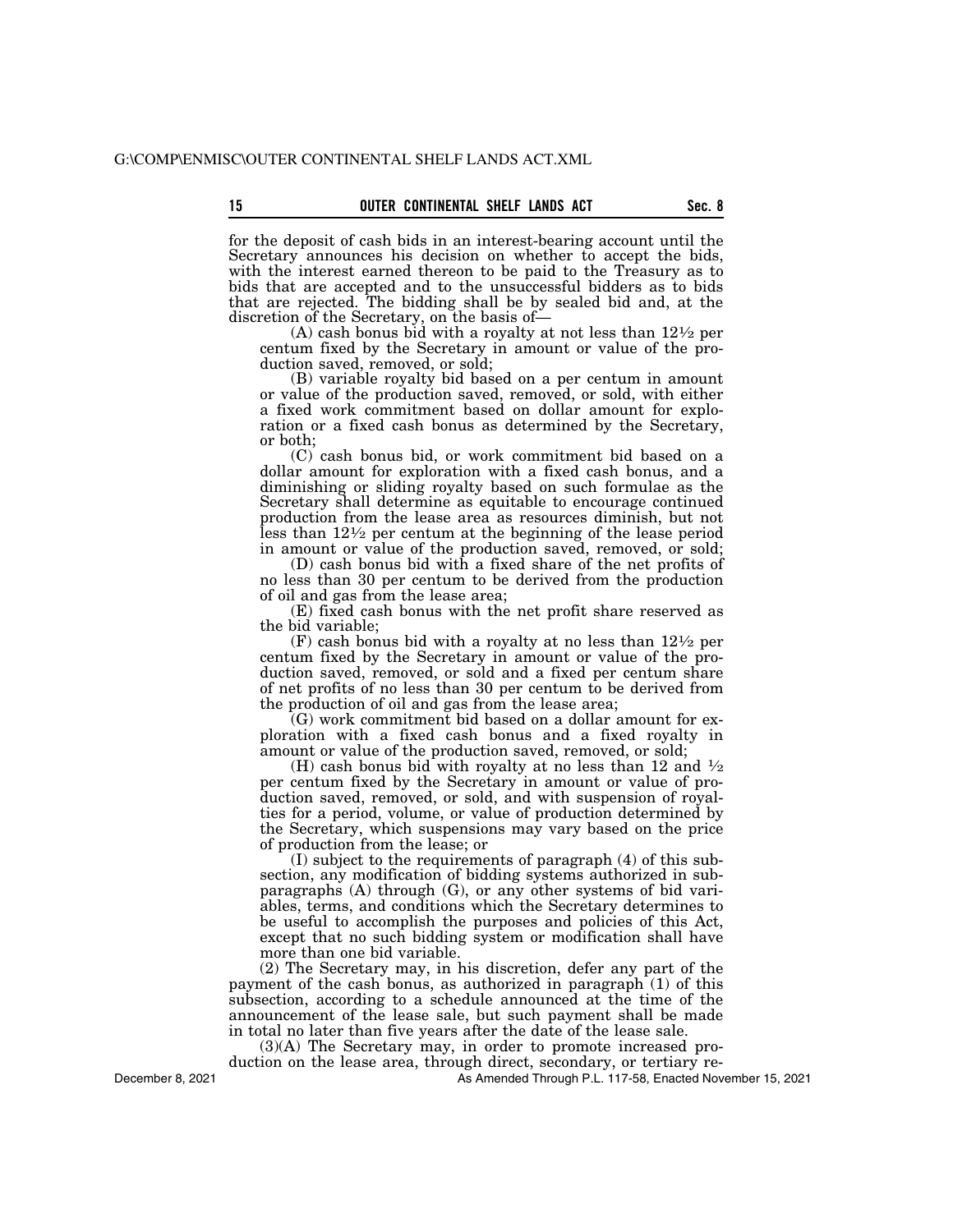for the deposit of cash bids in an interest-bearing account until the Secretary announces his decision on whether to accept the bids, with the interest earned thereon to be paid to the Treasury as to bids that are accepted and to the unsuccessful bidders as to bids that are rejected. The bidding shall be by sealed bid and, at the discretion of the Secretary, on the basis of—

(A) cash bonus bid with a royalty at not less than 12½ per centum fixed by the Secretary in amount or value of the production saved, removed, or sold;

(B) variable royalty bid based on a per centum in amount or value of the production saved, removed, or sold, with either a fixed work commitment based on dollar amount for exploration or a fixed cash bonus as determined by the Secretary, or both;

(C) cash bonus bid, or work commitment bid based on a dollar amount for exploration with a fixed cash bonus, and a diminishing or sliding royalty based on such formulae as the Secretary shall determine as equitable to encourage continued production from the lease area as resources diminish, but not less than 12½ per centum at the beginning of the lease period in amount or value of the production saved, removed, or sold;

(D) cash bonus bid with a fixed share of the net profits of no less than 30 per centum to be derived from the production of oil and gas from the lease area;

(E) fixed cash bonus with the net profit share reserved as the bid variable;

(F) cash bonus bid with a royalty at no less than 12½ per centum fixed by the Secretary in amount or value of the production saved, removed, or sold and a fixed per centum share of net profits of no less than 30 per centum to be derived from the production of oil and gas from the lease area;

(G) work commitment bid based on a dollar amount for exploration with a fixed cash bonus and a fixed royalty in amount or value of the production saved, removed, or sold;

(H) cash bonus bid with royalty at no less than 12 and ½ per centum fixed by the Secretary in amount or value of production saved, removed, or sold, and with suspension of royalties for a period, volume, or value of production determined by the Secretary, which suspensions may vary based on the price of production from the lease; or

(I) subject to the requirements of paragraph (4) of this subsection, any modification of bidding systems authorized in subparagraphs (A) through (G), or any other systems of bid variables, terms, and conditions which the Secretary determines to be useful to accomplish the purposes and policies of this Act, except that no such bidding system or modification shall have more than one bid variable.

(2) The Secretary may, in his discretion, defer any part of the payment of the cash bonus, as authorized in paragraph (1) of this subsection, according to a schedule announced at the time of the announcement of the lease sale, but such payment shall be made in total no later than five years after the date of the lease sale.

(3)(A) The Secretary may, in order to promote increased production on the lease area, through direct, secondary, or tertiary re-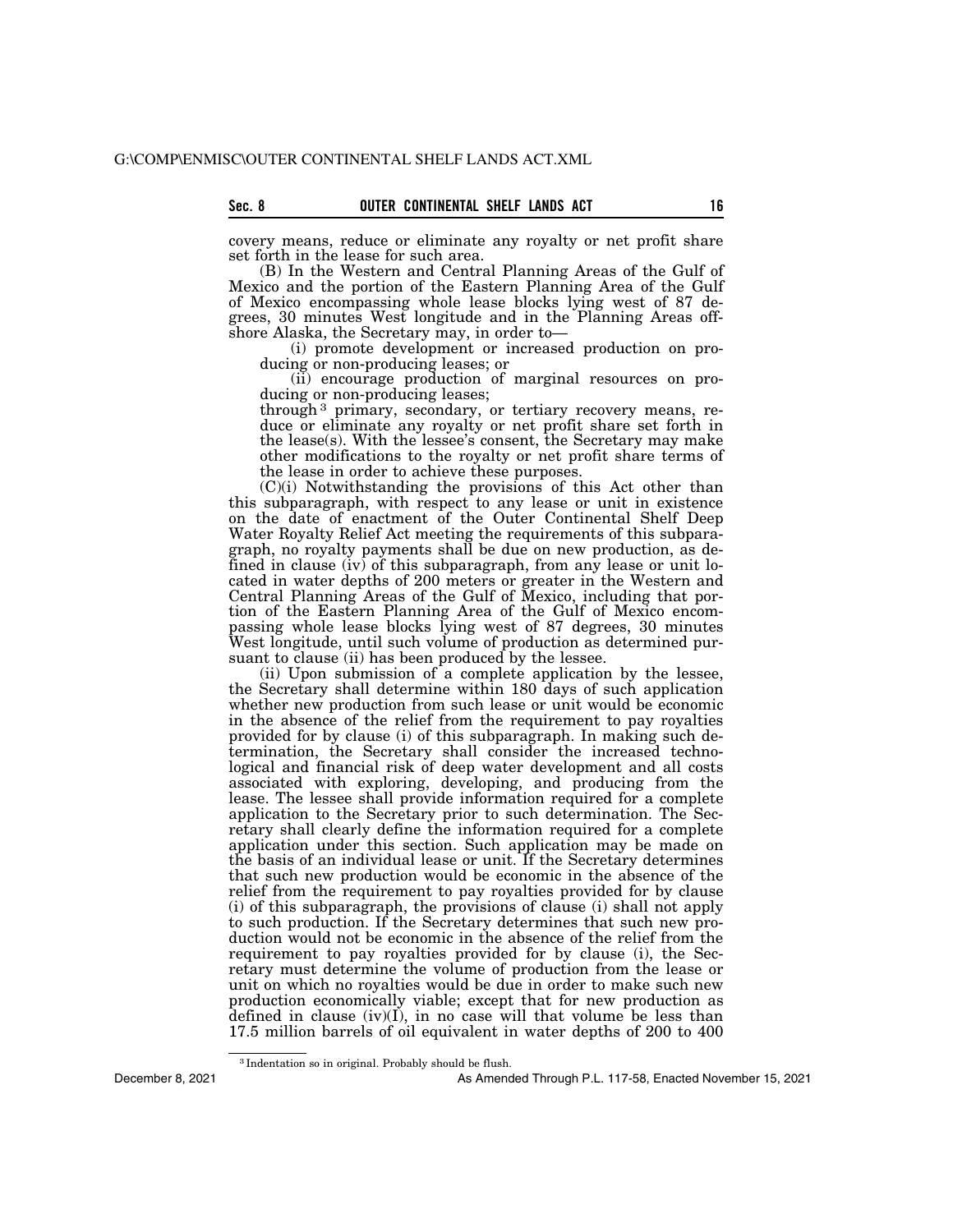covery means, reduce or eliminate any royalty or net profit share set forth in the lease for such area.

(B) In the Western and Central Planning Areas of the Gulf of Mexico and the portion of the Eastern Planning Area of the Gulf of Mexico encompassing whole lease blocks lying west of 87 degrees, 30 minutes West longitude and in the Planning Areas offshore Alaska, the Secretary may, in order to—

(i) promote development or increased production on producing or non-producing leases; or

(ii) encourage production of marginal resources on producing or non-producing leases;

through[3] primary, secondary, or tertiary recovery means, reduce or eliminate any royalty or net profit share set forth in the lease(s). With the lessee's consent, the Secretary may make other modifications to the royalty or net profit share terms of the lease in order to achieve these purposes.

(C)(i) Notwithstanding the provisions of this Act other than this subparagraph, with respect to any lease or unit in existence on the date of enactment of the Outer Continental Shelf Deep Water Royalty Relief Act meeting the requirements of this subparagraph, no royalty payments shall be due on new production, as defined in clause (iv) of this subparagraph, from any lease or unit located in water depths of 200 meters or greater in the Western and Central Planning Areas of the Gulf of Mexico, including that portion of the Eastern Planning Area of the Gulf of Mexico encompassing whole lease blocks lying west of 87 degrees, 30 minutes West longitude, until such volume of production as determined pursuant to clause (ii) has been produced by the lessee.

(ii) Upon submission of a complete application by the lessee, the Secretary shall determine within 180 days of such application whether new production from such lease or unit would be economic in the absence of the relief from the requirement to pay royalties provided for by clause (i) of this subparagraph. In making such determination, the Secretary shall consider the increased technological and financial risk of deep water development and all costs associated with exploring, developing, and producing from the lease. The lessee shall provide information required for a complete application to the Secretary prior to such determination. The Secretary shall clearly define the information required for a complete application under this section. Such application may be made on the basis of an individual lease or unit. If the Secretary determines that such new production would be economic in the absence of the relief from the requirement to pay royalties provided for by clause (i) of this subparagraph, the provisions of clause (i) shall not apply to such production. If the Secretary determines that such new production would not be economic in the absence of the relief from the requirement to pay royalties provided for by clause (i), the Secretary must determine the volume of production from the lease or unit on which no royalties would be due in order to make such new production economically viable; except that for new production as defined in clause (iv)(I), in no case will that volume be less than 17.5 million barrels of oil equivalent in water depths of 200 to 400

---

[3] Indentation so in original. Probably should be flush.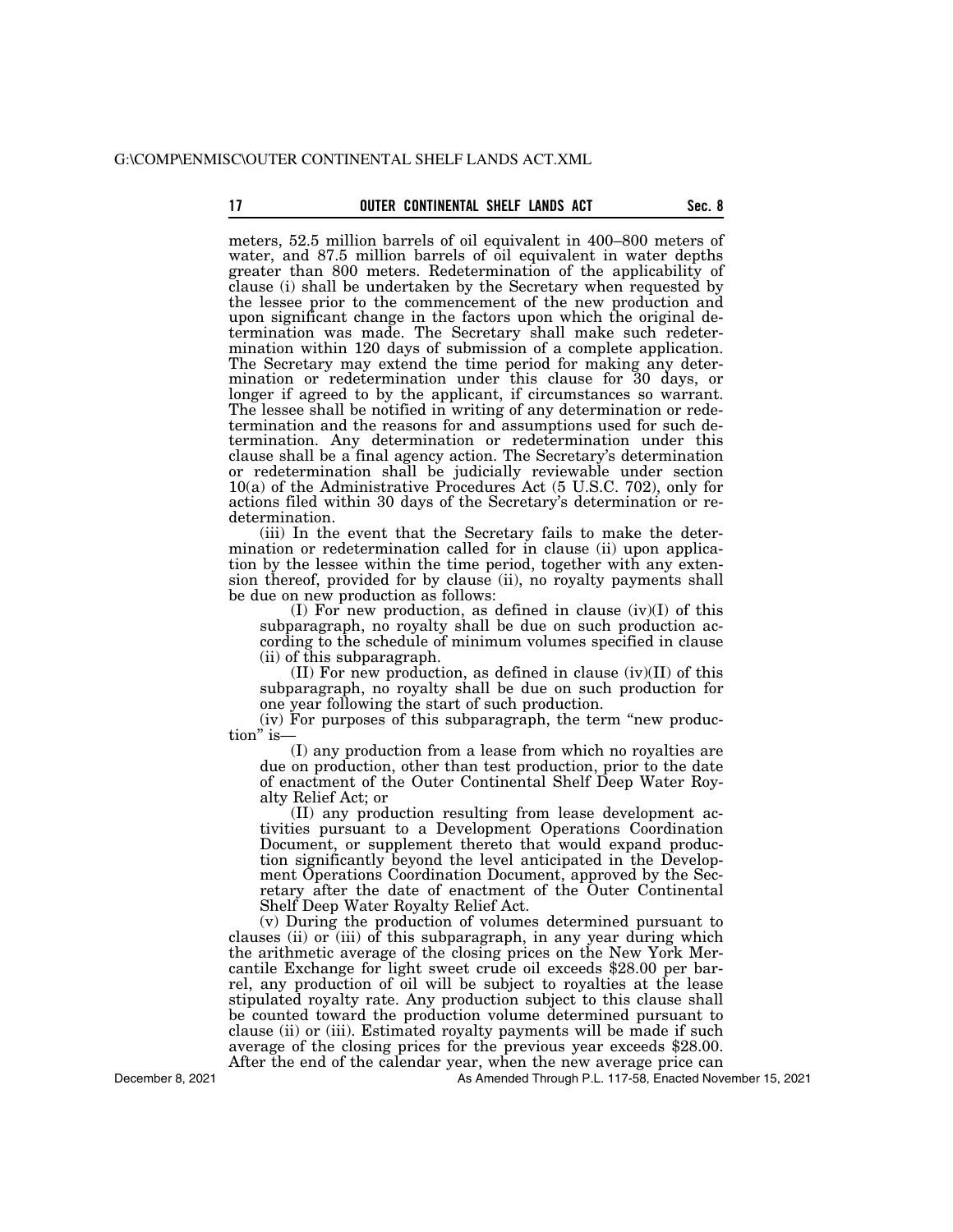meters, 52.5 million barrels of oil equivalent in 400–800 meters of water, and 87.5 million barrels of oil equivalent in water depths greater than 800 meters. Redetermination of the applicability of clause (i) shall be undertaken by the Secretary when requested by the lessee prior to the commencement of the new production and upon significant change in the factors upon which the original determination was made. The Secretary shall make such redetermination within 120 days of submission of a complete application. The Secretary may extend the time period for making any determination or redetermination under this clause for 30 days, or longer if agreed to by the applicant, if circumstances so warrant. The lessee shall be notified in writing of any determination or redetermination and the reasons for and assumptions used for such determination. Any determination or redetermination under this clause shall be a final agency action. The Secretary's determination or redetermination shall be judicially reviewable under section 10(a) of the Administrative Procedures Act (5 U.S.C. 702), only for actions filed within 30 days of the Secretary's determination or redetermination.

(iii) In the event that the Secretary fails to make the determination or redetermination called for in clause (ii) upon application by the lessee within the time period, together with any extension thereof, provided for by clause (ii), no royalty payments shall be due on new production as follows:

(I) For new production, as defined in clause (iv)(I) of this subparagraph, no royalty shall be due on such production according to the schedule of minimum volumes specified in clause (ii) of this subparagraph.

(II) For new production, as defined in clause (iv)(II) of this subparagraph, no royalty shall be due on such production for one year following the start of such production.

(iv) For purposes of this subparagraph, the term "new production" is—

(I) any production from a lease from which no royalties are due on production, other than test production, prior to the date of enactment of the Outer Continental Shelf Deep Water Royalty Relief Act; or

(II) any production resulting from lease development activities pursuant to a Development Operations Coordination Document, or supplement thereto that would expand production significantly beyond the level anticipated in the Development Operations Coordination Document, approved by the Secretary after the date of enactment of the Outer Continental Shelf Deep Water Royalty Relief Act.

(v) During the production of volumes determined pursuant to clauses (ii) or (iii) of this subparagraph, in any year during which the arithmetic average of the closing prices on the New York Mercantile Exchange for light sweet crude oil exceeds $28.00 per barrel, any production of oil will be subject to royalties at the lease stipulated royalty rate. Any production subject to this clause shall be counted toward the production volume determined pursuant to clause (ii) or (iii). Estimated royalty payments will be made if such average of the closing prices for the previous year exceeds $28.00. After the end of the calendar year, when the new average price can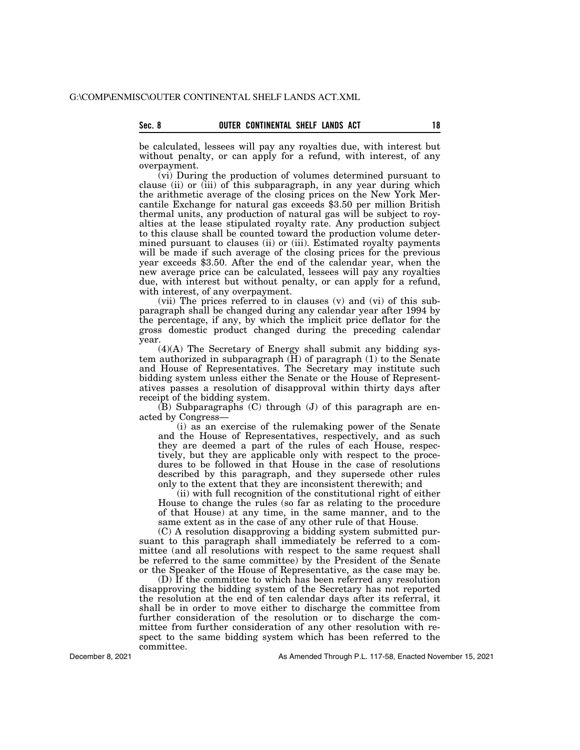be calculated, lessees will pay any royalties due, with interest but without penalty, or can apply for a refund, with interest, of any overpayment.

(vi) During the production of volumes determined pursuant to clause (ii) or (iii) of this subparagraph, in any year during which the arithmetic average of the closing prices on the New York Mercantile Exchange for natural gas exceeds $3.50 per million British thermal units, any production of natural gas will be subject to royalties at the lease stipulated royalty rate. Any production subject to this clause shall be counted toward the production volume determined pursuant to clauses (ii) or (iii). Estimated royalty payments will be made if such average of the closing prices for the previous year exceeds $3.50. After the end of the calendar year, when the new average price can be calculated, lessees will pay any royalties due, with interest but without penalty, or can apply for a refund, with interest, of any overpayment.

(vii) The prices referred to in clauses (v) and (vi) of this subparagraph shall be changed during any calendar year after 1994 by the percentage, if any, by which the implicit price deflator for the gross domestic product changed during the preceding calendar year.

(4)(A) The Secretary of Energy shall submit any bidding system authorized in subparagraph (H) of paragraph (1) to the Senate and House of Representatives. The Secretary may institute such bidding system unless either the Senate or the House of Representatives passes a resolution of disapproval within thirty days after receipt of the bidding system.

(B) Subparagraphs (C) through (J) of this paragraph are enacted by Congress—

(i) as an exercise of the rulemaking power of the Senate and the House of Representatives, respectively, and as such they are deemed a part of the rules of each House, respectively, but they are applicable only with respect to the procedures to be followed in that House in the case of resolutions described by this paragraph, and they supersede other rules only to the extent that they are inconsistent therewith; and

(ii) with full recognition of the constitutional right of either House to change the rules (so far as relating to the procedure of that House) at any time, in the same manner, and to the same extent as in the case of any other rule of that House.

(C) A resolution disapproving a bidding system submitted pursuant to this paragraph shall immediately be referred to a committee (and all resolutions with respect to the same request shall be referred to the same committee) by the President of the Senate or the Speaker of the House of Representative, as the case may be.

(D) If the committee to which has been referred any resolution disapproving the bidding system of the Secretary has not reported the resolution at the end of ten calendar days after its referral, it shall be in order to move either to discharge the committee from further consideration of the resolution or to discharge the committee from further consideration of any other resolution with respect to the same bidding system which has been referred to the committee.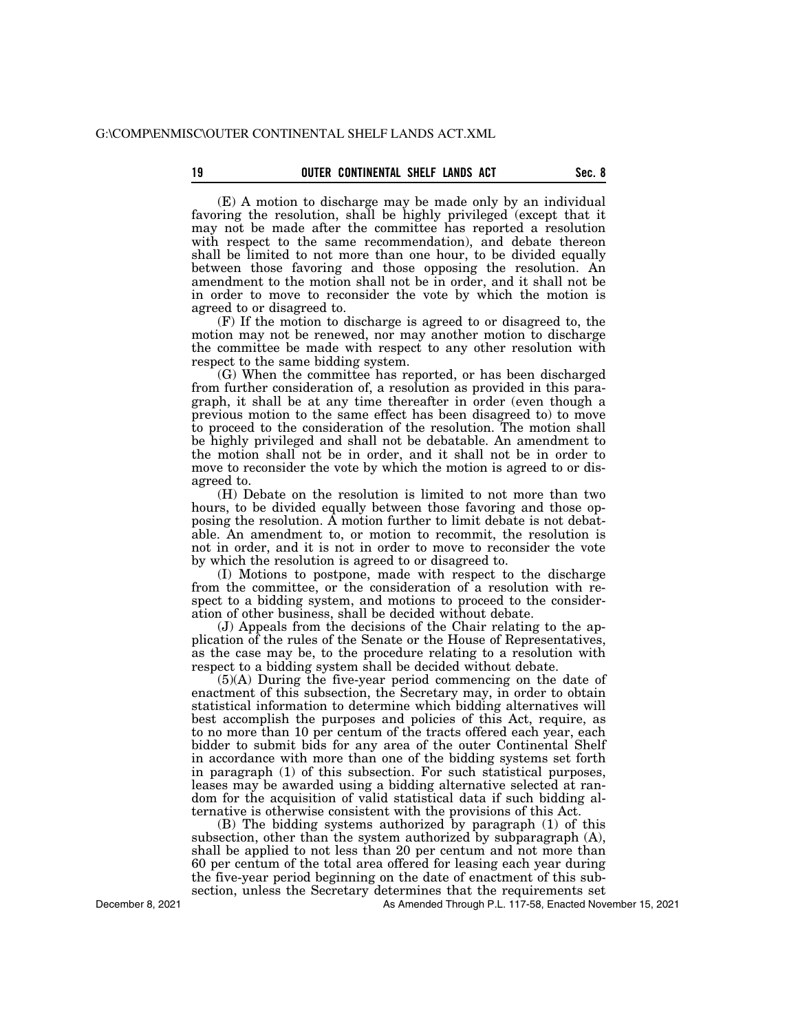(E) A motion to discharge may be made only by an individual favoring the resolution, shall be highly privileged (except that it may not be made after the committee has reported a resolution with respect to the same recommendation), and debate thereon shall be limited to not more than one hour, to be divided equally between those favoring and those opposing the resolution. An amendment to the motion shall not be in order, and it shall not be in order to move to reconsider the vote by which the motion is agreed to or disagreed to.

(F) If the motion to discharge is agreed to or disagreed to, the motion may not be renewed, nor may another motion to discharge the committee be made with respect to any other resolution with respect to the same bidding system.

(G) When the committee has reported, or has been discharged from further consideration of, a resolution as provided in this paragraph, it shall be at any time thereafter in order (even though a previous motion to the same effect has been disagreed to) to move to proceed to the consideration of the resolution. The motion shall be highly privileged and shall not be debatable. An amendment to the motion shall not be in order, and it shall not be in order to move to reconsider the vote by which the motion is agreed to or disagreed to.

(H) Debate on the resolution is limited to not more than two hours, to be divided equally between those favoring and those opposing the resolution. A motion further to limit debate is not debatable. An amendment to, or motion to recommit, the resolution is not in order, and it is not in order to move to reconsider the vote by which the resolution is agreed to or disagreed to.

(I) Motions to postpone, made with respect to the discharge from the committee, or the consideration of a resolution with respect to a bidding system, and motions to proceed to the consideration of other business, shall be decided without debate.

(J) Appeals from the decisions of the Chair relating to the application of the rules of the Senate or the House of Representatives, as the case may be, to the procedure relating to a resolution with respect to a bidding system shall be decided without debate.

(5)(A) During the five-year period commencing on the date of enactment of this subsection, the Secretary may, in order to obtain statistical information to determine which bidding alternatives will best accomplish the purposes and policies of this Act, require, as to no more than 10 per centum of the tracts offered each year, each bidder to submit bids for any area of the outer Continental Shelf in accordance with more than one of the bidding systems set forth in paragraph (1) of this subsection. For such statistical purposes, leases may be awarded using a bidding alternative selected at random for the acquisition of valid statistical data if such bidding alternative is otherwise consistent with the provisions of this Act.

(B) The bidding systems authorized by paragraph (1) of this subsection, other than the system authorized by subparagraph (A), shall be applied to not less than 20 per centum and not more than 60 per centum of the total area offered for leasing each year during the five-year period beginning on the date of enactment of this subsection, unless the Secretary determines that the requirements set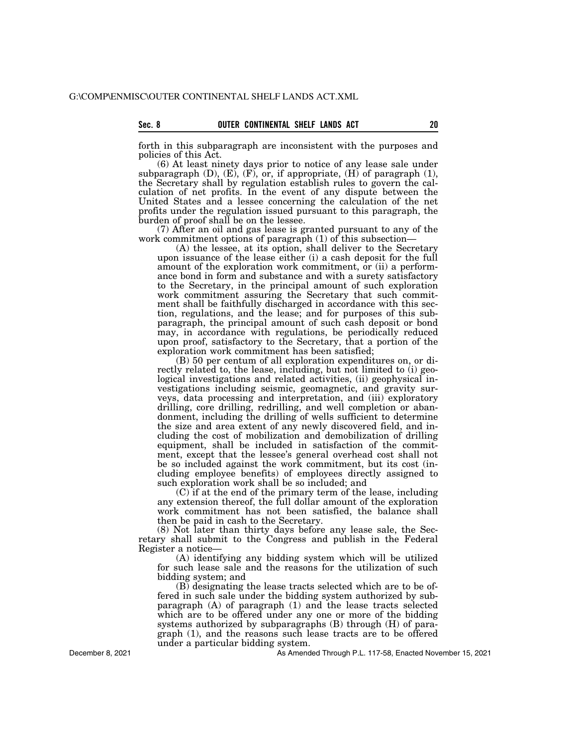forth in this subparagraph are inconsistent with the purposes and policies of this Act.

(6) At least ninety days prior to notice of any lease sale under subparagraph (D), (E), (F), or, if appropriate, (H) of paragraph (1), the Secretary shall by regulation establish rules to govern the calculation of net profits. In the event of any dispute between the United States and a lessee concerning the calculation of the net profits under the regulation issued pursuant to this paragraph, the burden of proof shall be on the lessee.

(7) After an oil and gas lease is granted pursuant to any of the work commitment options of paragraph (1) of this subsection—

(A) the lessee, at its option, shall deliver to the Secretary upon issuance of the lease either (i) a cash deposit for the full amount of the exploration work commitment, or (ii) a performance bond in form and substance and with a surety satisfactory to the Secretary, in the principal amount of such exploration work commitment assuring the Secretary that such commitment shall be faithfully discharged in accordance with this section, regulations, and the lease; and for purposes of this subparagraph, the principal amount of such cash deposit or bond may, in accordance with regulations, be periodically reduced upon proof, satisfactory to the Secretary, that a portion of the exploration work commitment has been satisfied;

(B) 50 per centum of all exploration expenditures on, or directly related to, the lease, including, but not limited to (i) geological investigations and related activities, (ii) geophysical investigations including seismic, geomagnetic, and gravity surveys, data processing and interpretation, and (iii) exploratory drilling, core drilling, redrilling, and well completion or abandonment, including the drilling of wells sufficient to determine the size and area extent of any newly discovered field, and including the cost of mobilization and demobilization of drilling equipment, shall be included in satisfaction of the commitment, except that the lessee's general overhead cost shall not be so included against the work commitment, but its cost (including employee benefits) of employees directly assigned to such exploration work shall be so included; and

(C) if at the end of the primary term of the lease, including any extension thereof, the full dollar amount of the exploration work commitment has not been satisfied, the balance shall then be paid in cash to the Secretary.

(8) Not later than thirty days before any lease sale, the Secretary shall submit to the Congress and publish in the Federal Register a notice—

(A) identifying any bidding system which will be utilized for such lease sale and the reasons for the utilization of such bidding system; and

(B) designating the lease tracts selected which are to be offered in such sale under the bidding system authorized by subparagraph (A) of paragraph (1) and the lease tracts selected which are to be offered under any one or more of the bidding systems authorized by subparagraphs (B) through (H) of paragraph (1), and the reasons such lease tracts are to be offered under a particular bidding system.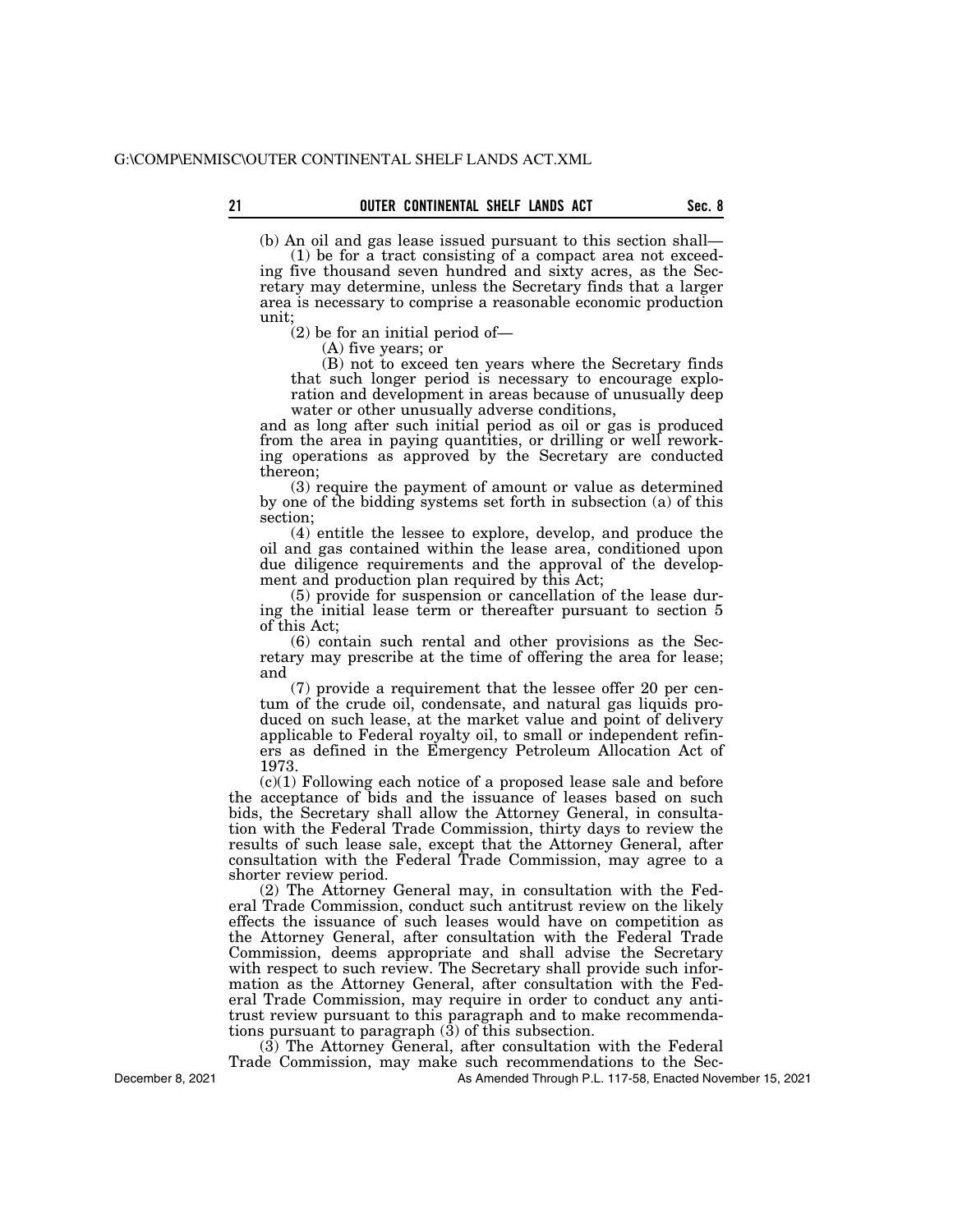(b) An oil and gas lease issued pursuant to this section shall—

(1) be for a tract consisting of a compact area not exceeding five thousand seven hundred and sixty acres, as the Secretary may determine, unless the Secretary finds that a larger area is necessary to comprise a reasonable economic production unit;

(2) be for an initial period of—

(A) five years; or

(B) not to exceed ten years where the Secretary finds that such longer period is necessary to encourage exploration and development in areas because of unusually deep water or other unusually adverse conditions,

and as long after such initial period as oil or gas is produced from the area in paying quantities, or drilling or well reworking operations as approved by the Secretary are conducted thereon;

(3) require the payment of amount or value as determined by one of the bidding systems set forth in subsection (a) of this section;

(4) entitle the lessee to explore, develop, and produce the oil and gas contained within the lease area, conditioned upon due diligence requirements and the approval of the development and production plan required by this Act;

(5) provide for suspension or cancellation of the lease during the initial lease term or thereafter pursuant to section 5 of this Act;

(6) contain such rental and other provisions as the Secretary may prescribe at the time of offering the area for lease; and

(7) provide a requirement that the lessee offer 20 per centum of the crude oil, condensate, and natural gas liquids produced on such lease, at the market value and point of delivery applicable to Federal royalty oil, to small or independent refiners as defined in the Emergency Petroleum Allocation Act of 1973.

(c)(1) Following each notice of a proposed lease sale and before the acceptance of bids and the issuance of leases based on such bids, the Secretary shall allow the Attorney General, in consultation with the Federal Trade Commission, thirty days to review the results of such lease sale, except that the Attorney General, after consultation with the Federal Trade Commission, may agree to a shorter review period.

(2) The Attorney General may, in consultation with the Federal Trade Commission, conduct such antitrust review on the likely effects the issuance of such leases would have on competition as the Attorney General, after consultation with the Federal Trade Commission, deems appropriate and shall advise the Secretary with respect to such review. The Secretary shall provide such information as the Attorney General, after consultation with the Federal Trade Commission, may require in order to conduct any antitrust review pursuant to this paragraph and to make recommendations pursuant to paragraph (3) of this subsection.

(3) The Attorney General, after consultation with the Federal Trade Commission, may make such recommendations to the Sec-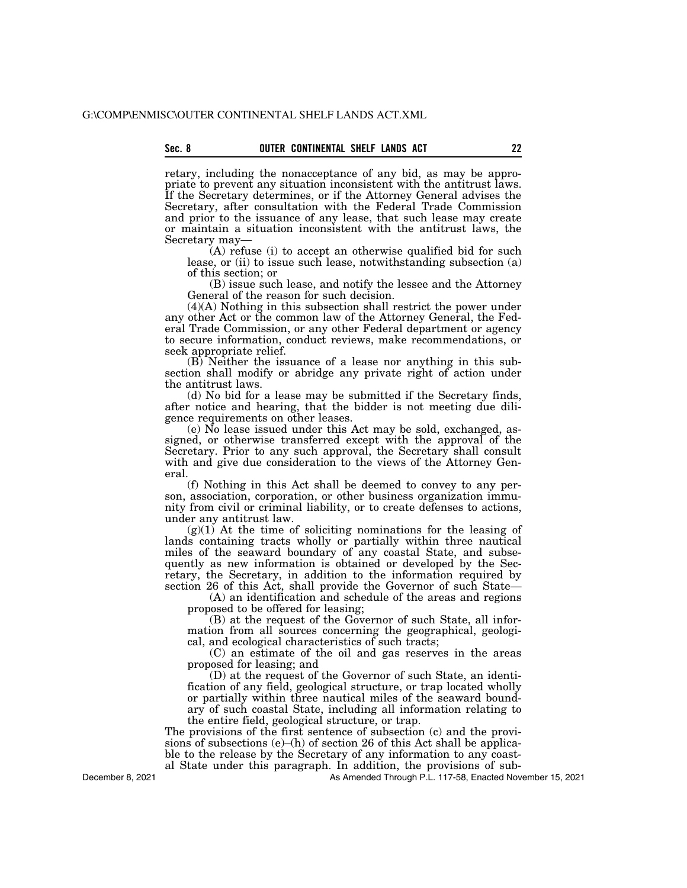retary, including the nonacceptance of any bid, as may be appropriate to prevent any situation inconsistent with the antitrust laws. If the Secretary determines, or if the Attorney General advises the Secretary, after consultation with the Federal Trade Commission and prior to the issuance of any lease, that such lease may create or maintain a situation inconsistent with the antitrust laws, the Secretary may—

(A) refuse (i) to accept an otherwise qualified bid for such lease, or (ii) to issue such lease, notwithstanding subsection (a) of this section; or

(B) issue such lease, and notify the lessee and the Attorney General of the reason for such decision.

(4)(A) Nothing in this subsection shall restrict the power under any other Act or the common law of the Attorney General, the Federal Trade Commission, or any other Federal department or agency to secure information, conduct reviews, make recommendations, or seek appropriate relief.

(B) Neither the issuance of a lease nor anything in this subsection shall modify or abridge any private right of action under the antitrust laws.

(d) No bid for a lease may be submitted if the Secretary finds, after notice and hearing, that the bidder is not meeting due diligence requirements on other leases.

(e) No lease issued under this Act may be sold, exchanged, assigned, or otherwise transferred except with the approval of the Secretary. Prior to any such approval, the Secretary shall consult with and give due consideration to the views of the Attorney General.

(f) Nothing in this Act shall be deemed to convey to any person, association, corporation, or other business organization immunity from civil or criminal liability, or to create defenses to actions, under any antitrust law.

(g)(1) At the time of soliciting nominations for the leasing of lands containing tracts wholly or partially within three nautical miles of the seaward boundary of any coastal State, and subsequently as new information is obtained or developed by the Secretary, the Secretary, in addition to the information required by section 26 of this Act, shall provide the Governor of such State—

(A) an identification and schedule of the areas and regions proposed to be offered for leasing;

(B) at the request of the Governor of such State, all information from all sources concerning the geographical, geological, and ecological characteristics of such tracts;

(C) an estimate of the oil and gas reserves in the areas proposed for leasing; and

(D) at the request of the Governor of such State, an identification of any field, geological structure, or trap located wholly or partially within three nautical miles of the seaward boundary of such coastal State, including all information relating to the entire field, geological structure, or trap.

The provisions of the first sentence of subsection (c) and the provisions of subsections (e)–(h) of section 26 of this Act shall be applicable to the release by the Secretary of any information to any coastal State under this paragraph. In addition, the provisions of sub-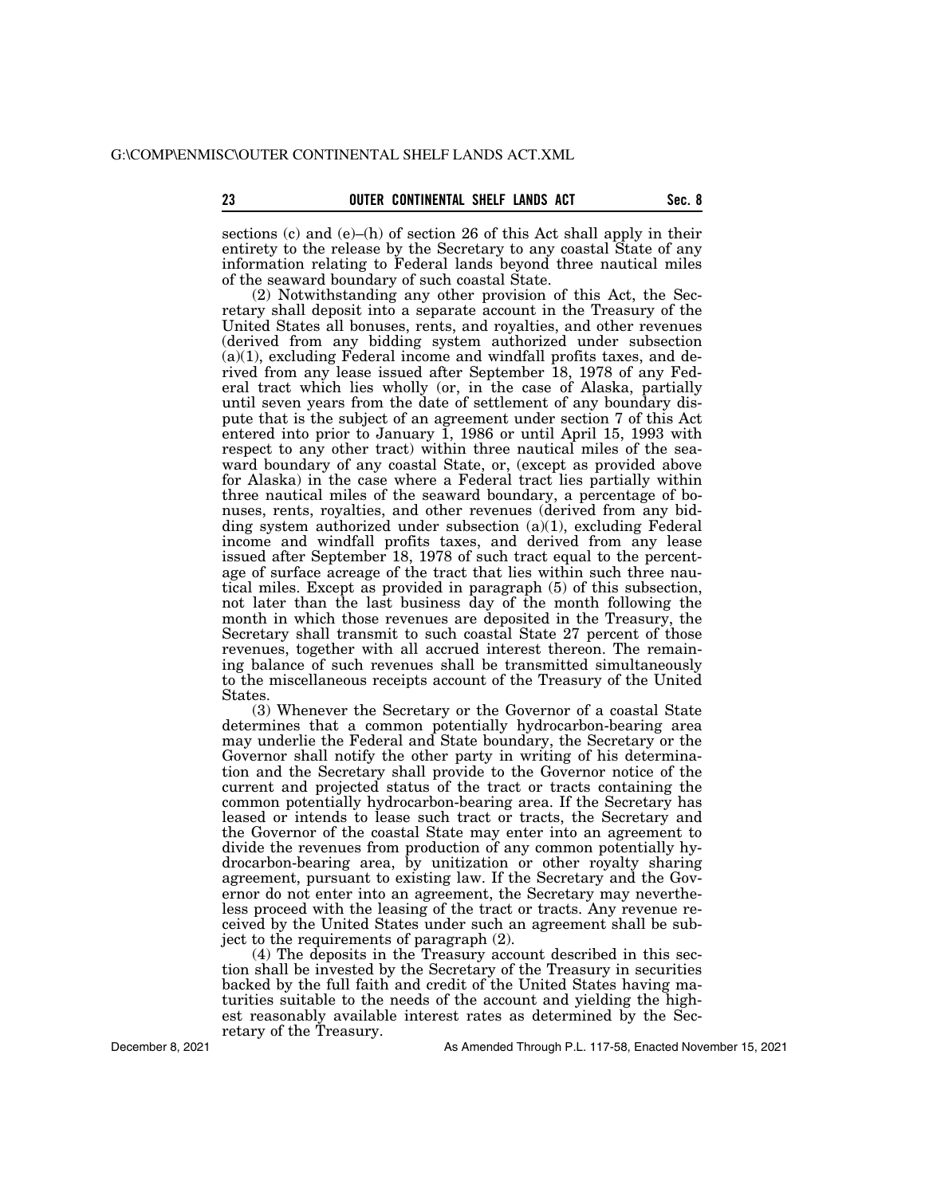sections (c) and (e)–(h) of section 26 of this Act shall apply in their entirety to the release by the Secretary to any coastal State of any information relating to Federal lands beyond three nautical miles of the seaward boundary of such coastal State.

(2) Notwithstanding any other provision of this Act, the Secretary shall deposit into a separate account in the Treasury of the United States all bonuses, rents, and royalties, and other revenues (derived from any bidding system authorized under subsection (a)(1), excluding Federal income and windfall profits taxes, and derived from any lease issued after September 18, 1978 of any Federal tract which lies wholly (or, in the case of Alaska, partially until seven years from the date of settlement of any boundary dispute that is the subject of an agreement under section 7 of this Act entered into prior to January 1, 1986 or until April 15, 1993 with respect to any other tract) within three nautical miles of the seaward boundary of any coastal State, or, (except as provided above for Alaska) in the case where a Federal tract lies partially within three nautical miles of the seaward boundary, a percentage of bonuses, rents, royalties, and other revenues (derived from any bidding system authorized under subsection (a)(1), excluding Federal income and windfall profits taxes, and derived from any lease issued after September 18, 1978 of such tract equal to the percentage of surface acreage of the tract that lies within such three nautical miles. Except as provided in paragraph (5) of this subsection, not later than the last business day of the month following the month in which those revenues are deposited in the Treasury, the Secretary shall transmit to such coastal State 27 percent of those revenues, together with all accrued interest thereon. The remaining balance of such revenues shall be transmitted simultaneously to the miscellaneous receipts account of the Treasury of the United States.

(3) Whenever the Secretary or the Governor of a coastal State determines that a common potentially hydrocarbon-bearing area may underlie the Federal and State boundary, the Secretary or the Governor shall notify the other party in writing of his determination and the Secretary shall provide to the Governor notice of the current and projected status of the tract or tracts containing the common potentially hydrocarbon-bearing area. If the Secretary has leased or intends to lease such tract or tracts, the Secretary and the Governor of the coastal State may enter into an agreement to divide the revenues from production of any common potentially hydrocarbon-bearing area, by unitization or other royalty sharing agreement, pursuant to existing law. If the Secretary and the Governor do not enter into an agreement, the Secretary may nevertheless proceed with the leasing of the tract or tracts. Any revenue received by the United States under such an agreement shall be subject to the requirements of paragraph (2).

(4) The deposits in the Treasury account described in this section shall be invested by the Secretary of the Treasury in securities backed by the full faith and credit of the United States having maturities suitable to the needs of the account and yielding the highest reasonably available interest rates as determined by the Secretary of the Treasury.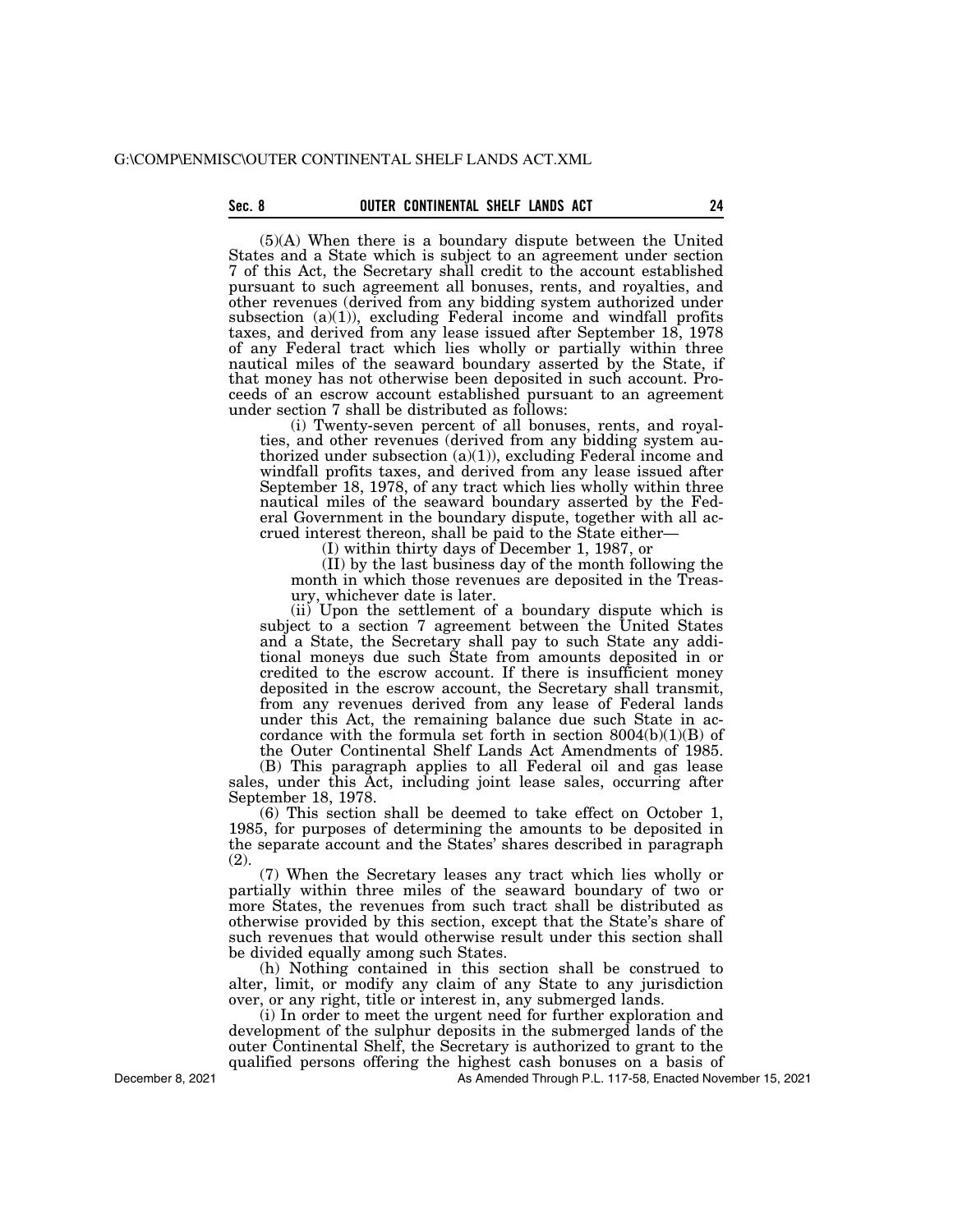(5)(A) When there is a boundary dispute between the United States and a State which is subject to an agreement under section 7 of this Act, the Secretary shall credit to the account established pursuant to such agreement all bonuses, rents, and royalties, and other revenues (derived from any bidding system authorized under subsection (a)(1)), excluding Federal income and windfall profits taxes, and derived from any lease issued after September 18, 1978 of any Federal tract which lies wholly or partially within three nautical miles of the seaward boundary asserted by the State, if that money has not otherwise been deposited in such account. Proceeds of an escrow account established pursuant to an agreement under section 7 shall be distributed as follows:

(i) Twenty-seven percent of all bonuses, rents, and royalties, and other revenues (derived from any bidding system authorized under subsection (a)(1)), excluding Federal income and windfall profits taxes, and derived from any lease issued after September 18, 1978, of any tract which lies wholly within three nautical miles of the seaward boundary asserted by the Federal Government in the boundary dispute, together with all accrued interest thereon, shall be paid to the State either—

(I) within thirty days of December 1, 1987, or

(II) by the last business day of the month following the month in which those revenues are deposited in the Treasury, whichever date is later.

(ii) Upon the settlement of a boundary dispute which is subject to a section 7 agreement between the United States and a State, the Secretary shall pay to such State any additional moneys due such State from amounts deposited in or credited to the escrow account. If there is insufficient money deposited in the escrow account, the Secretary shall transmit, from any revenues derived from any lease of Federal lands under this Act, the remaining balance due such State in accordance with the formula set forth in section 8004(b)(1)(B) of the Outer Continental Shelf Lands Act Amendments of 1985.

(B) This paragraph applies to all Federal oil and gas lease sales, under this Act, including joint lease sales, occurring after September 18, 1978.

(6) This section shall be deemed to take effect on October 1, 1985, for purposes of determining the amounts to be deposited in the separate account and the States' shares described in paragraph (2).

(7) When the Secretary leases any tract which lies wholly or partially within three miles of the seaward boundary of two or more States, the revenues from such tract shall be distributed as otherwise provided by this section, except that the State's share of such revenues that would otherwise result under this section shall be divided equally among such States.

(h) Nothing contained in this section shall be construed to alter, limit, or modify any claim of any State to any jurisdiction over, or any right, title or interest in, any submerged lands.

(i) In order to meet the urgent need for further exploration and development of the sulphur deposits in the submerged lands of the outer Continental Shelf, the Secretary is authorized to grant to the qualified persons offering the highest cash bonuses on a basis of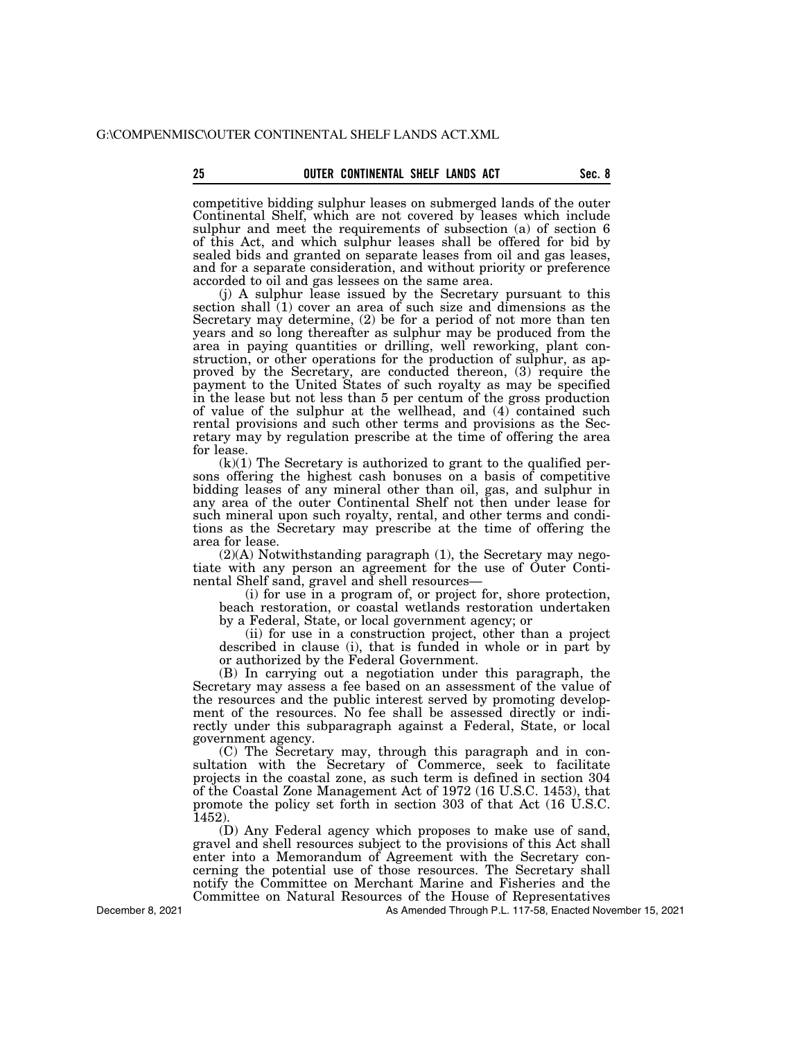competitive bidding sulphur leases on submerged lands of the outer Continental Shelf, which are not covered by leases which include sulphur and meet the requirements of subsection (a) of section 6 of this Act, and which sulphur leases shall be offered for bid by sealed bids and granted on separate leases from oil and gas leases, and for a separate consideration, and without priority or preference accorded to oil and gas lessees on the same area.

(j) A sulphur lease issued by the Secretary pursuant to this section shall (1) cover an area of such size and dimensions as the Secretary may determine, (2) be for a period of not more than ten years and so long thereafter as sulphur may be produced from the area in paying quantities or drilling, well reworking, plant construction, or other operations for the production of sulphur, as approved by the Secretary, are conducted thereon, (3) require the payment to the United States of such royalty as may be specified in the lease but not less than 5 per centum of the gross production of value of the sulphur at the wellhead, and (4) contained such rental provisions and such other terms and provisions as the Secretary may by regulation prescribe at the time of offering the area for lease.

(k)(1) The Secretary is authorized to grant to the qualified persons offering the highest cash bonuses on a basis of competitive bidding leases of any mineral other than oil, gas, and sulphur in any area of the outer Continental Shelf not then under lease for such mineral upon such royalty, rental, and other terms and conditions as the Secretary may prescribe at the time of offering the area for lease.

(2)(A) Notwithstanding paragraph (1), the Secretary may negotiate with any person an agreement for the use of Outer Continental Shelf sand, gravel and shell resources—

(i) for use in a program of, or project for, shore protection, beach restoration, or coastal wetlands restoration undertaken by a Federal, State, or local government agency; or

(ii) for use in a construction project, other than a project described in clause (i), that is funded in whole or in part by or authorized by the Federal Government.

(B) In carrying out a negotiation under this paragraph, the Secretary may assess a fee based on an assessment of the value of the resources and the public interest served by promoting development of the resources. No fee shall be assessed directly or indirectly under this subparagraph against a Federal, State, or local government agency.

(C) The Secretary may, through this paragraph and in consultation with the Secretary of Commerce, seek to facilitate projects in the coastal zone, as such term is defined in section 304 of the Coastal Zone Management Act of 1972 (16 U.S.C. 1453), that promote the policy set forth in section 303 of that Act (16 U.S.C. 1452).

(D) Any Federal agency which proposes to make use of sand, gravel and shell resources subject to the provisions of this Act shall enter into a Memorandum of Agreement with the Secretary concerning the potential use of those resources. The Secretary shall notify the Committee on Merchant Marine and Fisheries and the Committee on Natural Resources of the House of Representatives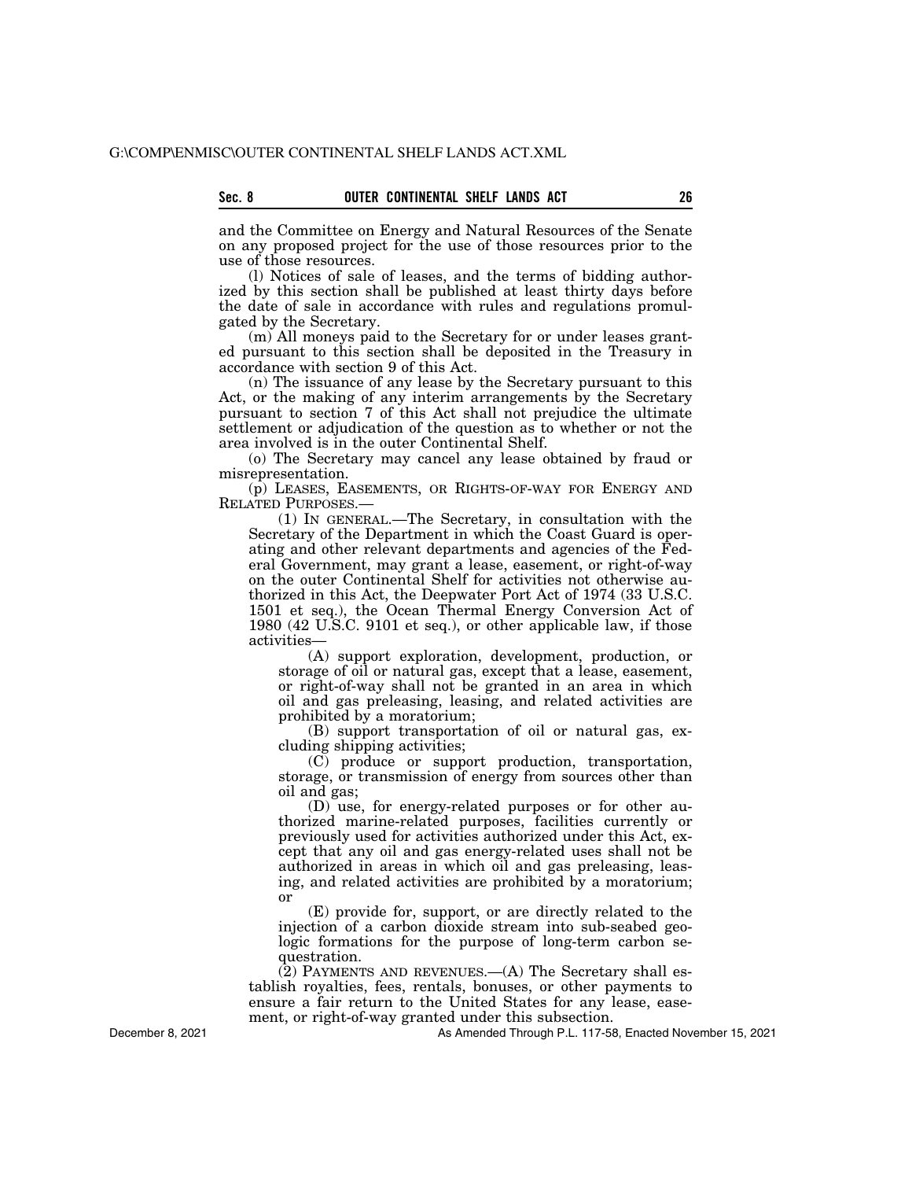and the Committee on Energy and Natural Resources of the Senate on any proposed project for the use of those resources prior to the use of those resources.

(l) Notices of sale of leases, and the terms of bidding authorized by this section shall be published at least thirty days before the date of sale in accordance with rules and regulations promulgated by the Secretary.

(m) All moneys paid to the Secretary for or under leases granted pursuant to this section shall be deposited in the Treasury in accordance with section 9 of this Act.

(n) The issuance of any lease by the Secretary pursuant to this Act, or the making of any interim arrangements by the Secretary pursuant to section 7 of this Act shall not prejudice the ultimate settlement or adjudication of the question as to whether or not the area involved is in the outer Continental Shelf.

(o) The Secretary may cancel any lease obtained by fraud or misrepresentation.

(p) LEASES, EASEMENTS, OR RIGHTS-OF-WAY FOR ENERGY AND RELATED PURPOSES.—

(1) IN GENERAL.—The Secretary, in consultation with the Secretary of the Department in which the Coast Guard is operating and other relevant departments and agencies of the Federal Government, may grant a lease, easement, or right-of-way on the outer Continental Shelf for activities not otherwise authorized in this Act, the Deepwater Port Act of 1974 (33 U.S.C. 1501 et seq.), the Ocean Thermal Energy Conversion Act of 1980 (42 U.S.C. 9101 et seq.), or other applicable law, if those activities—

(A) support exploration, development, production, or storage of oil or natural gas, except that a lease, easement, or right-of-way shall not be granted in an area in which oil and gas preleasing, leasing, and related activities are prohibited by a moratorium;

(B) support transportation of oil or natural gas, excluding shipping activities;

(C) produce or support production, transportation, storage, or transmission of energy from sources other than oil and gas;

(D) use, for energy-related purposes or for other authorized marine-related purposes, facilities currently or previously used for activities authorized under this Act, except that any oil and gas energy-related uses shall not be authorized in areas in which oil and gas preleasing, leasing, and related activities are prohibited by a moratorium; or

(E) provide for, support, or are directly related to the injection of a carbon dioxide stream into sub-seabed geologic formations for the purpose of long-term carbon sequestration.

(2) PAYMENTS AND REVENUES.—(A) The Secretary shall establish royalties, fees, rentals, bonuses, or other payments to ensure a fair return to the United States for any lease, easement, or right-of-way granted under this subsection.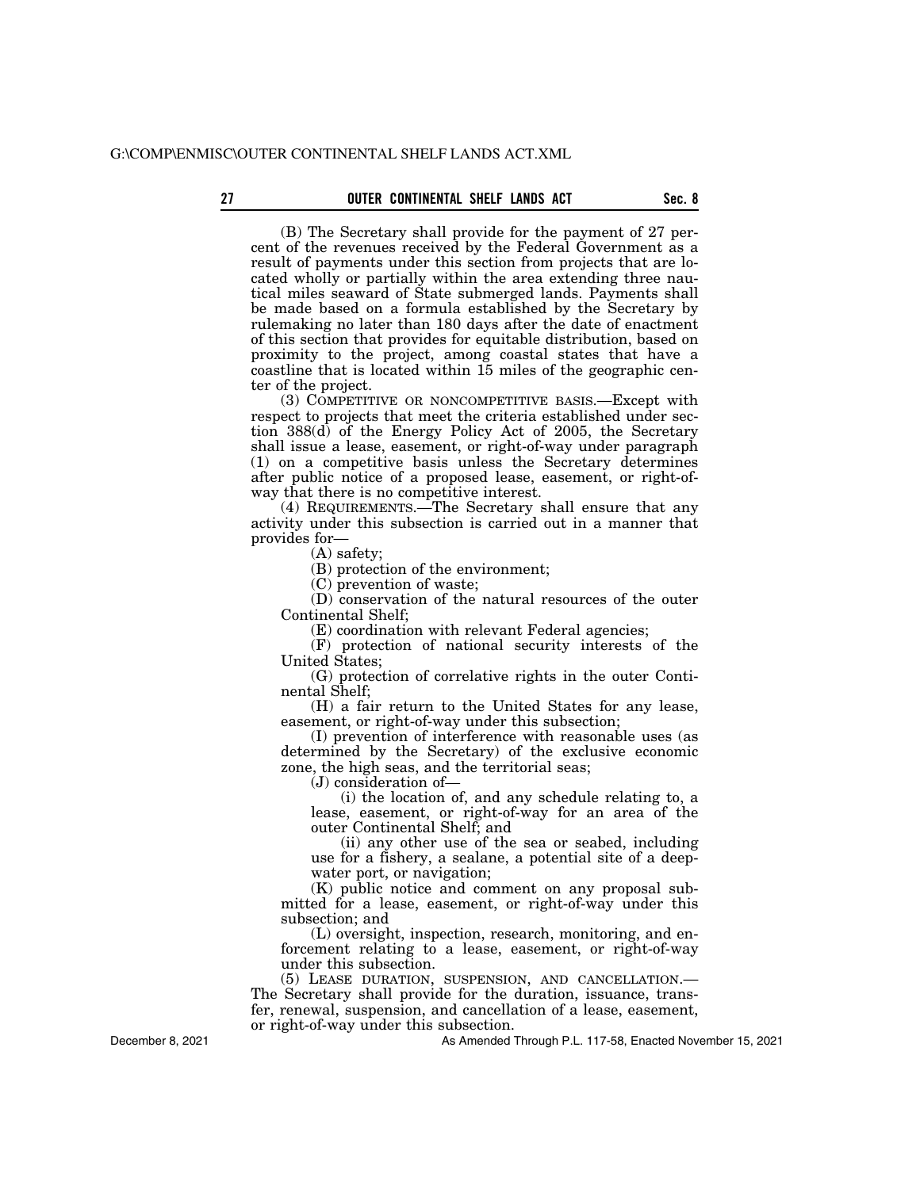(B) The Secretary shall provide for the payment of 27 percent of the revenues received by the Federal Government as a result of payments under this section from projects that are located wholly or partially within the area extending three nautical miles seaward of State submerged lands. Payments shall be made based on a formula established by the Secretary by rulemaking no later than 180 days after the date of enactment of this section that provides for equitable distribution, based on proximity to the project, among coastal states that have a coastline that is located within 15 miles of the geographic center of the project.

(3) COMPETITIVE OR NONCOMPETITIVE BASIS.—Except with respect to projects that meet the criteria established under section 388(d) of the Energy Policy Act of 2005, the Secretary shall issue a lease, easement, or right-of-way under paragraph (1) on a competitive basis unless the Secretary determines after public notice of a proposed lease, easement, or right-of-way that there is no competitive interest.

(4) REQUIREMENTS.—The Secretary shall ensure that any activity under this subsection is carried out in a manner that provides for—

(A) safety;

(B) protection of the environment;

(C) prevention of waste;

(D) conservation of the natural resources of the outer Continental Shelf;

(E) coordination with relevant Federal agencies;

(F) protection of national security interests of the United States;

(G) protection of correlative rights in the outer Continental Shelf;

(H) a fair return to the United States for any lease, easement, or right-of-way under this subsection;

(I) prevention of interference with reasonable uses (as determined by the Secretary) of the exclusive economic zone, the high seas, and the territorial seas;

(J) consideration of—

(i) the location of, and any schedule relating to, a lease, easement, or right-of-way for an area of the outer Continental Shelf; and

(ii) any other use of the sea or seabed, including use for a fishery, a sealane, a potential site of a deepwater port, or navigation;

(K) public notice and comment on any proposal submitted for a lease, easement, or right-of-way under this subsection; and

(L) oversight, inspection, research, monitoring, and enforcement relating to a lease, easement, or right-of-way under this subsection.

(5) LEASE DURATION, SUSPENSION, AND CANCELLATION.—The Secretary shall provide for the duration, issuance, transfer, renewal, suspension, and cancellation of a lease, easement, or right-of-way under this subsection.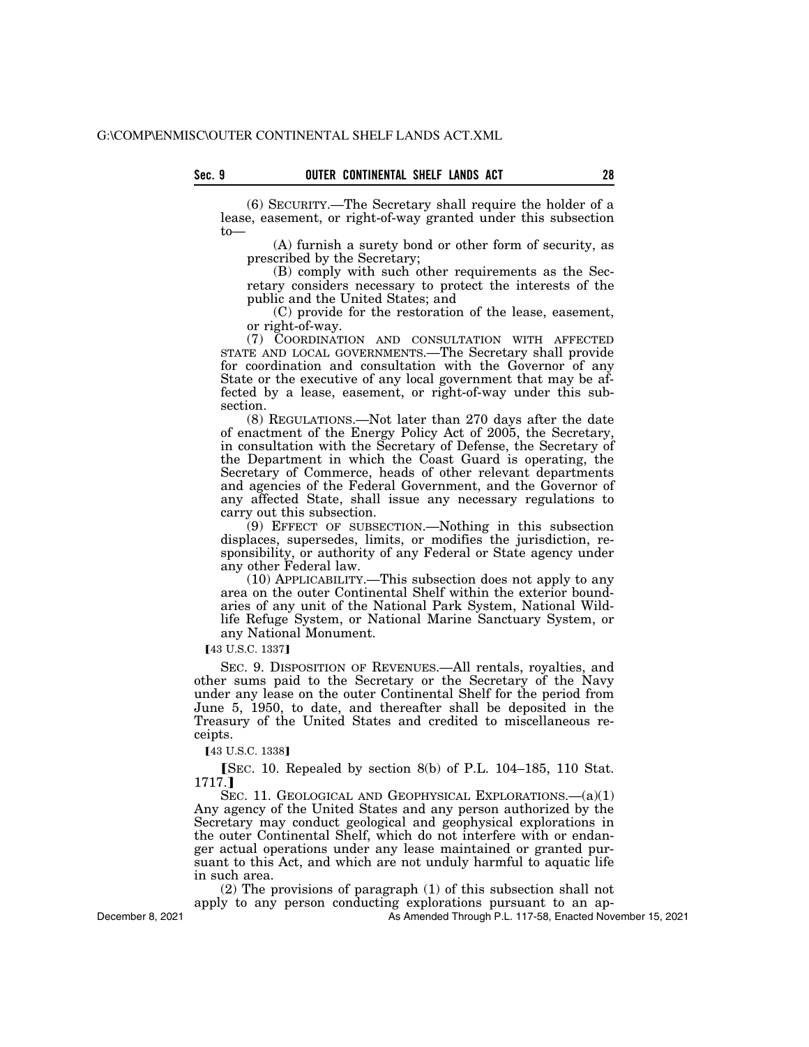(6) SECURITY.—The Secretary shall require the holder of a lease, easement, or right-of-way granted under this subsection to—

(A) furnish a surety bond or other form of security, as prescribed by the Secretary;

(B) comply with such other requirements as the Secretary considers necessary to protect the interests of the public and the United States; and

(C) provide for the restoration of the lease, easement, or right-of-way.

(7) COORDINATION AND CONSULTATION WITH AFFECTED STATE AND LOCAL GOVERNMENTS.—The Secretary shall provide for coordination and consultation with the Governor of any State or the executive of any local government that may be affected by a lease, easement, or right-of-way under this subsection.

(8) REGULATIONS.—Not later than 270 days after the date of enactment of the Energy Policy Act of 2005, the Secretary, in consultation with the Secretary of Defense, the Secretary of the Department in which the Coast Guard is operating, the Secretary of Commerce, heads of other relevant departments and agencies of the Federal Government, and the Governor of any affected State, shall issue any necessary regulations to carry out this subsection.

(9) EFFECT OF SUBSECTION.—Nothing in this subsection displaces, supersedes, limits, or modifies the jurisdiction, responsibility, or authority of any Federal or State agency under any other Federal law.

(10) APPLICABILITY.—This subsection does not apply to any area on the outer Continental Shelf within the exterior boundaries of any unit of the National Park System, National Wildlife Refuge System, or National Marine Sanctuary System, or any National Monument.

【43 U.S.C. 1337】

SEC. 9. DISPOSITION OF REVENUES.—All rentals, royalties, and other sums paid to the Secretary or the Secretary of the Navy under any lease on the outer Continental Shelf for the period from June 5, 1950, to date, and thereafter shall be deposited in the Treasury of the United States and credited to miscellaneous receipts.

【43 U.S.C. 1338】

【SEC. 10. Repealed by section 8(b) of P.L. 104–185, 110 Stat. 1717.】

SEC. 11. GEOLOGICAL AND GEOPHYSICAL EXPLORATIONS.—(a)(1) Any agency of the United States and any person authorized by the Secretary may conduct geological and geophysical explorations in the outer Continental Shelf, which do not interfere with or endanger actual operations under any lease maintained or granted pursuant to this Act, and which are not unduly harmful to aquatic life in such area.

(2) The provisions of paragraph (1) of this subsection shall not apply to any person conducting explorations pursuant to an ap-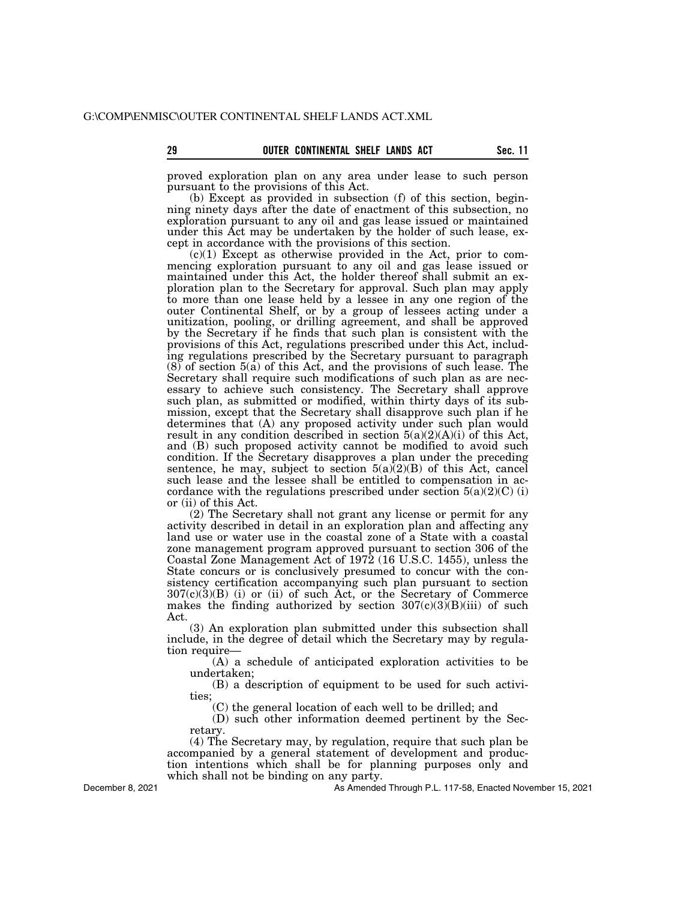proved exploration plan on any area under lease to such person pursuant to the provisions of this Act.

(b) Except as provided in subsection (f) of this section, beginning ninety days after the date of enactment of this subsection, no exploration pursuant to any oil and gas lease issued or maintained under this Act may be undertaken by the holder of such lease, except in accordance with the provisions of this section.

(c)(1) Except as otherwise provided in the Act, prior to commencing exploration pursuant to any oil and gas lease issued or maintained under this Act, the holder thereof shall submit an exploration plan to the Secretary for approval. Such plan may apply to more than one lease held by a lessee in any one region of the outer Continental Shelf, or by a group of lessees acting under a unitization, pooling, or drilling agreement, and shall be approved by the Secretary if he finds that such plan is consistent with the provisions of this Act, regulations prescribed under this Act, including regulations prescribed by the Secretary pursuant to paragraph (8) of section 5(a) of this Act, and the provisions of such lease. The Secretary shall require such modifications of such plan as are necessary to achieve such consistency. The Secretary shall approve such plan, as submitted or modified, within thirty days of its submission, except that the Secretary shall disapprove such plan if he determines that (A) any proposed activity under such plan would result in any condition described in section 5(a)(2)(A)(i) of this Act, and (B) such proposed activity cannot be modified to avoid such condition. If the Secretary disapproves a plan under the preceding sentence, he may, subject to section 5(a)(2)(B) of this Act, cancel such lease and the lessee shall be entitled to compensation in accordance with the regulations prescribed under section 5(a)(2)(C) (i) or (ii) of this Act.

(2) The Secretary shall not grant any license or permit for any activity described in detail in an exploration plan and affecting any land use or water use in the coastal zone of a State with a coastal zone management program approved pursuant to section 306 of the Coastal Zone Management Act of 1972 (16 U.S.C. 1455), unless the State concurs or is conclusively presumed to concur with the consistency certification accompanying such plan pursuant to section 307(c)(3)(B) (i) or (ii) of such Act, or the Secretary of Commerce makes the finding authorized by section 307(c)(3)(B)(iii) of such Act.

(3) An exploration plan submitted under this subsection shall include, in the degree of detail which the Secretary may by regulation require—

(A) a schedule of anticipated exploration activities to be undertaken;

(B) a description of equipment to be used for such activities;

(C) the general location of each well to be drilled; and

(D) such other information deemed pertinent by the Secretary.

(4) The Secretary may, by regulation, require that such plan be accompanied by a general statement of development and production intentions which shall be for planning purposes only and which shall not be binding on any party.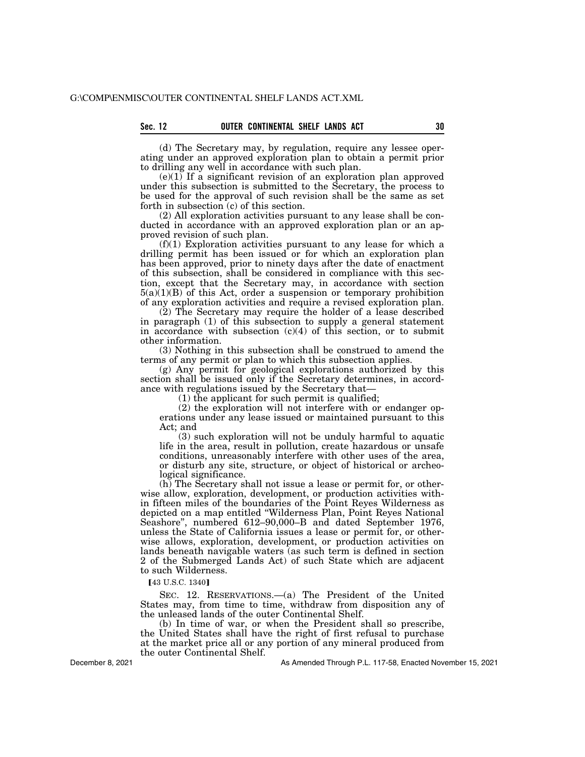(d) The Secretary may, by regulation, require any lessee operating under an approved exploration plan to obtain a permit prior to drilling any well in accordance with such plan.

(e)(1) If a significant revision of an exploration plan approved under this subsection is submitted to the Secretary, the process to be used for the approval of such revision shall be the same as set forth in subsection (c) of this section.

(2) All exploration activities pursuant to any lease shall be conducted in accordance with an approved exploration plan or an approved revision of such plan.

(f)(1) Exploration activities pursuant to any lease for which a drilling permit has been issued or for which an exploration plan has been approved, prior to ninety days after the date of enactment of this subsection, shall be considered in compliance with this section, except that the Secretary may, in accordance with section 5(a)(1)(B) of this Act, order a suspension or temporary prohibition of any exploration activities and require a revised exploration plan.

(2) The Secretary may require the holder of a lease described in paragraph (1) of this subsection to supply a general statement in accordance with subsection (c)(4) of this section, or to submit other information.

(3) Nothing in this subsection shall be construed to amend the terms of any permit or plan to which this subsection applies.

(g) Any permit for geological explorations authorized by this section shall be issued only if the Secretary determines, in accordance with regulations issued by the Secretary that—

(1) the applicant for such permit is qualified;

(2) the exploration will not interfere with or endanger operations under any lease issued or maintained pursuant to this Act; and

(3) such exploration will not be unduly harmful to aquatic life in the area, result in pollution, create hazardous or unsafe conditions, unreasonably interfere with other uses of the area, or disturb any site, structure, or object of historical or archeological significance.

(h) The Secretary shall not issue a lease or permit for, or otherwise allow, exploration, development, or production activities within fifteen miles of the boundaries of the Point Reyes Wilderness as depicted on a map entitled "Wilderness Plan, Point Reyes National Seashore", numbered 612–90,000–B and dated September 1976, unless the State of California issues a lease or permit for, or otherwise allows, exploration, development, or production activities on lands beneath navigable waters (as such term is defined in section 2 of the Submerged Lands Act) of such State which are adjacent to such Wilderness.

【43 U.S.C. 1340】

SEC. 12. RESERVATIONS.—(a) The President of the United States may, from time to time, withdraw from disposition any of the unleased lands of the outer Continental Shelf.

(b) In time of war, or when the President shall so prescribe, the United States shall have the right of first refusal to purchase at the market price all or any portion of any mineral produced from the outer Continental Shelf.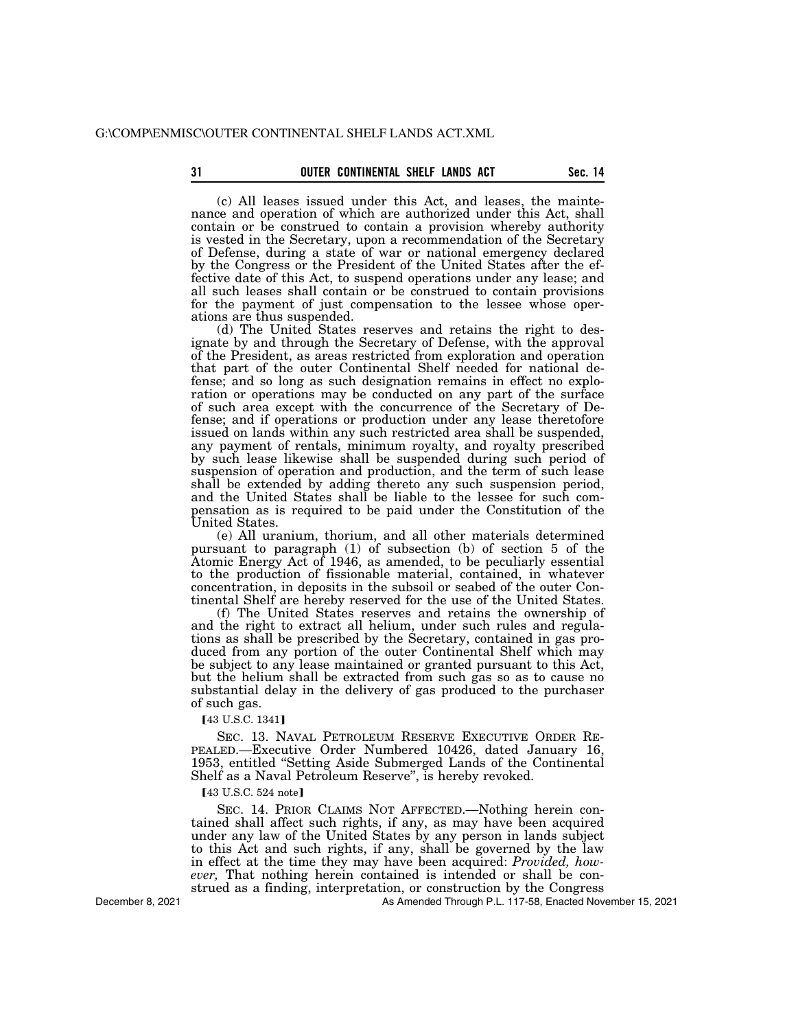(c) All leases issued under this Act, and leases, the maintenance and operation of which are authorized under this Act, shall contain or be construed to contain a provision whereby authority is vested in the Secretary, upon a recommendation of the Secretary of Defense, during a state of war or national emergency declared by the Congress or the President of the United States after the effective date of this Act, to suspend operations under any lease; and all such leases shall contain or be construed to contain provisions for the payment of just compensation to the lessee whose operations are thus suspended.

(d) The United States reserves and retains the right to designate by and through the Secretary of Defense, with the approval of the President, as areas restricted from exploration and operation that part of the outer Continental Shelf needed for national defense; and so long as such designation remains in effect no exploration or operations may be conducted on any part of the surface of such area except with the concurrence of the Secretary of Defense; and if operations or production under any lease theretofore issued on lands within any such restricted area shall be suspended, any payment of rentals, minimum royalty, and royalty prescribed by such lease likewise shall be suspended during such period of suspension of operation and production, and the term of such lease shall be extended by adding thereto any such suspension period, and the United States shall be liable to the lessee for such compensation as is required to be paid under the Constitution of the United States.

(e) All uranium, thorium, and all other materials determined pursuant to paragraph (1) of subsection (b) of section 5 of the Atomic Energy Act of 1946, as amended, to be peculiarly essential to the production of fissionable material, contained, in whatever concentration, in deposits in the subsoil or seabed of the outer Continental Shelf are hereby reserved for the use of the United States.

(f) The United States reserves and retains the ownership of and the right to extract all helium, under such rules and regulations as shall be prescribed by the Secretary, contained in gas produced from any portion of the outer Continental Shelf which may be subject to any lease maintained or granted pursuant to this Act, but the helium shall be extracted from such gas so as to cause no substantial delay in the delivery of gas produced to the purchaser of such gas.

【43 U.S.C. 1341】

SEC. 13. NAVAL PETROLEUM RESERVE EXECUTIVE ORDER REPEALED.—Executive Order Numbered 10426, dated January 16, 1953, entitled "Setting Aside Submerged Lands of the Continental Shelf as a Naval Petroleum Reserve", is hereby revoked.

【43 U.S.C. 524 note】

SEC. 14. PRIOR CLAIMS NOT AFFECTED.—Nothing herein contained shall affect such rights, if any, as may have been acquired under any law of the United States by any person in lands subject to this Act and such rights, if any, shall be governed by the law in effect at the time they may have been acquired: *Provided, however,* That nothing herein contained is intended or shall be construed as a finding, interpretation, or construction by the Congress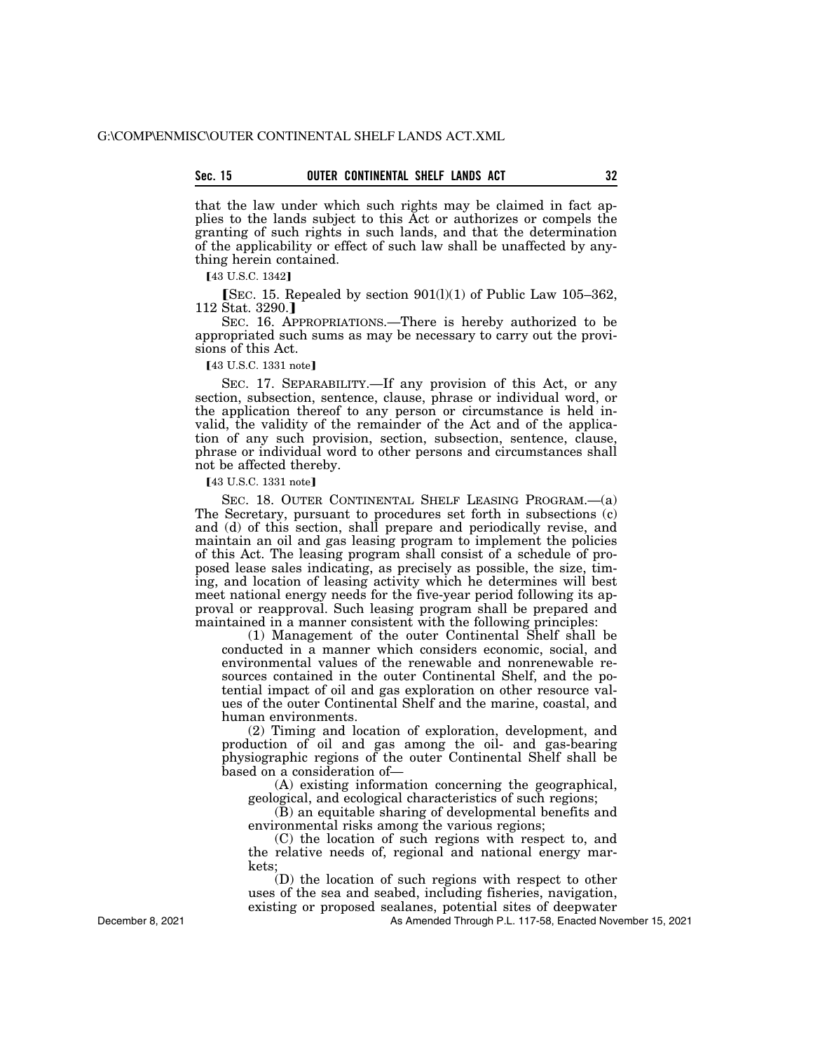that the law under which such rights may be claimed in fact applies to the lands subject to this Act or authorizes or compels the granting of such rights in such lands, and that the determination of the applicability or effect of such law shall be unaffected by anything herein contained.

【43 U.S.C. 1342】

【SEC. 15. Repealed by section 901(l)(1) of Public Law 105–362, 112 Stat. 3290.】

SEC. 16. APPROPRIATIONS.—There is hereby authorized to be appropriated such sums as may be necessary to carry out the provisions of this Act.

【43 U.S.C. 1331 note】

SEC. 17. SEPARABILITY.—If any provision of this Act, or any section, subsection, sentence, clause, phrase or individual word, or the application thereof to any person or circumstance is held invalid, the validity of the remainder of the Act and of the application of any such provision, section, subsection, sentence, clause, phrase or individual word to other persons and circumstances shall not be affected thereby.

【43 U.S.C. 1331 note】

SEC. 18. OUTER CONTINENTAL SHELF LEASING PROGRAM.—(a) The Secretary, pursuant to procedures set forth in subsections (c) and (d) of this section, shall prepare and periodically revise, and maintain an oil and gas leasing program to implement the policies of this Act. The leasing program shall consist of a schedule of proposed lease sales indicating, as precisely as possible, the size, timing, and location of leasing activity which he determines will best meet national energy needs for the five-year period following its approval or reapproval. Such leasing program shall be prepared and maintained in a manner consistent with the following principles:

(1) Management of the outer Continental Shelf shall be conducted in a manner which considers economic, social, and environmental values of the renewable and nonrenewable resources contained in the outer Continental Shelf, and the potential impact of oil and gas exploration on other resource values of the outer Continental Shelf and the marine, coastal, and human environments.

(2) Timing and location of exploration, development, and production of oil and gas among the oil- and gas-bearing physiographic regions of the outer Continental Shelf shall be based on a consideration of—

(A) existing information concerning the geographical, geological, and ecological characteristics of such regions;

(B) an equitable sharing of developmental benefits and environmental risks among the various regions;

(C) the location of such regions with respect to, and the relative needs of, regional and national energy markets;

(D) the location of such regions with respect to other uses of the sea and seabed, including fisheries, navigation, existing or proposed sealanes, potential sites of deepwater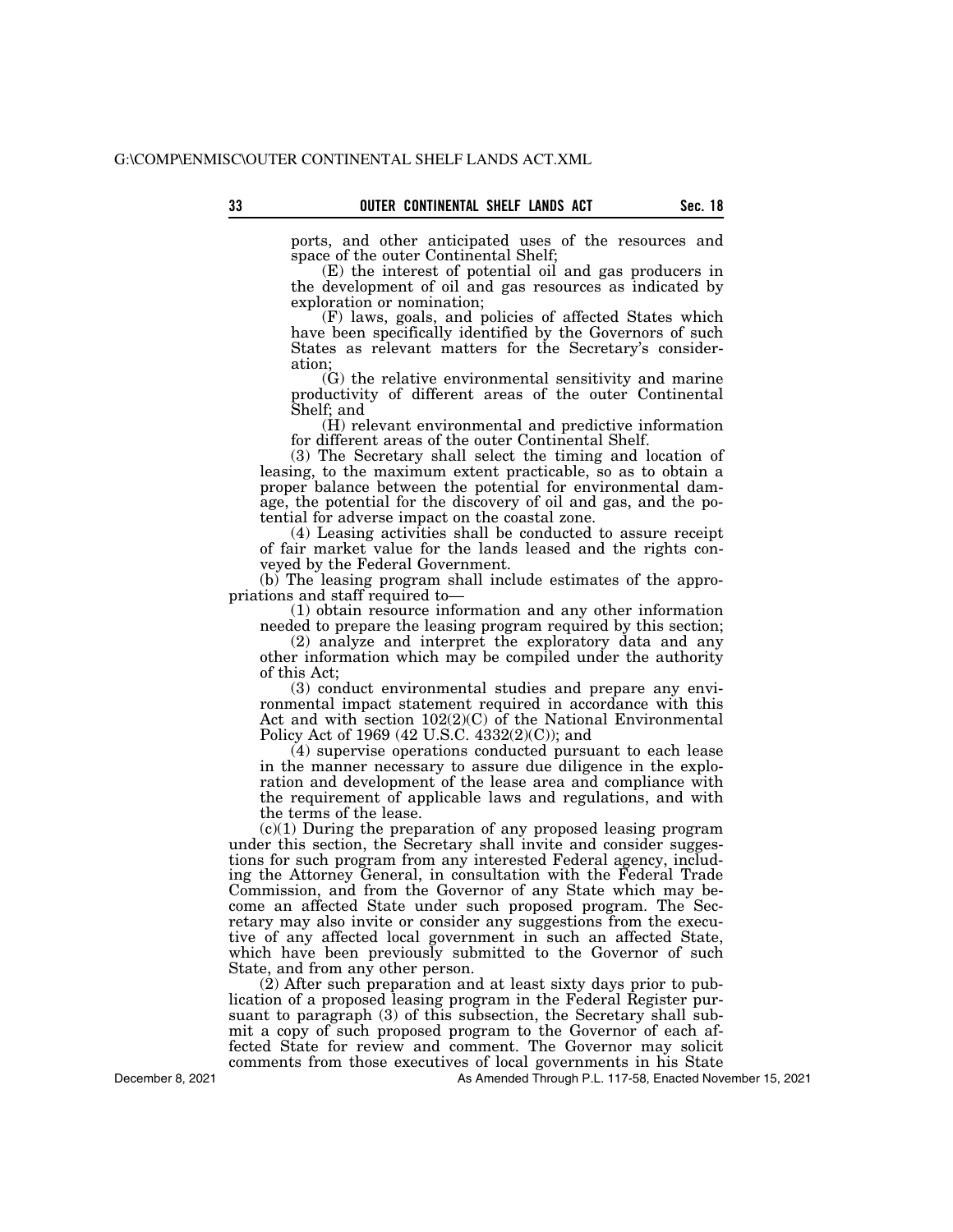ports, and other anticipated uses of the resources and space of the outer Continental Shelf;

(E) the interest of potential oil and gas producers in the development of oil and gas resources as indicated by exploration or nomination;

(F) laws, goals, and policies of affected States which have been specifically identified by the Governors of such States as relevant matters for the Secretary's consideration;

(G) the relative environmental sensitivity and marine productivity of different areas of the outer Continental Shelf; and

(H) relevant environmental and predictive information for different areas of the outer Continental Shelf.

(3) The Secretary shall select the timing and location of leasing, to the maximum extent practicable, so as to obtain a proper balance between the potential for environmental damage, the potential for the discovery of oil and gas, and the potential for adverse impact on the coastal zone.

(4) Leasing activities shall be conducted to assure receipt of fair market value for the lands leased and the rights conveyed by the Federal Government.

(b) The leasing program shall include estimates of the appropriations and staff required to—

(1) obtain resource information and any other information needed to prepare the leasing program required by this section;

(2) analyze and interpret the exploratory data and any other information which may be compiled under the authority of this Act;

(3) conduct environmental studies and prepare any environmental impact statement required in accordance with this Act and with section 102(2)(C) of the National Environmental Policy Act of 1969 (42 U.S.C. 4332(2)(C)); and

(4) supervise operations conducted pursuant to each lease in the manner necessary to assure due diligence in the exploration and development of the lease area and compliance with the requirement of applicable laws and regulations, and with the terms of the lease.

(c)(1) During the preparation of any proposed leasing program under this section, the Secretary shall invite and consider suggestions for such program from any interested Federal agency, including the Attorney General, in consultation with the Federal Trade Commission, and from the Governor of any State which may become an affected State under such proposed program. The Secretary may also invite or consider any suggestions from the executive of any affected local government in such an affected State, which have been previously submitted to the Governor of such State, and from any other person.

(2) After such preparation and at least sixty days prior to publication of a proposed leasing program in the Federal Register pursuant to paragraph (3) of this subsection, the Secretary shall submit a copy of such proposed program to the Governor of each affected State for review and comment. The Governor may solicit comments from those executives of local governments in his State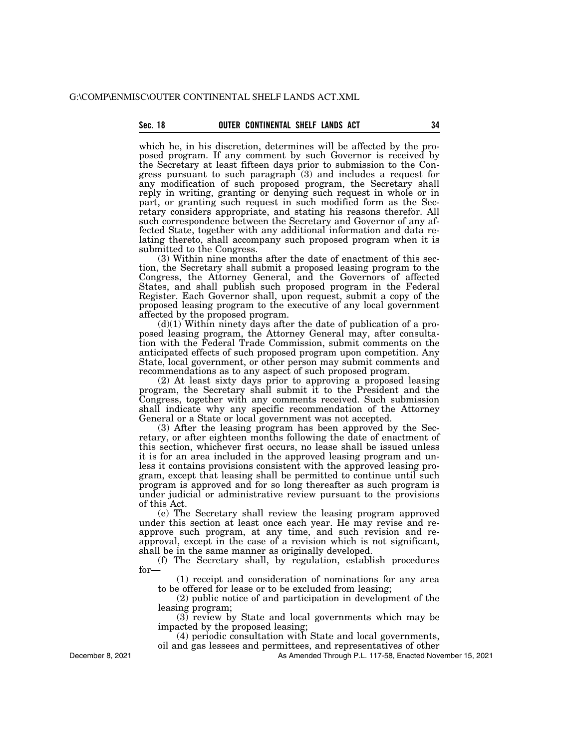which he, in his discretion, determines will be affected by the proposed program. If any comment by such Governor is received by the Secretary at least fifteen days prior to submission to the Congress pursuant to such paragraph (3) and includes a request for any modification of such proposed program, the Secretary shall reply in writing, granting or denying such request in whole or in part, or granting such request in such modified form as the Secretary considers appropriate, and stating his reasons therefor. All such correspondence between the Secretary and Governor of any affected State, together with any additional information and data relating thereto, shall accompany such proposed program when it is submitted to the Congress.

(3) Within nine months after the date of enactment of this section, the Secretary shall submit a proposed leasing program to the Congress, the Attorney General, and the Governors of affected States, and shall publish such proposed program in the Federal Register. Each Governor shall, upon request, submit a copy of the proposed leasing program to the executive of any local government affected by the proposed program.

(d)(1) Within ninety days after the date of publication of a proposed leasing program, the Attorney General may, after consultation with the Federal Trade Commission, submit comments on the anticipated effects of such proposed program upon competition. Any State, local government, or other person may submit comments and recommendations as to any aspect of such proposed program.

(2) At least sixty days prior to approving a proposed leasing program, the Secretary shall submit it to the President and the Congress, together with any comments received. Such submission shall indicate why any specific recommendation of the Attorney General or a State or local government was not accepted.

(3) After the leasing program has been approved by the Secretary, or after eighteen months following the date of enactment of this section, whichever first occurs, no lease shall be issued unless it is for an area included in the approved leasing program and unless it contains provisions consistent with the approved leasing program, except that leasing shall be permitted to continue until such program is approved and for so long thereafter as such program is under judicial or administrative review pursuant to the provisions of this Act.

(e) The Secretary shall review the leasing program approved under this section at least once each year. He may revise and reapprove such program, at any time, and such revision and reapproval, except in the case of a revision which is not significant, shall be in the same manner as originally developed.

(f) The Secretary shall, by regulation, establish procedures for—

(1) receipt and consideration of nominations for any area to be offered for lease or to be excluded from leasing;

(2) public notice of and participation in development of the leasing program;

(3) review by State and local governments which may be impacted by the proposed leasing;

(4) periodic consultation with State and local governments, oil and gas lessees and permittees, and representatives of other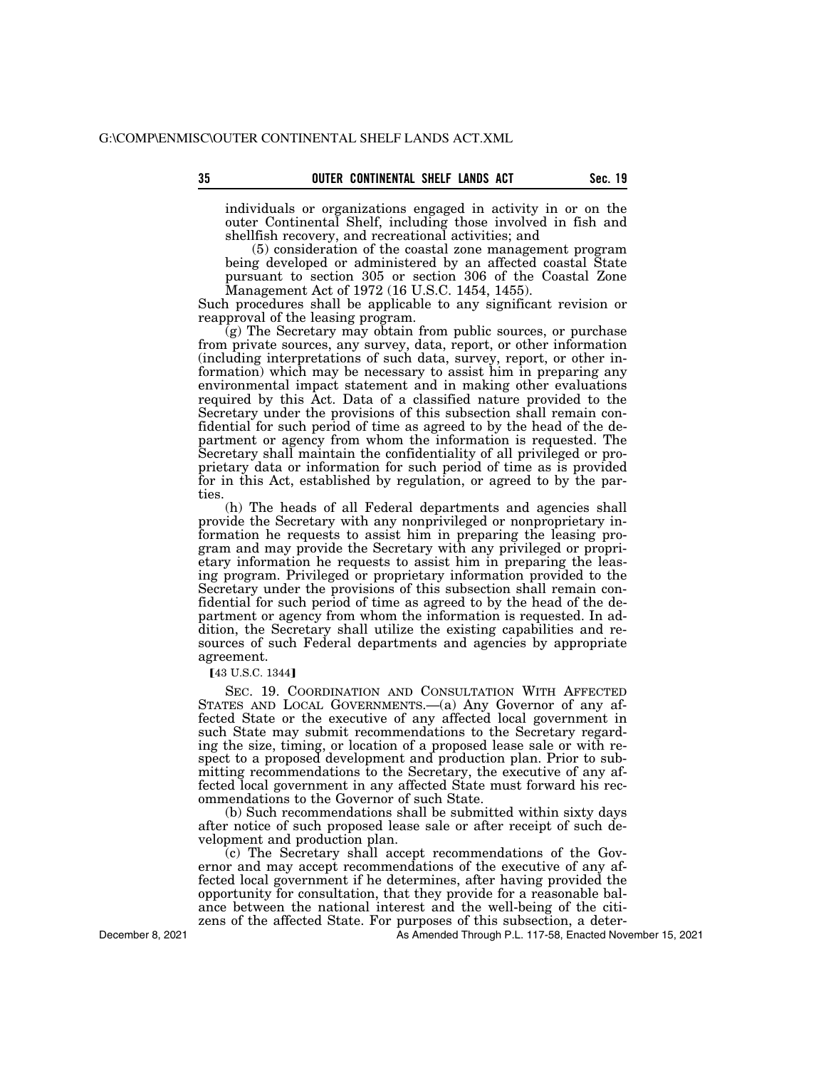individuals or organizations engaged in activity in or on the outer Continental Shelf, including those involved in fish and shellfish recovery, and recreational activities; and

(5) consideration of the coastal zone management program being developed or administered by an affected coastal State pursuant to section 305 or section 306 of the Coastal Zone Management Act of 1972 (16 U.S.C. 1454, 1455).

Such procedures shall be applicable to any significant revision or reapproval of the leasing program.

(g) The Secretary may obtain from public sources, or purchase from private sources, any survey, data, report, or other information (including interpretations of such data, survey, report, or other information) which may be necessary to assist him in preparing any environmental impact statement and in making other evaluations required by this Act. Data of a classified nature provided to the Secretary under the provisions of this subsection shall remain confidential for such period of time as agreed to by the head of the department or agency from whom the information is requested. The Secretary shall maintain the confidentiality of all privileged or proprietary data or information for such period of time as is provided for in this Act, established by regulation, or agreed to by the parties.

(h) The heads of all Federal departments and agencies shall provide the Secretary with any nonprivileged or nonproprietary information he requests to assist him in preparing the leasing program and may provide the Secretary with any privileged or proprietary information he requests to assist him in preparing the leasing program. Privileged or proprietary information provided to the Secretary under the provisions of this subsection shall remain confidential for such period of time as agreed to by the head of the department or agency from whom the information is requested. In addition, the Secretary shall utilize the existing capabilities and resources of such Federal departments and agencies by appropriate agreement.

【43 U.S.C. 1344】

SEC. 19. COORDINATION AND CONSULTATION WITH AFFECTED STATES AND LOCAL GOVERNMENTS.—(a) Any Governor of any affected State or the executive of any affected local government in such State may submit recommendations to the Secretary regarding the size, timing, or location of a proposed lease sale or with respect to a proposed development and production plan. Prior to submitting recommendations to the Secretary, the executive of any affected local government in any affected State must forward his recommendations to the Governor of such State.

(b) Such recommendations shall be submitted within sixty days after notice of such proposed lease sale or after receipt of such development and production plan.

(c) The Secretary shall accept recommendations of the Governor and may accept recommendations of the executive of any affected local government if he determines, after having provided the opportunity for consultation, that they provide for a reasonable balance between the national interest and the well-being of the citizens of the affected State. For purposes of this subsection, a deter-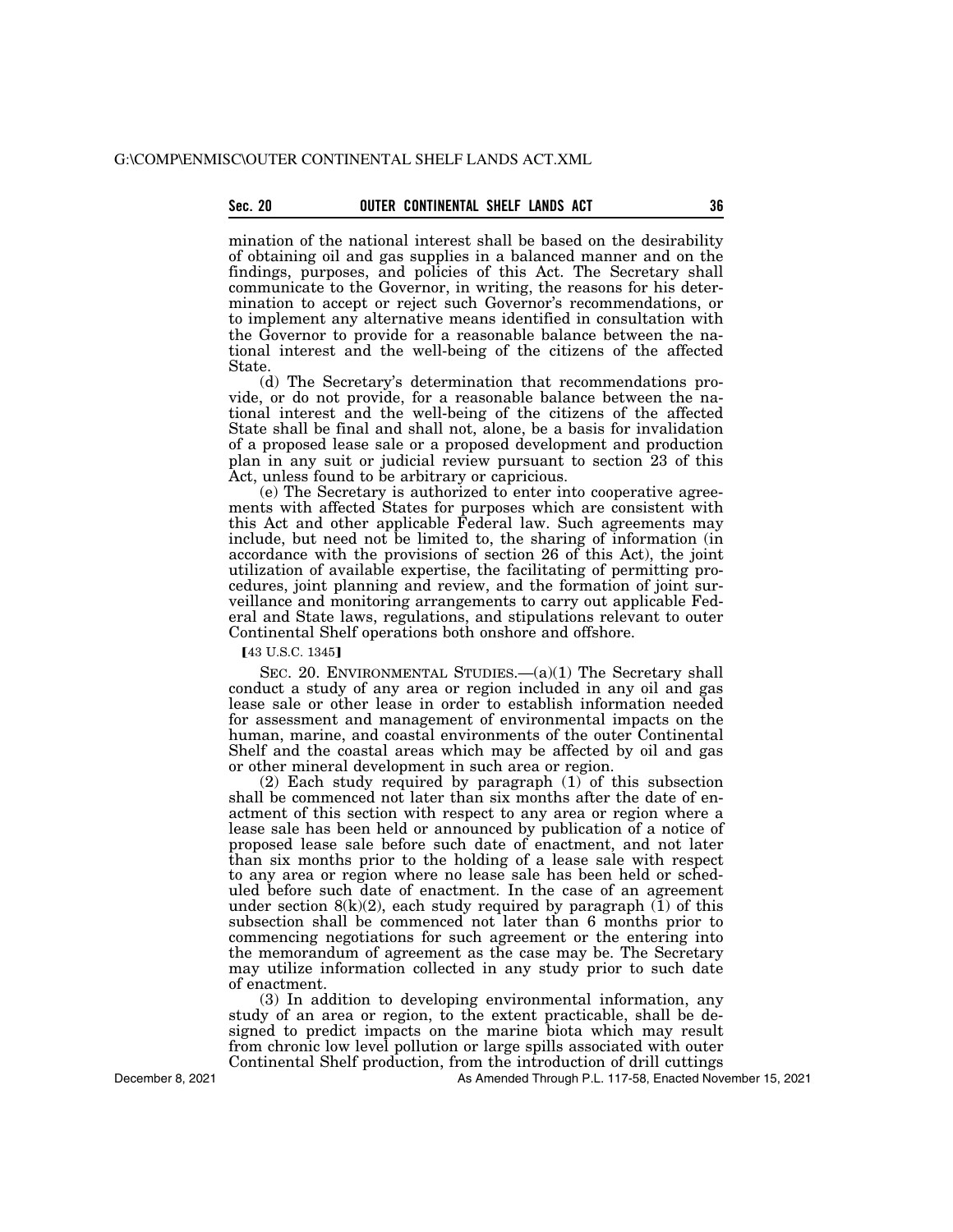mination of the national interest shall be based on the desirability of obtaining oil and gas supplies in a balanced manner and on the findings, purposes, and policies of this Act. The Secretary shall communicate to the Governor, in writing, the reasons for his determination to accept or reject such Governor's recommendations, or to implement any alternative means identified in consultation with the Governor to provide for a reasonable balance between the national interest and the well-being of the citizens of the affected State.

(d) The Secretary's determination that recommendations provide, or do not provide, for a reasonable balance between the national interest and the well-being of the citizens of the affected State shall be final and shall not, alone, be a basis for invalidation of a proposed lease sale or a proposed development and production plan in any suit or judicial review pursuant to section 23 of this Act, unless found to be arbitrary or capricious.

(e) The Secretary is authorized to enter into cooperative agreements with affected States for purposes which are consistent with this Act and other applicable Federal law. Such agreements may include, but need not be limited to, the sharing of information (in accordance with the provisions of section 26 of this Act), the joint utilization of available expertise, the facilitating of permitting procedures, joint planning and review, and the formation of joint surveillance and monitoring arrangements to carry out applicable Federal and State laws, regulations, and stipulations relevant to outer Continental Shelf operations both onshore and offshore.

【43 U.S.C. 1345】

SEC. 20. ENVIRONMENTAL STUDIES.—(a)(1) The Secretary shall conduct a study of any area or region included in any oil and gas lease sale or other lease in order to establish information needed for assessment and management of environmental impacts on the human, marine, and coastal environments of the outer Continental Shelf and the coastal areas which may be affected by oil and gas or other mineral development in such area or region.

(2) Each study required by paragraph (1) of this subsection shall be commenced not later than six months after the date of enactment of this section with respect to any area or region where a lease sale has been held or announced by publication of a notice of proposed lease sale before such date of enactment, and not later than six months prior to the holding of a lease sale with respect to any area or region where no lease sale has been held or scheduled before such date of enactment. In the case of an agreement under section 8(k)(2), each study required by paragraph (1) of this subsection shall be commenced not later than 6 months prior to commencing negotiations for such agreement or the entering into the memorandum of agreement as the case may be. The Secretary may utilize information collected in any study prior to such date of enactment.

(3) In addition to developing environmental information, any study of an area or region, to the extent practicable, shall be designed to predict impacts on the marine biota which may result from chronic low level pollution or large spills associated with outer Continental Shelf production, from the introduction of drill cuttings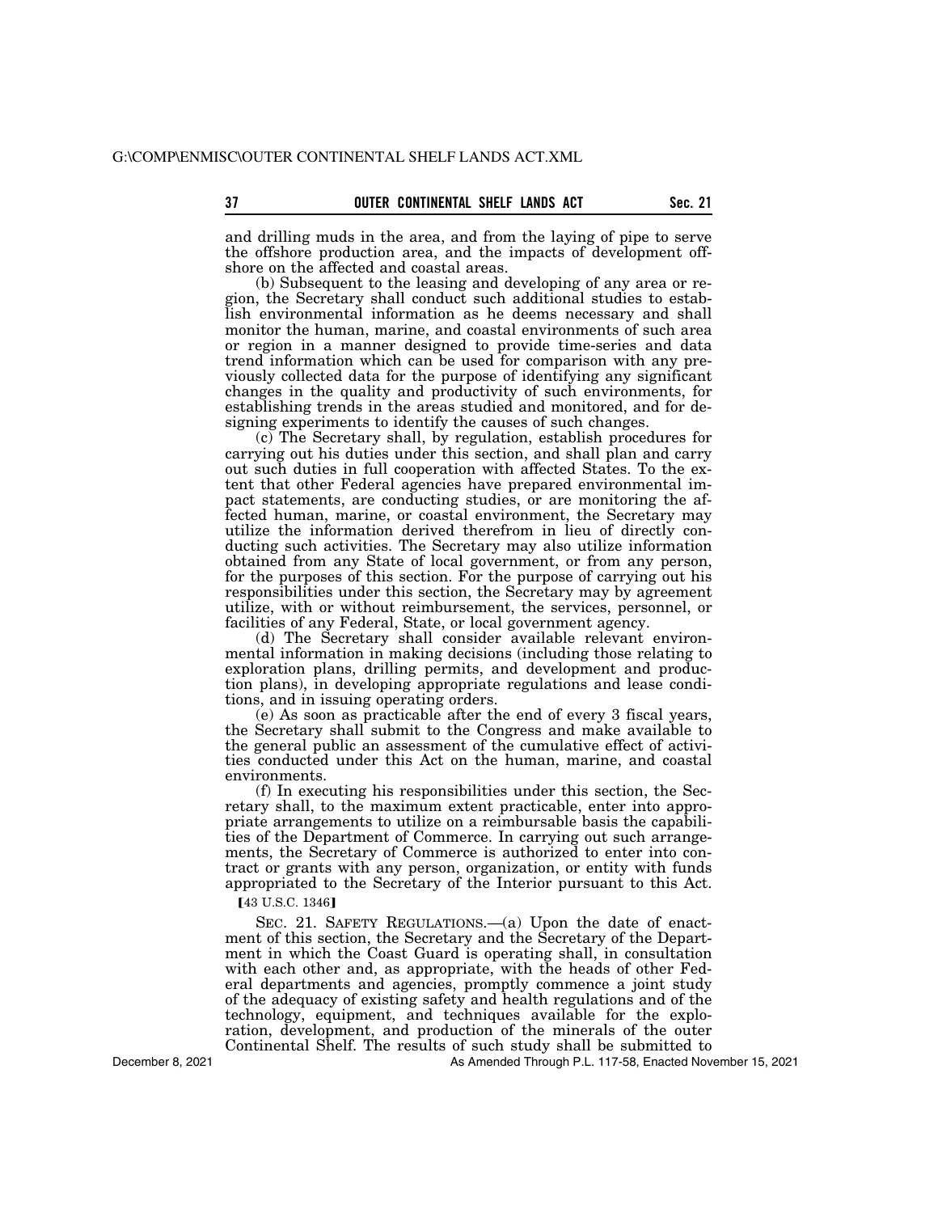and drilling muds in the area, and from the laying of pipe to serve the offshore production area, and the impacts of development offshore on the affected and coastal areas.

(b) Subsequent to the leasing and developing of any area or region, the Secretary shall conduct such additional studies to establish environmental information as he deems necessary and shall monitor the human, marine, and coastal environments of such area or region in a manner designed to provide time-series and data trend information which can be used for comparison with any previously collected data for the purpose of identifying any significant changes in the quality and productivity of such environments, for establishing trends in the areas studied and monitored, and for designing experiments to identify the causes of such changes.

(c) The Secretary shall, by regulation, establish procedures for carrying out his duties under this section, and shall plan and carry out such duties in full cooperation with affected States. To the extent that other Federal agencies have prepared environmental impact statements, are conducting studies, or are monitoring the affected human, marine, or coastal environment, the Secretary may utilize the information derived therefrom in lieu of directly conducting such activities. The Secretary may also utilize information obtained from any State of local government, or from any person, for the purposes of this section. For the purpose of carrying out his responsibilities under this section, the Secretary may by agreement utilize, with or without reimbursement, the services, personnel, or facilities of any Federal, State, or local government agency.

(d) The Secretary shall consider available relevant environmental information in making decisions (including those relating to exploration plans, drilling permits, and development and production plans), in developing appropriate regulations and lease conditions, and in issuing operating orders.

(e) As soon as practicable after the end of every 3 fiscal years, the Secretary shall submit to the Congress and make available to the general public an assessment of the cumulative effect of activities conducted under this Act on the human, marine, and coastal environments.

(f) In executing his responsibilities under this section, the Secretary shall, to the maximum extent practicable, enter into appropriate arrangements to utilize on a reimbursable basis the capabilities of the Department of Commerce. In carrying out such arrangements, the Secretary of Commerce is authorized to enter into contract or grants with any person, organization, or entity with funds appropriated to the Secretary of the Interior pursuant to this Act.

【43 U.S.C. 1346】

SEC. 21. SAFETY REGULATIONS.—(a) Upon the date of enactment of this section, the Secretary and the Secretary of the Department in which the Coast Guard is operating shall, in consultation with each other and, as appropriate, with the heads of other Federal departments and agencies, promptly commence a joint study of the adequacy of existing safety and health regulations and of the technology, equipment, and techniques available for the exploration, development, and production of the minerals of the outer Continental Shelf. The results of such study shall be submitted to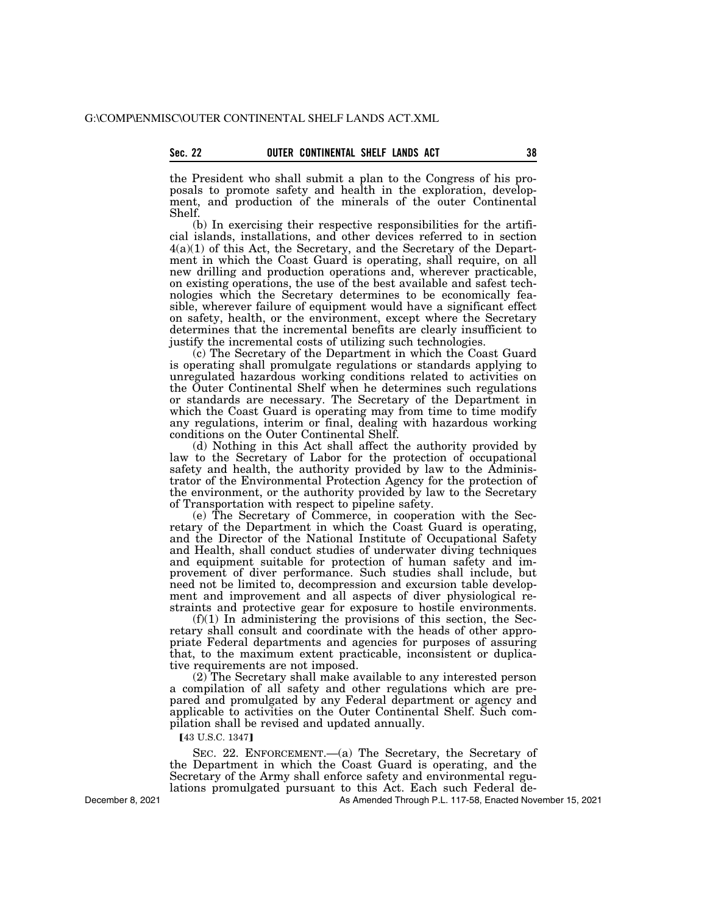the President who shall submit a plan to the Congress of his proposals to promote safety and health in the exploration, development, and production of the minerals of the outer Continental Shelf.

(b) In exercising their respective responsibilities for the artificial islands, installations, and other devices referred to in section 4(a)(1) of this Act, the Secretary, and the Secretary of the Department in which the Coast Guard is operating, shall require, on all new drilling and production operations and, wherever practicable, on existing operations, the use of the best available and safest technologies which the Secretary determines to be economically feasible, wherever failure of equipment would have a significant effect on safety, health, or the environment, except where the Secretary determines that the incremental benefits are clearly insufficient to justify the incremental costs of utilizing such technologies.

(c) The Secretary of the Department in which the Coast Guard is operating shall promulgate regulations or standards applying to unregulated hazardous working conditions related to activities on the Outer Continental Shelf when he determines such regulations or standards are necessary. The Secretary of the Department in which the Coast Guard is operating may from time to time modify any regulations, interim or final, dealing with hazardous working conditions on the Outer Continental Shelf.

(d) Nothing in this Act shall affect the authority provided by law to the Secretary of Labor for the protection of occupational safety and health, the authority provided by law to the Administrator of the Environmental Protection Agency for the protection of the environment, or the authority provided by law to the Secretary of Transportation with respect to pipeline safety.

(e) The Secretary of Commerce, in cooperation with the Secretary of the Department in which the Coast Guard is operating, and the Director of the National Institute of Occupational Safety and Health, shall conduct studies of underwater diving techniques and equipment suitable for protection of human safety and improvement of diver performance. Such studies shall include, but need not be limited to, decompression and excursion table development and improvement and all aspects of diver physiological restraints and protective gear for exposure to hostile environments.

(f)(1) In administering the provisions of this section, the Secretary shall consult and coordinate with the heads of other appropriate Federal departments and agencies for purposes of assuring that, to the maximum extent practicable, inconsistent or duplicative requirements are not imposed.

(2) The Secretary shall make available to any interested person a compilation of all safety and other regulations which are prepared and promulgated by any Federal department or agency and applicable to activities on the Outer Continental Shelf. Such compilation shall be revised and updated annually.

【43 U.S.C. 1347】

SEC. 22. ENFORCEMENT.—(a) The Secretary, the Secretary of the Department in which the Coast Guard is operating, and the Secretary of the Army shall enforce safety and environmental regulations promulgated pursuant to this Act. Each such Federal de-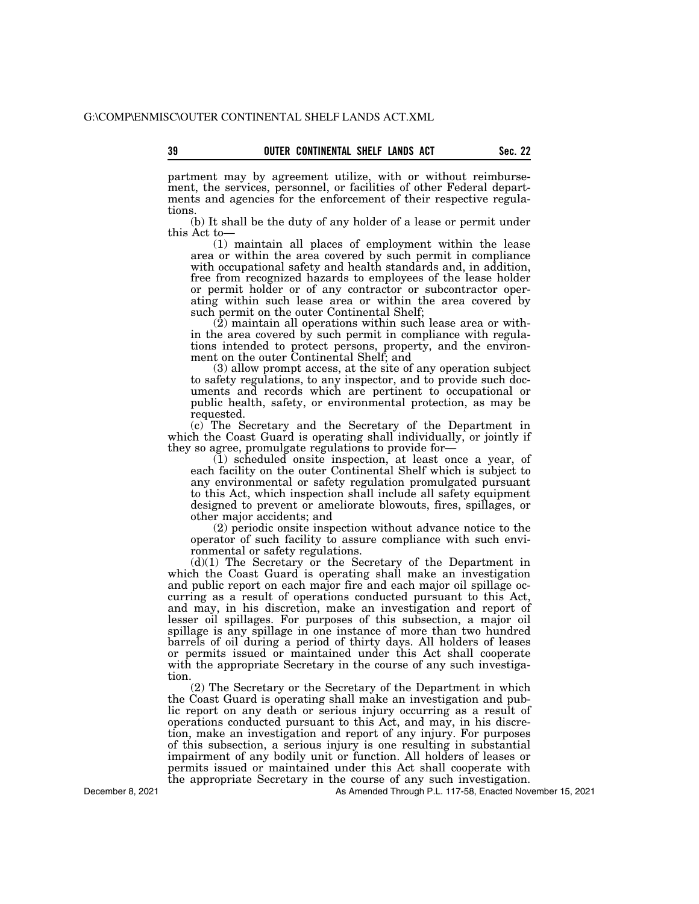partment may by agreement utilize, with or without reimbursement, the services, personnel, or facilities of other Federal departments and agencies for the enforcement of their respective regulations.

(b) It shall be the duty of any holder of a lease or permit under this Act to—

(1) maintain all places of employment within the lease area or within the area covered by such permit in compliance with occupational safety and health standards and, in addition, free from recognized hazards to employees of the lease holder or permit holder or of any contractor or subcontractor operating within such lease area or within the area covered by such permit on the outer Continental Shelf;

(2) maintain all operations within such lease area or within the area covered by such permit in compliance with regulations intended to protect persons, property, and the environment on the outer Continental Shelf; and

(3) allow prompt access, at the site of any operation subject to safety regulations, to any inspector, and to provide such documents and records which are pertinent to occupational or public health, safety, or environmental protection, as may be requested.

(c) The Secretary and the Secretary of the Department in which the Coast Guard is operating shall individually, or jointly if they so agree, promulgate regulations to provide for—

(1) scheduled onsite inspection, at least once a year, of each facility on the outer Continental Shelf which is subject to any environmental or safety regulation promulgated pursuant to this Act, which inspection shall include all safety equipment designed to prevent or ameliorate blowouts, fires, spillages, or other major accidents; and

(2) periodic onsite inspection without advance notice to the operator of such facility to assure compliance with such environmental or safety regulations.

(d)(1) The Secretary or the Secretary of the Department in which the Coast Guard is operating shall make an investigation and public report on each major fire and each major oil spillage occurring as a result of operations conducted pursuant to this Act, and may, in his discretion, make an investigation and report of lesser oil spillages. For purposes of this subsection, a major oil spillage is any spillage in one instance of more than two hundred barrels of oil during a period of thirty days. All holders of leases or permits issued or maintained under this Act shall cooperate with the appropriate Secretary in the course of any such investigation.

(2) The Secretary or the Secretary of the Department in which the Coast Guard is operating shall make an investigation and public report on any death or serious injury occurring as a result of operations conducted pursuant to this Act, and may, in his discretion, make an investigation and report of any injury. For purposes of this subsection, a serious injury is one resulting in substantial impairment of any bodily unit or function. All holders of leases or permits issued or maintained under this Act shall cooperate with the appropriate Secretary in the course of any such investigation.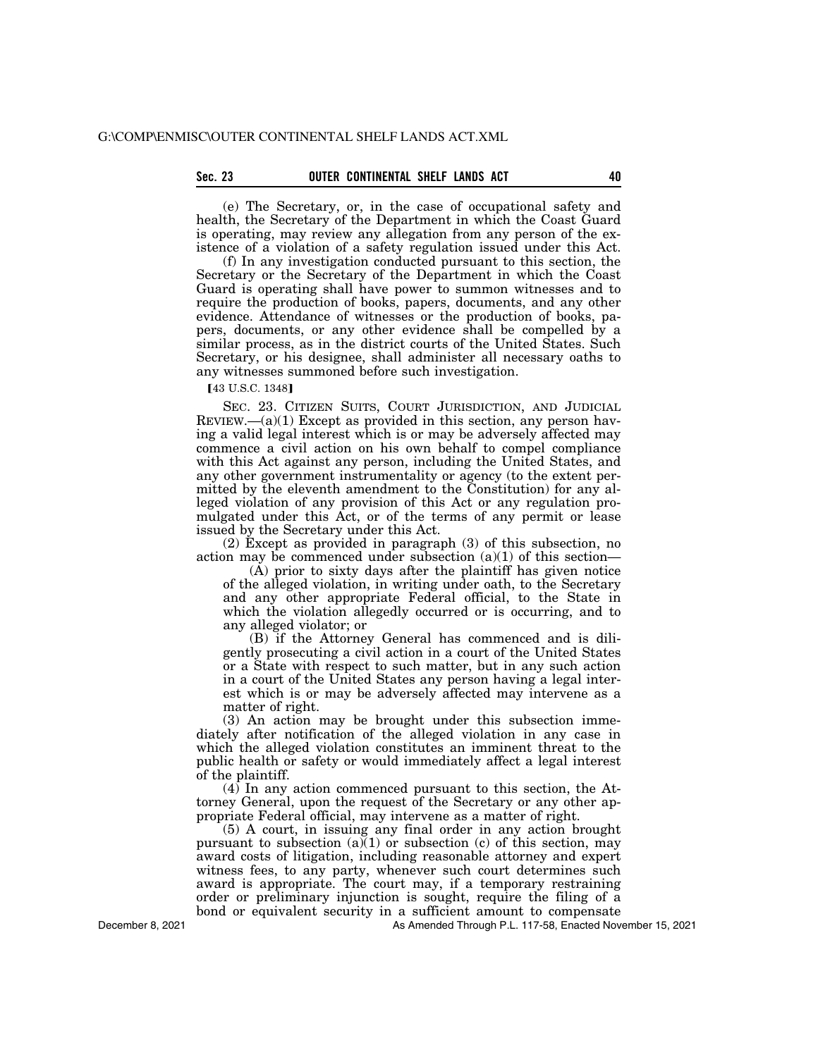(e) The Secretary, or, in the case of occupational safety and health, the Secretary of the Department in which the Coast Guard is operating, may review any allegation from any person of the existence of a violation of a safety regulation issued under this Act.

(f) In any investigation conducted pursuant to this section, the Secretary or the Secretary of the Department in which the Coast Guard is operating shall have power to summon witnesses and to require the production of books, papers, documents, and any other evidence. Attendance of witnesses or the production of books, papers, documents, or any other evidence shall be compelled by a similar process, as in the district courts of the United States. Such Secretary, or his designee, shall administer all necessary oaths to any witnesses summoned before such investigation.

【43 U.S.C. 1348】

SEC. 23. CITIZEN SUITS, COURT JURISDICTION, AND JUDICIAL REVIEW.—(a)(1) Except as provided in this section, any person having a valid legal interest which is or may be adversely affected may commence a civil action on his own behalf to compel compliance with this Act against any person, including the United States, and any other government instrumentality or agency (to the extent permitted by the eleventh amendment to the Constitution) for any alleged violation of any provision of this Act or any regulation promulgated under this Act, or of the terms of any permit or lease issued by the Secretary under this Act.

(2) Except as provided in paragraph (3) of this subsection, no action may be commenced under subsection (a)(1) of this section—

(A) prior to sixty days after the plaintiff has given notice of the alleged violation, in writing under oath, to the Secretary and any other appropriate Federal official, to the State in which the violation allegedly occurred or is occurring, and to any alleged violator; or

(B) if the Attorney General has commenced and is diligently prosecuting a civil action in a court of the United States or a State with respect to such matter, but in any such action in a court of the United States any person having a legal interest which is or may be adversely affected may intervene as a matter of right.

(3) An action may be brought under this subsection immediately after notification of the alleged violation in any case in which the alleged violation constitutes an imminent threat to the public health or safety or would immediately affect a legal interest of the plaintiff.

(4) In any action commenced pursuant to this section, the Attorney General, upon the request of the Secretary or any other appropriate Federal official, may intervene as a matter of right.

(5) A court, in issuing any final order in any action brought pursuant to subsection (a)(1) or subsection (c) of this section, may award costs of litigation, including reasonable attorney and expert witness fees, to any party, whenever such court determines such award is appropriate. The court may, if a temporary restraining order or preliminary injunction is sought, require the filing of a bond or equivalent security in a sufficient amount to compensate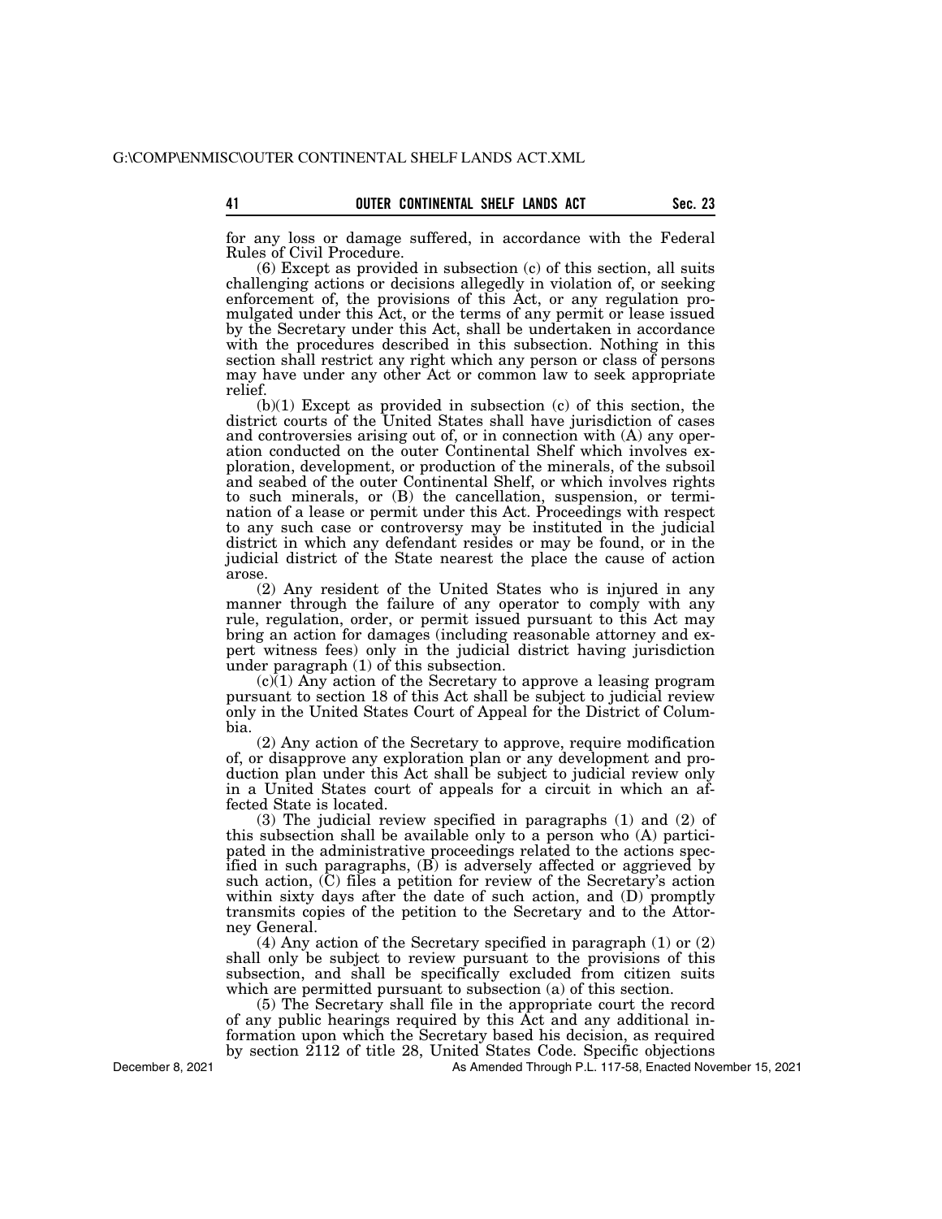for any loss or damage suffered, in accordance with the Federal Rules of Civil Procedure.

(6) Except as provided in subsection (c) of this section, all suits challenging actions or decisions allegedly in violation of, or seeking enforcement of, the provisions of this Act, or any regulation promulgated under this Act, or the terms of any permit or lease issued by the Secretary under this Act, shall be undertaken in accordance with the procedures described in this subsection. Nothing in this section shall restrict any right which any person or class of persons may have under any other Act or common law to seek appropriate relief.

(b)(1) Except as provided in subsection (c) of this section, the district courts of the United States shall have jurisdiction of cases and controversies arising out of, or in connection with (A) any operation conducted on the outer Continental Shelf which involves exploration, development, or production of the minerals, of the subsoil and seabed of the outer Continental Shelf, or which involves rights to such minerals, or (B) the cancellation, suspension, or termination of a lease or permit under this Act. Proceedings with respect to any such case or controversy may be instituted in the judicial district in which any defendant resides or may be found, or in the judicial district of the State nearest the place the cause of action arose.

(2) Any resident of the United States who is injured in any manner through the failure of any operator to comply with any rule, regulation, order, or permit issued pursuant to this Act may bring an action for damages (including reasonable attorney and expert witness fees) only in the judicial district having jurisdiction under paragraph (1) of this subsection.

(c)(1) Any action of the Secretary to approve a leasing program pursuant to section 18 of this Act shall be subject to judicial review only in the United States Court of Appeal for the District of Columbia.

(2) Any action of the Secretary to approve, require modification of, or disapprove any exploration plan or any development and production plan under this Act shall be subject to judicial review only in a United States court of appeals for a circuit in which an affected State is located.

(3) The judicial review specified in paragraphs (1) and (2) of this subsection shall be available only to a person who (A) participated in the administrative proceedings related to the actions specified in such paragraphs, (B) is adversely affected or aggrieved by such action, (C) files a petition for review of the Secretary's action within sixty days after the date of such action, and (D) promptly transmits copies of the petition to the Secretary and to the Attorney General.

(4) Any action of the Secretary specified in paragraph (1) or (2) shall only be subject to review pursuant to the provisions of this subsection, and shall be specifically excluded from citizen suits which are permitted pursuant to subsection (a) of this section.

(5) The Secretary shall file in the appropriate court the record of any public hearings required by this Act and any additional information upon which the Secretary based his decision, as required by section 2112 of title 28, United States Code. Specific objections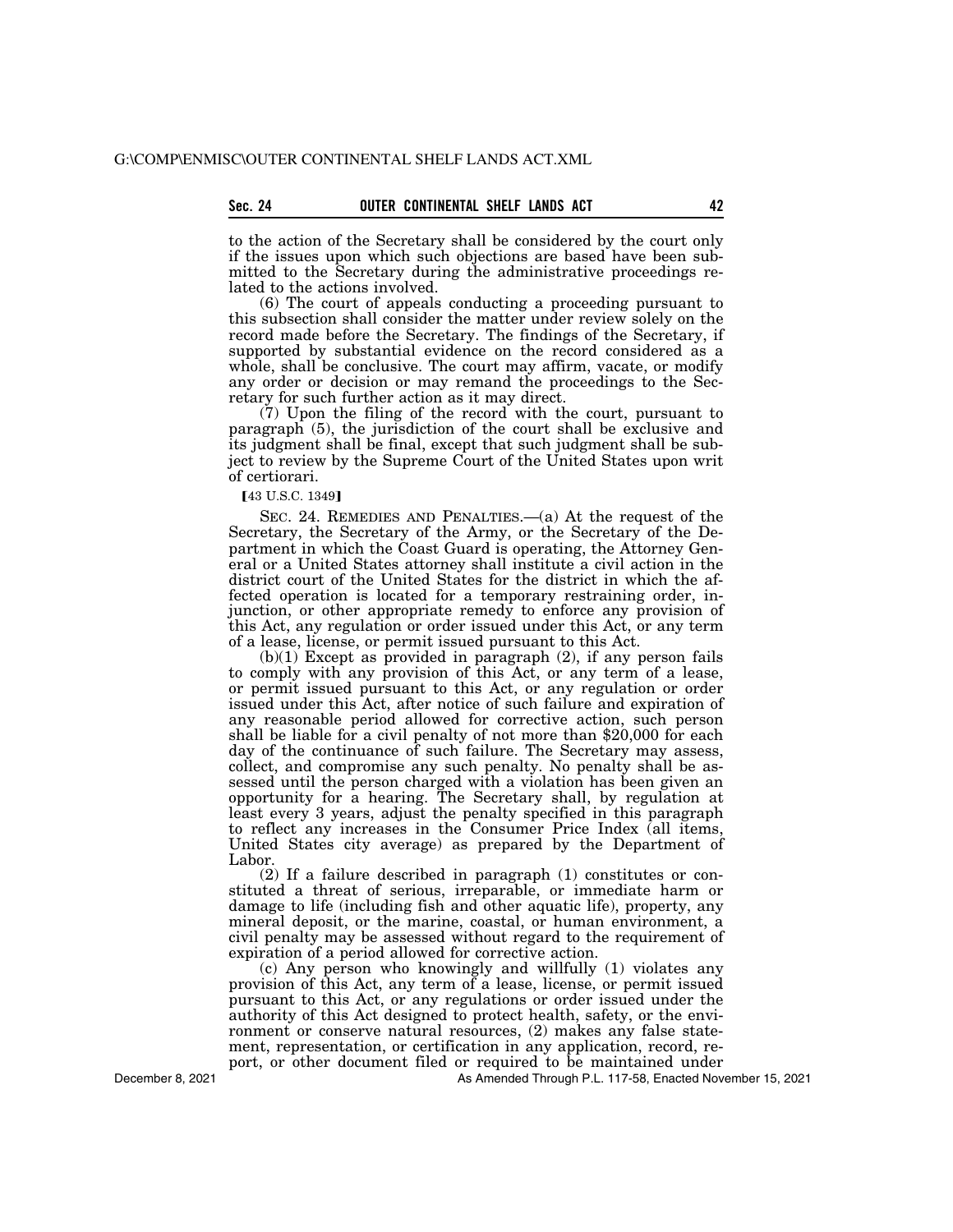to the action of the Secretary shall be considered by the court only if the issues upon which such objections are based have been submitted to the Secretary during the administrative proceedings related to the actions involved.

(6) The court of appeals conducting a proceeding pursuant to this subsection shall consider the matter under review solely on the record made before the Secretary. The findings of the Secretary, if supported by substantial evidence on the record considered as a whole, shall be conclusive. The court may affirm, vacate, or modify any order or decision or may remand the proceedings to the Secretary for such further action as it may direct.

(7) Upon the filing of the record with the court, pursuant to paragraph (5), the jurisdiction of the court shall be exclusive and its judgment shall be final, except that such judgment shall be subject to review by the Supreme Court of the United States upon writ of certiorari.

【43 U.S.C. 1349】

SEC. 24. REMEDIES AND PENALTIES.—(a) At the request of the Secretary, the Secretary of the Army, or the Secretary of the Department in which the Coast Guard is operating, the Attorney General or a United States attorney shall institute a civil action in the district court of the United States for the district in which the affected operation is located for a temporary restraining order, injunction, or other appropriate remedy to enforce any provision of this Act, any regulation or order issued under this Act, or any term of a lease, license, or permit issued pursuant to this Act.

(b)(1) Except as provided in paragraph (2), if any person fails to comply with any provision of this Act, or any term of a lease, or permit issued pursuant to this Act, or any regulation or order issued under this Act, after notice of such failure and expiration of any reasonable period allowed for corrective action, such person shall be liable for a civil penalty of not more than $20,000 for each day of the continuance of such failure. The Secretary may assess, collect, and compromise any such penalty. No penalty shall be assessed until the person charged with a violation has been given an opportunity for a hearing. The Secretary shall, by regulation at least every 3 years, adjust the penalty specified in this paragraph to reflect any increases in the Consumer Price Index (all items, United States city average) as prepared by the Department of Labor.

(2) If a failure described in paragraph (1) constitutes or constituted a threat of serious, irreparable, or immediate harm or damage to life (including fish and other aquatic life), property, any mineral deposit, or the marine, coastal, or human environment, a civil penalty may be assessed without regard to the requirement of expiration of a period allowed for corrective action.

(c) Any person who knowingly and willfully (1) violates any provision of this Act, any term of a lease, license, or permit issued pursuant to this Act, or any regulations or order issued under the authority of this Act designed to protect health, safety, or the environment or conserve natural resources, (2) makes any false statement, representation, or certification in any application, record, report, or other document filed or required to be maintained under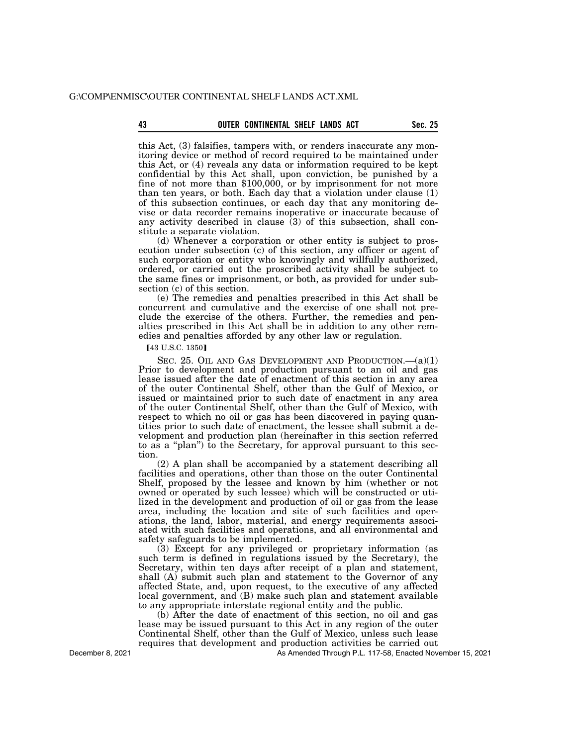this Act, (3) falsifies, tampers with, or renders inaccurate any monitoring device or method of record required to be maintained under this Act, or (4) reveals any data or information required to be kept confidential by this Act shall, upon conviction, be punished by a fine of not more than $100,000, or by imprisonment for not more than ten years, or both. Each day that a violation under clause (1) of this subsection continues, or each day that any monitoring device or data recorder remains inoperative or inaccurate because of any activity described in clause (3) of this subsection, shall constitute a separate violation.

(d) Whenever a corporation or other entity is subject to prosecution under subsection (c) of this section, any officer or agent of such corporation or entity who knowingly and willfully authorized, ordered, or carried out the proscribed activity shall be subject to the same fines or imprisonment, or both, as provided for under subsection (c) of this section.

(e) The remedies and penalties prescribed in this Act shall be concurrent and cumulative and the exercise of one shall not preclude the exercise of the others. Further, the remedies and penalties prescribed in this Act shall be in addition to any other remedies and penalties afforded by any other law or regulation.

【43 U.S.C. 1350】

SEC. 25. OIL AND GAS DEVELOPMENT AND PRODUCTION.—(a)(1) Prior to development and production pursuant to an oil and gas lease issued after the date of enactment of this section in any area of the outer Continental Shelf, other than the Gulf of Mexico, or issued or maintained prior to such date of enactment in any area of the outer Continental Shelf, other than the Gulf of Mexico, with respect to which no oil or gas has been discovered in paying quantities prior to such date of enactment, the lessee shall submit a development and production plan (hereinafter in this section referred to as a "plan") to the Secretary, for approval pursuant to this section.

(2) A plan shall be accompanied by a statement describing all facilities and operations, other than those on the outer Continental Shelf, proposed by the lessee and known by him (whether or not owned or operated by such lessee) which will be constructed or utilized in the development and production of oil or gas from the lease area, including the location and site of such facilities and operations, the land, labor, material, and energy requirements associated with such facilities and operations, and all environmental and safety safeguards to be implemented.

(3) Except for any privileged or proprietary information (as such term is defined in regulations issued by the Secretary), the Secretary, within ten days after receipt of a plan and statement, shall (A) submit such plan and statement to the Governor of any affected State, and, upon request, to the executive of any affected local government, and (B) make such plan and statement available to any appropriate interstate regional entity and the public.

(b) After the date of enactment of this section, no oil and gas lease may be issued pursuant to this Act in any region of the outer Continental Shelf, other than the Gulf of Mexico, unless such lease requires that development and production activities be carried out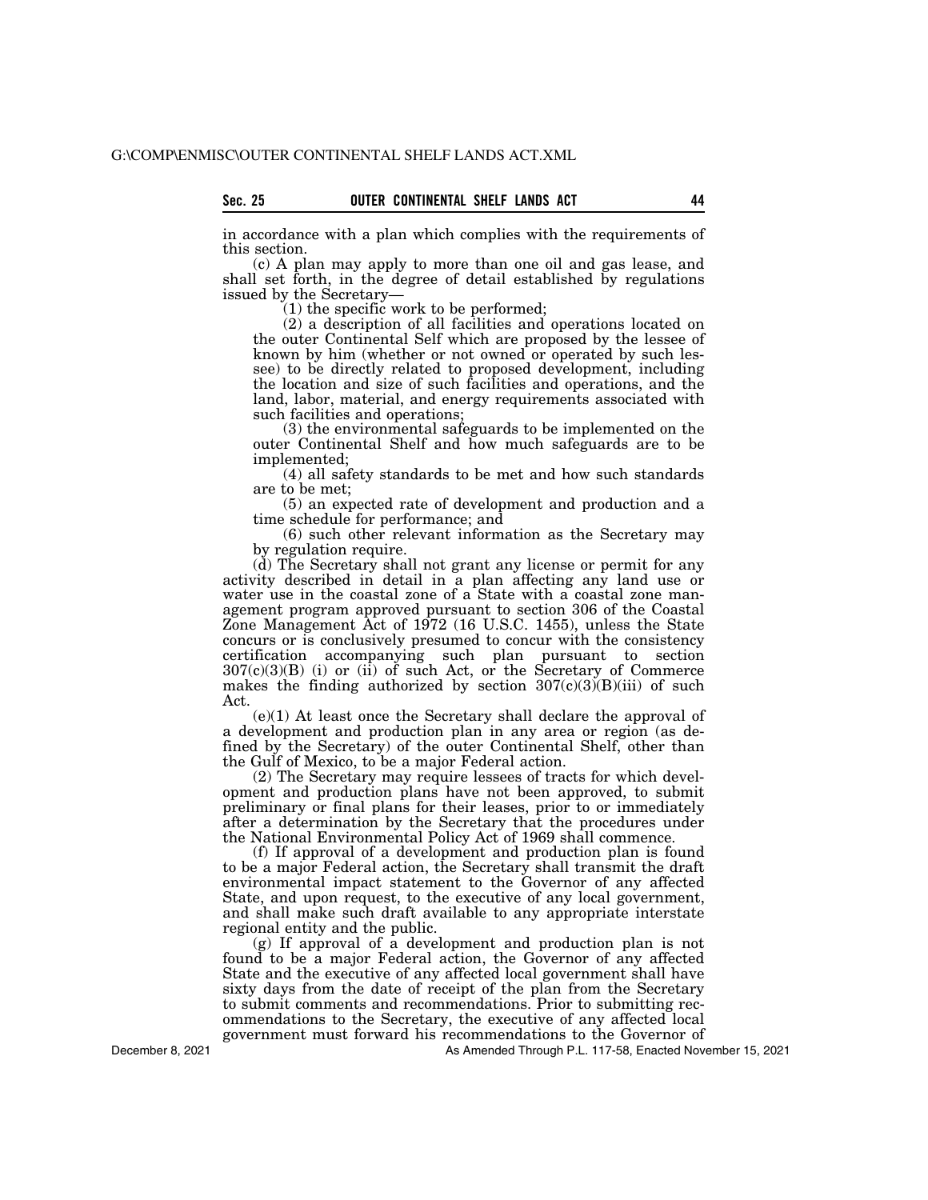in accordance with a plan which complies with the requirements of this section.

(c) A plan may apply to more than one oil and gas lease, and shall set forth, in the degree of detail established by regulations issued by the Secretary—

(1) the specific work to be performed;

(2) a description of all facilities and operations located on the outer Continental Self which are proposed by the lessee of known by him (whether or not owned or operated by such lessee) to be directly related to proposed development, including the location and size of such facilities and operations, and the land, labor, material, and energy requirements associated with such facilities and operations;

(3) the environmental safeguards to be implemented on the outer Continental Shelf and how much safeguards are to be implemented;

(4) all safety standards to be met and how such standards are to be met;

(5) an expected rate of development and production and a time schedule for performance; and

(6) such other relevant information as the Secretary may by regulation require.

(d) The Secretary shall not grant any license or permit for any activity described in detail in a plan affecting any land use or water use in the coastal zone of a State with a coastal zone management program approved pursuant to section 306 of the Coastal Zone Management Act of 1972 (16 U.S.C. 1455), unless the State concurs or is conclusively presumed to concur with the consistency certification accompanying such plan pursuant to section 307(c)(3)(B) (i) or (ii) of such Act, or the Secretary of Commerce makes the finding authorized by section 307(c)(3)(B)(iii) of such Act.

(e)(1) At least once the Secretary shall declare the approval of a development and production plan in any area or region (as defined by the Secretary) of the outer Continental Shelf, other than the Gulf of Mexico, to be a major Federal action.

(2) The Secretary may require lessees of tracts for which development and production plans have not been approved, to submit preliminary or final plans for their leases, prior to or immediately after a determination by the Secretary that the procedures under the National Environmental Policy Act of 1969 shall commence.

(f) If approval of a development and production plan is found to be a major Federal action, the Secretary shall transmit the draft environmental impact statement to the Governor of any affected State, and upon request, to the executive of any local government, and shall make such draft available to any appropriate interstate regional entity and the public.

(g) If approval of a development and production plan is not found to be a major Federal action, the Governor of any affected State and the executive of any affected local government shall have sixty days from the date of receipt of the plan from the Secretary to submit comments and recommendations. Prior to submitting recommendations to the Secretary, the executive of any affected local government must forward his recommendations to the Governor of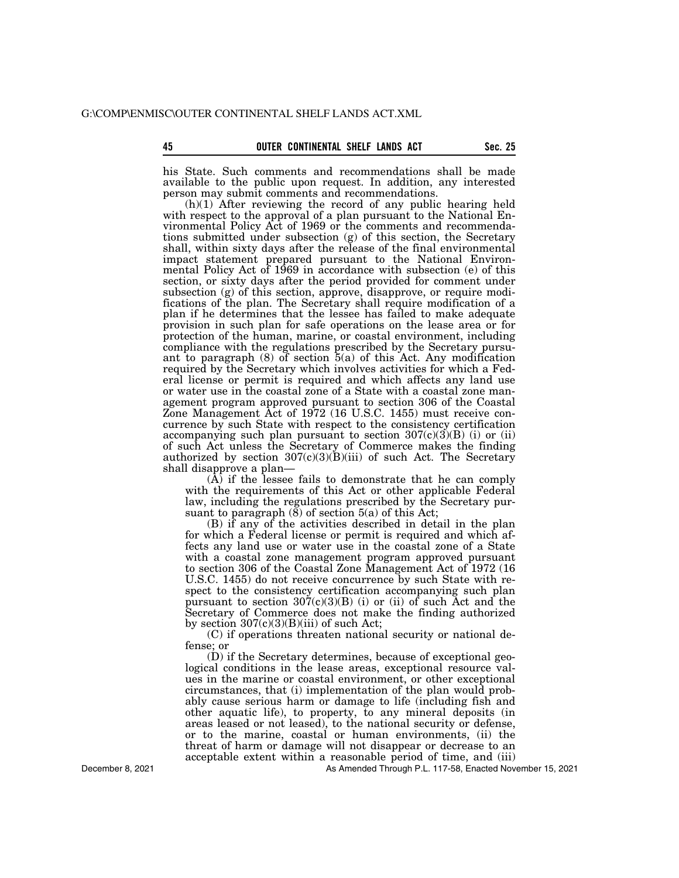his State. Such comments and recommendations shall be made available to the public upon request. In addition, any interested person may submit comments and recommendations.

(h)(1) After reviewing the record of any public hearing held with respect to the approval of a plan pursuant to the National Environmental Policy Act of 1969 or the comments and recommendations submitted under subsection (g) of this section, the Secretary shall, within sixty days after the release of the final environmental impact statement prepared pursuant to the National Environmental Policy Act of 1969 in accordance with subsection (e) of this section, or sixty days after the period provided for comment under subsection (g) of this section, approve, disapprove, or require modifications of the plan. The Secretary shall require modification of a plan if he determines that the lessee has failed to make adequate provision in such plan for safe operations on the lease area or for protection of the human, marine, or coastal environment, including compliance with the regulations prescribed by the Secretary pursuant to paragraph (8) of section 5(a) of this Act. Any modification required by the Secretary which involves activities for which a Federal license or permit is required and which affects any land use or water use in the coastal zone of a State with a coastal zone management program approved pursuant to section 306 of the Coastal Zone Management Act of 1972 (16 U.S.C. 1455) must receive concurrence by such State with respect to the consistency certification accompanying such plan pursuant to section 307(c)(3)(B) (i) or (ii) of such Act unless the Secretary of Commerce makes the finding authorized by section 307(c)(3)(B)(iii) of such Act. The Secretary shall disapprove a plan—

(A) if the lessee fails to demonstrate that he can comply with the requirements of this Act or other applicable Federal law, including the regulations prescribed by the Secretary pursuant to paragraph (8) of section 5(a) of this Act;

(B) if any of the activities described in detail in the plan for which a Federal license or permit is required and which affects any land use or water use in the coastal zone of a State with a coastal zone management program approved pursuant to section 306 of the Coastal Zone Management Act of 1972 (16 U.S.C. 1455) do not receive concurrence by such State with respect to the consistency certification accompanying such plan pursuant to section 307(c)(3)(B) (i) or (ii) of such Act and the Secretary of Commerce does not make the finding authorized by section 307(c)(3)(B)(iii) of such Act;

(C) if operations threaten national security or national defense; or

(D) if the Secretary determines, because of exceptional geological conditions in the lease areas, exceptional resource values in the marine or coastal environment, or other exceptional circumstances, that (i) implementation of the plan would probably cause serious harm or damage to life (including fish and other aquatic life), to property, to any mineral deposits (in areas leased or not leased), to the national security or defense, or to the marine, coastal or human environments, (ii) the threat of harm or damage will not disappear or decrease to an acceptable extent within a reasonable period of time, and (iii)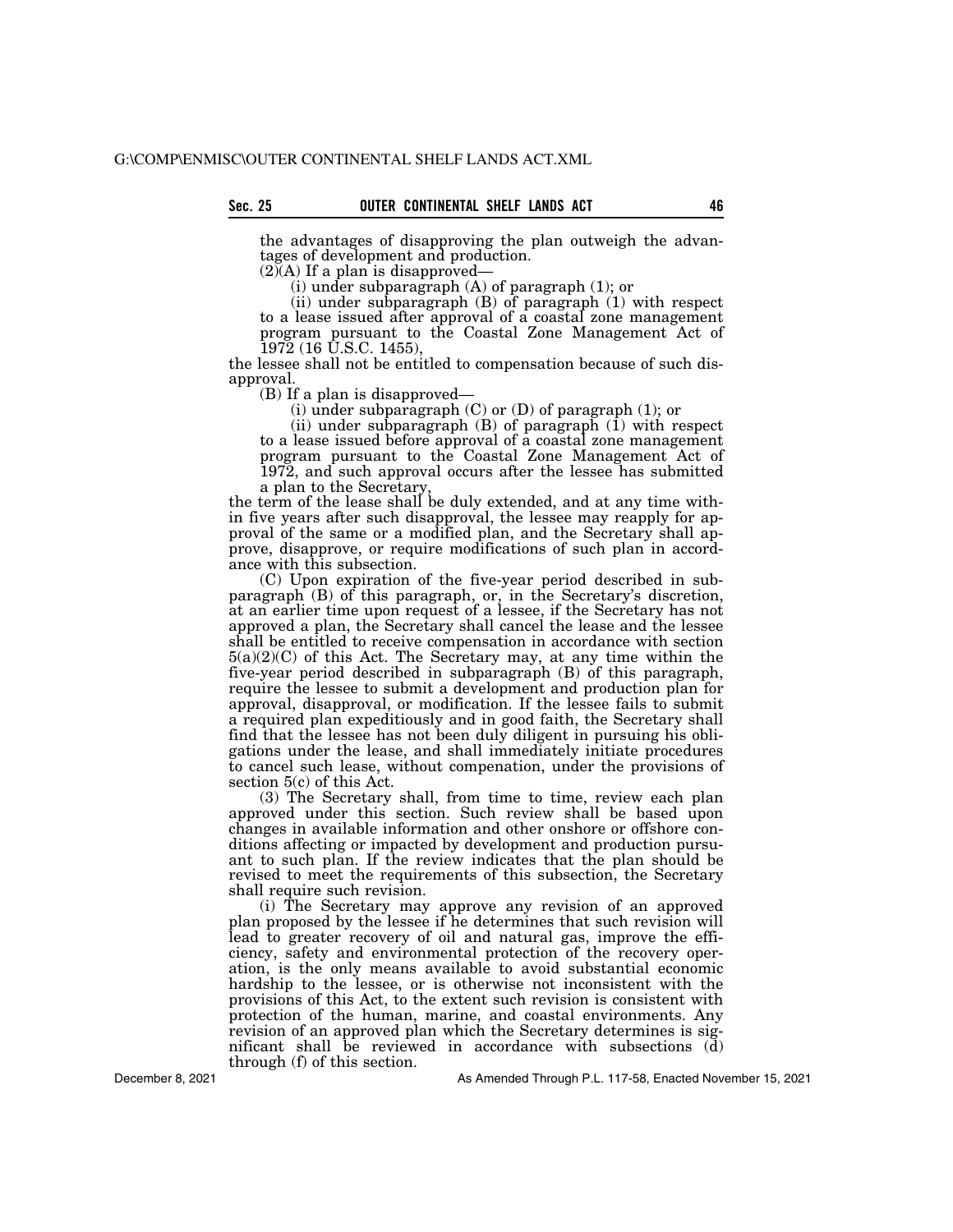the advantages of disapproving the plan outweigh the advantages of development and production.

(2)(A) If a plan is disapproved—

(i) under subparagraph (A) of paragraph (1); or

(ii) under subparagraph (B) of paragraph (1) with respect to a lease issued after approval of a coastal zone management program pursuant to the Coastal Zone Management Act of 1972 (16 U.S.C. 1455),

the lessee shall not be entitled to compensation because of such disapproval.

(B) If a plan is disapproved—

(i) under subparagraph (C) or (D) of paragraph (1); or

(ii) under subparagraph (B) of paragraph (1) with respect to a lease issued before approval of a coastal zone management program pursuant to the Coastal Zone Management Act of 1972, and such approval occurs after the lessee has submitted a plan to the Secretary,

the term of the lease shall be duly extended, and at any time within five years after such disapproval, the lessee may reapply for approval of the same or a modified plan, and the Secretary shall approve, disapprove, or require modifications of such plan in accordance with this subsection.

(C) Upon expiration of the five-year period described in subparagraph (B) of this paragraph, or, in the Secretary's discretion, at an earlier time upon request of a lessee, if the Secretary has not approved a plan, the Secretary shall cancel the lease and the lessee shall be entitled to receive compensation in accordance with section 5(a)(2)(C) of this Act. The Secretary may, at any time within the five-year period described in subparagraph (B) of this paragraph, require the lessee to submit a development and production plan for approval, disapproval, or modification. If the lessee fails to submit a required plan expeditiously and in good faith, the Secretary shall find that the lessee has not been duly diligent in pursuing his obligations under the lease, and shall immediately initiate procedures to cancel such lease, without compenation, under the provisions of section 5(c) of this Act.

(3) The Secretary shall, from time to time, review each plan approved under this section. Such review shall be based upon changes in available information and other onshore or offshore conditions affecting or impacted by development and production pursuant to such plan. If the review indicates that the plan should be revised to meet the requirements of this subsection, the Secretary shall require such revision.

(i) The Secretary may approve any revision of an approved plan proposed by the lessee if he determines that such revision will lead to greater recovery of oil and natural gas, improve the efficiency, safety and environmental protection of the recovery operation, is the only means available to avoid substantial economic hardship to the lessee, or is otherwise not inconsistent with the provisions of this Act, to the extent such revision is consistent with protection of the human, marine, and coastal environments. Any revision of an approved plan which the Secretary determines is significant shall be reviewed in accordance with subsections (d) through (f) of this section.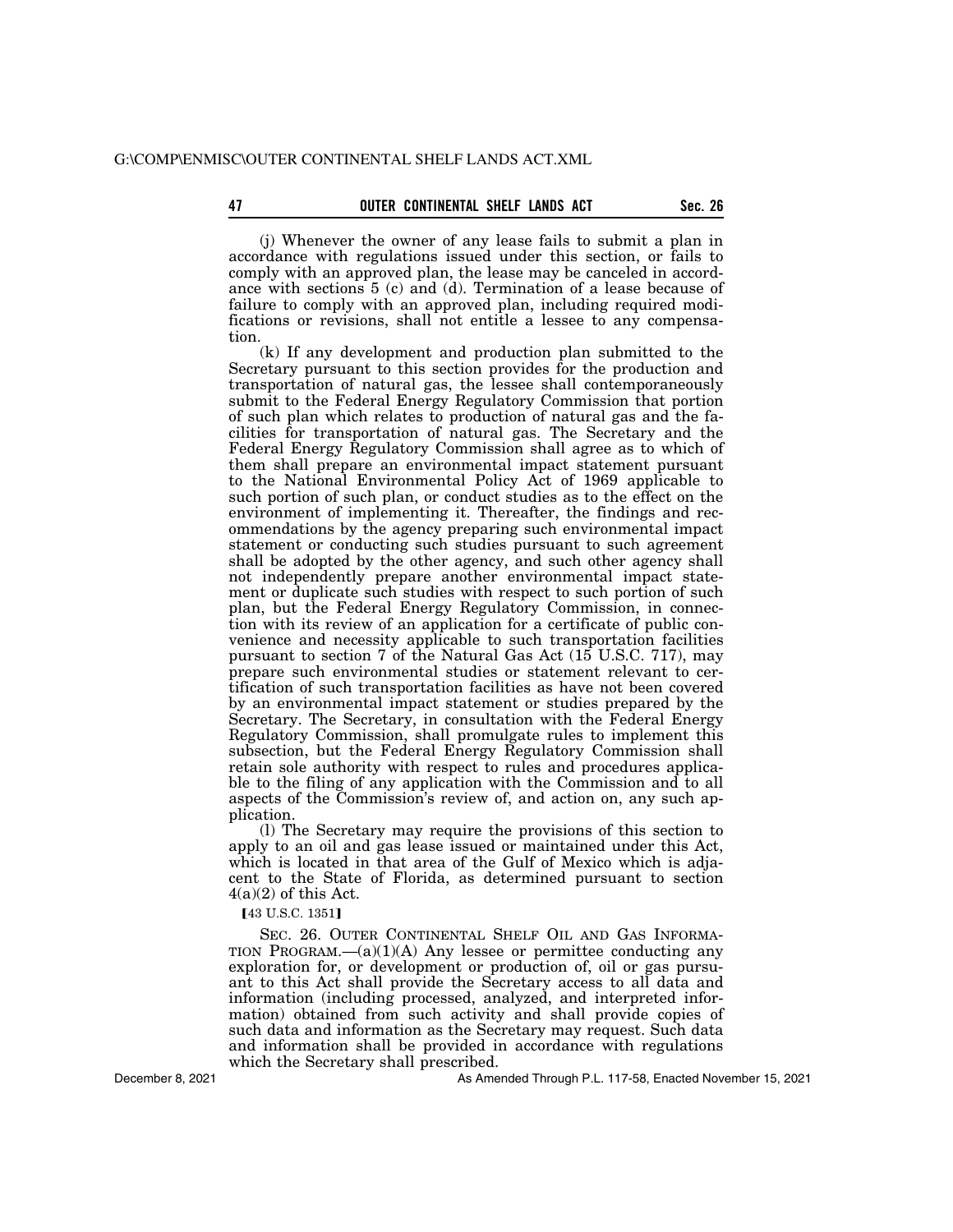(j) Whenever the owner of any lease fails to submit a plan in accordance with regulations issued under this section, or fails to comply with an approved plan, the lease may be canceled in accordance with sections 5 (c) and (d). Termination of a lease because of failure to comply with an approved plan, including required modifications or revisions, shall not entitle a lessee to any compensation.

(k) If any development and production plan submitted to the Secretary pursuant to this section provides for the production and transportation of natural gas, the lessee shall contemporaneously submit to the Federal Energy Regulatory Commission that portion of such plan which relates to production of natural gas and the facilities for transportation of natural gas. The Secretary and the Federal Energy Regulatory Commission shall agree as to which of them shall prepare an environmental impact statement pursuant to the National Environmental Policy Act of 1969 applicable to such portion of such plan, or conduct studies as to the effect on the environment of implementing it. Thereafter, the findings and recommendations by the agency preparing such environmental impact statement or conducting such studies pursuant to such agreement shall be adopted by the other agency, and such other agency shall not independently prepare another environmental impact statement or duplicate such studies with respect to such portion of such plan, but the Federal Energy Regulatory Commission, in connection with its review of an application for a certificate of public convenience and necessity applicable to such transportation facilities pursuant to section 7 of the Natural Gas Act (15 U.S.C. 717), may prepare such environmental studies or statement relevant to certification of such transportation facilities as have not been covered by an environmental impact statement or studies prepared by the Secretary. The Secretary, in consultation with the Federal Energy Regulatory Commission, shall promulgate rules to implement this subsection, but the Federal Energy Regulatory Commission shall retain sole authority with respect to rules and procedures applicable to the filing of any application with the Commission and to all aspects of the Commission's review of, and action on, any such application.

(l) The Secretary may require the provisions of this section to apply to an oil and gas lease issued or maintained under this Act, which is located in that area of the Gulf of Mexico which is adjacent to the State of Florida, as determined pursuant to section 4(a)(2) of this Act.

【43 U.S.C. 1351】

SEC. 26. OUTER CONTINENTAL SHELF OIL AND GAS INFORMATION PROGRAM.—(a)(1)(A) Any lessee or permittee conducting any exploration for, or development or production of, oil or gas pursuant to this Act shall provide the Secretary access to all data and information (including processed, analyzed, and interpreted information) obtained from such activity and shall provide copies of such data and information as the Secretary may request. Such data and information shall be provided in accordance with regulations which the Secretary shall prescribed.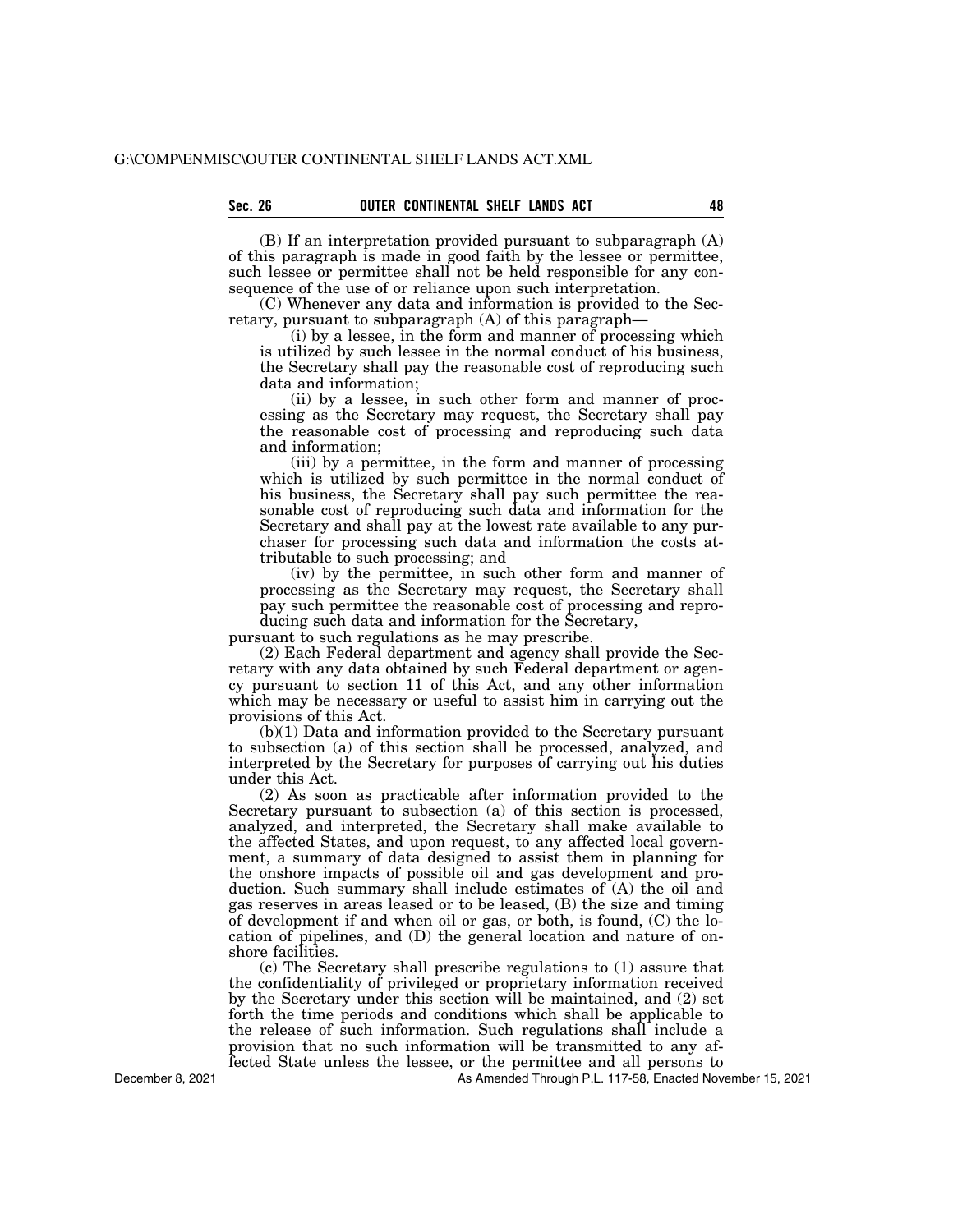(B) If an interpretation provided pursuant to subparagraph (A) of this paragraph is made in good faith by the lessee or permittee, such lessee or permittee shall not be held responsible for any consequence of the use of or reliance upon such interpretation.

(C) Whenever any data and information is provided to the Secretary, pursuant to subparagraph (A) of this paragraph—

(i) by a lessee, in the form and manner of processing which is utilized by such lessee in the normal conduct of his business, the Secretary shall pay the reasonable cost of reproducing such data and information;

(ii) by a lessee, in such other form and manner of processing as the Secretary may request, the Secretary shall pay the reasonable cost of processing and reproducing such data and information;

(iii) by a permittee, in the form and manner of processing which is utilized by such permittee in the normal conduct of his business, the Secretary shall pay such permittee the reasonable cost of reproducing such data and information for the Secretary and shall pay at the lowest rate available to any purchaser for processing such data and information the costs attributable to such processing; and

(iv) by the permittee, in such other form and manner of processing as the Secretary may request, the Secretary shall pay such permittee the reasonable cost of processing and reproducing such data and information for the Secretary,

pursuant to such regulations as he may prescribe.

(2) Each Federal department and agency shall provide the Secretary with any data obtained by such Federal department or agency pursuant to section 11 of this Act, and any other information which may be necessary or useful to assist him in carrying out the provisions of this Act.

(b)(1) Data and information provided to the Secretary pursuant to subsection (a) of this section shall be processed, analyzed, and interpreted by the Secretary for purposes of carrying out his duties under this Act.

(2) As soon as practicable after information provided to the Secretary pursuant to subsection (a) of this section is processed, analyzed, and interpreted, the Secretary shall make available to the affected States, and upon request, to any affected local government, a summary of data designed to assist them in planning for the onshore impacts of possible oil and gas development and production. Such summary shall include estimates of (A) the oil and gas reserves in areas leased or to be leased, (B) the size and timing of development if and when oil or gas, or both, is found, (C) the location of pipelines, and (D) the general location and nature of onshore facilities.

(c) The Secretary shall prescribe regulations to (1) assure that the confidentiality of privileged or proprietary information received by the Secretary under this section will be maintained, and (2) set forth the time periods and conditions which shall be applicable to the release of such information. Such regulations shall include a provision that no such information will be transmitted to any affected State unless the lessee, or the permittee and all persons to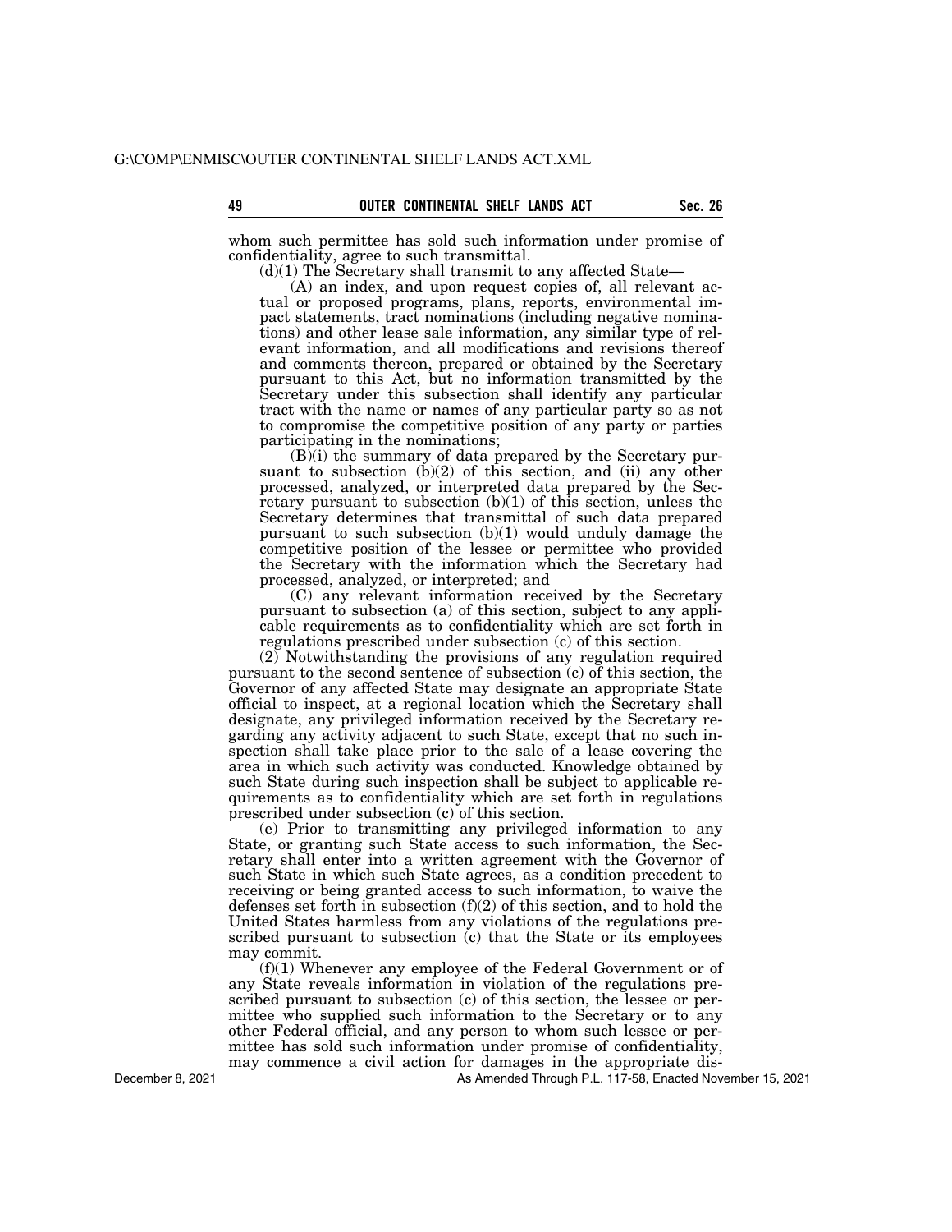whom such permittee has sold such information under promise of confidentiality, agree to such transmittal.

(d)(1) The Secretary shall transmit to any affected State—

(A) an index, and upon request copies of, all relevant actual or proposed programs, plans, reports, environmental impact statements, tract nominations (including negative nominations) and other lease sale information, any similar type of relevant information, and all modifications and revisions thereof and comments thereon, prepared or obtained by the Secretary pursuant to this Act, but no information transmitted by the Secretary under this subsection shall identify any particular tract with the name or names of any particular party so as not to compromise the competitive position of any party or parties participating in the nominations;

(B)(i) the summary of data prepared by the Secretary pursuant to subsection (b)(2) of this section, and (ii) any other processed, analyzed, or interpreted data prepared by the Secretary pursuant to subsection (b)(1) of this section, unless the Secretary determines that transmittal of such data prepared pursuant to such subsection (b)(1) would unduly damage the competitive position of the lessee or permittee who provided the Secretary with the information which the Secretary had processed, analyzed, or interpreted; and

(C) any relevant information received by the Secretary pursuant to subsection (a) of this section, subject to any applicable requirements as to confidentiality which are set forth in regulations prescribed under subsection (c) of this section.

(2) Notwithstanding the provisions of any regulation required pursuant to the second sentence of subsection (c) of this section, the Governor of any affected State may designate an appropriate State official to inspect, at a regional location which the Secretary shall designate, any privileged information received by the Secretary regarding any activity adjacent to such State, except that no such inspection shall take place prior to the sale of a lease covering the area in which such activity was conducted. Knowledge obtained by such State during such inspection shall be subject to applicable requirements as to confidentiality which are set forth in regulations prescribed under subsection (c) of this section.

(e) Prior to transmitting any privileged information to any State, or granting such State access to such information, the Secretary shall enter into a written agreement with the Governor of such State in which such State agrees, as a condition precedent to receiving or being granted access to such information, to waive the defenses set forth in subsection (f)(2) of this section, and to hold the United States harmless from any violations of the regulations prescribed pursuant to subsection (c) that the State or its employees may commit.

(f)(1) Whenever any employee of the Federal Government or of any State reveals information in violation of the regulations prescribed pursuant to subsection (c) of this section, the lessee or permittee who supplied such information to the Secretary or to any other Federal official, and any person to whom such lessee or permittee has sold such information under promise of confidentiality, may commence a civil action for damages in the appropriate dis-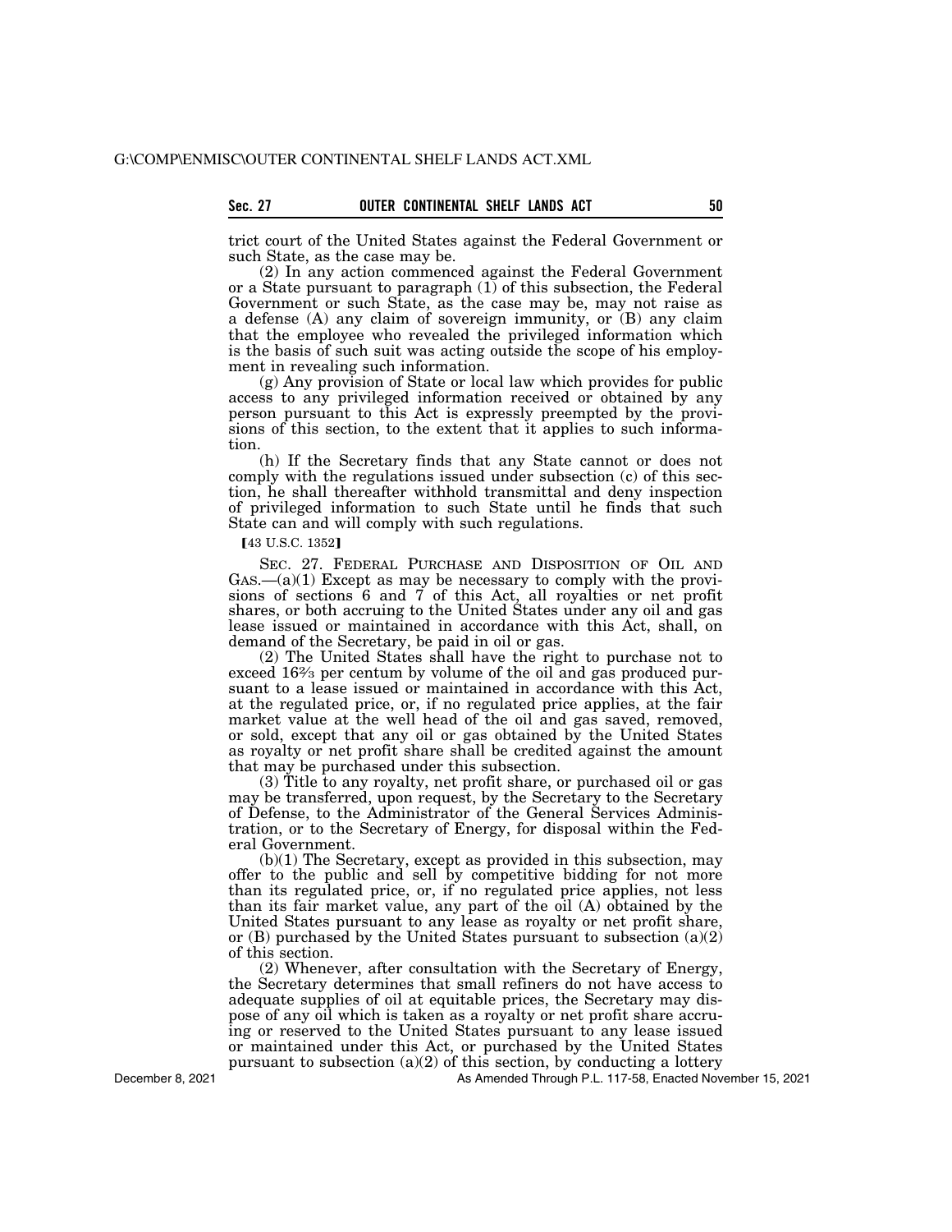trict court of the United States against the Federal Government or such State, as the case may be.

(2) In any action commenced against the Federal Government or a State pursuant to paragraph (1) of this subsection, the Federal Government or such State, as the case may be, may not raise as a defense (A) any claim of sovereign immunity, or (B) any claim that the employee who revealed the privileged information which is the basis of such suit was acting outside the scope of his employment in revealing such information.

(g) Any provision of State or local law which provides for public access to any privileged information received or obtained by any person pursuant to this Act is expressly preempted by the provisions of this section, to the extent that it applies to such information.

(h) If the Secretary finds that any State cannot or does not comply with the regulations issued under subsection (c) of this section, he shall thereafter withhold transmittal and deny inspection of privileged information to such State until he finds that such State can and will comply with such regulations.

【43 U.S.C. 1352】

SEC. 27. FEDERAL PURCHASE AND DISPOSITION OF OIL AND GAS.—(a)(1) Except as may be necessary to comply with the provisions of sections 6 and 7 of this Act, all royalties or net profit shares, or both accruing to the United States under any oil and gas lease issued or maintained in accordance with this Act, shall, on demand of the Secretary, be paid in oil or gas.

(2) The United States shall have the right to purchase not to exceed 16⅔ per centum by volume of the oil and gas produced pursuant to a lease issued or maintained in accordance with this Act, at the regulated price, or, if no regulated price applies, at the fair market value at the well head of the oil and gas saved, removed, or sold, except that any oil or gas obtained by the United States as royalty or net profit share shall be credited against the amount that may be purchased under this subsection.

(3) Title to any royalty, net profit share, or purchased oil or gas may be transferred, upon request, by the Secretary to the Secretary of Defense, to the Administrator of the General Services Administration, or to the Secretary of Energy, for disposal within the Federal Government.

(b)(1) The Secretary, except as provided in this subsection, may offer to the public and sell by competitive bidding for not more than its regulated price, or, if no regulated price applies, not less than its fair market value, any part of the oil (A) obtained by the United States pursuant to any lease as royalty or net profit share, or (B) purchased by the United States pursuant to subsection (a)(2) of this section.

(2) Whenever, after consultation with the Secretary of Energy, the Secretary determines that small refiners do not have access to adequate supplies of oil at equitable prices, the Secretary may dispose of any oil which is taken as a royalty or net profit share accruing or reserved to the United States pursuant to any lease issued or maintained under this Act, or purchased by the United States pursuant to subsection (a)(2) of this section, by conducting a lottery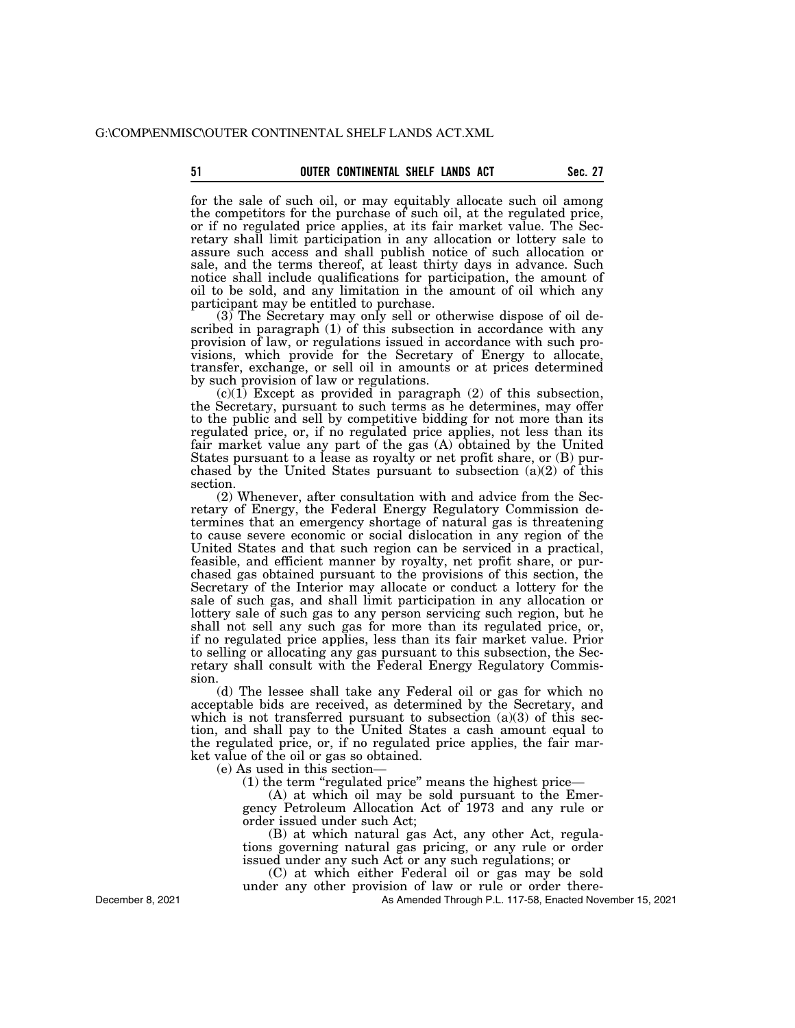for the sale of such oil, or may equitably allocate such oil among the competitors for the purchase of such oil, at the regulated price, or if no regulated price applies, at its fair market value. The Secretary shall limit participation in any allocation or lottery sale to assure such access and shall publish notice of such allocation or sale, and the terms thereof, at least thirty days in advance. Such notice shall include qualifications for participation, the amount of oil to be sold, and any limitation in the amount of oil which any participant may be entitled to purchase.

(3) The Secretary may only sell or otherwise dispose of oil described in paragraph (1) of this subsection in accordance with any provision of law, or regulations issued in accordance with such provisions, which provide for the Secretary of Energy to allocate, transfer, exchange, or sell oil in amounts or at prices determined by such provision of law or regulations.

(c)(1) Except as provided in paragraph (2) of this subsection, the Secretary, pursuant to such terms as he determines, may offer to the public and sell by competitive bidding for not more than its regulated price, or, if no regulated price applies, not less than its fair market value any part of the gas (A) obtained by the United States pursuant to a lease as royalty or net profit share, or (B) purchased by the United States pursuant to subsection (a)(2) of this section.

(2) Whenever, after consultation with and advice from the Secretary of Energy, the Federal Energy Regulatory Commission determines that an emergency shortage of natural gas is threatening to cause severe economic or social dislocation in any region of the United States and that such region can be serviced in a practical, feasible, and efficient manner by royalty, net profit share, or purchased gas obtained pursuant to the provisions of this section, the Secretary of the Interior may allocate or conduct a lottery for the sale of such gas, and shall limit participation in any allocation or lottery sale of such gas to any person servicing such region, but he shall not sell any such gas for more than its regulated price, or, if no regulated price applies, less than its fair market value. Prior to selling or allocating any gas pursuant to this subsection, the Secretary shall consult with the Federal Energy Regulatory Commission.

(d) The lessee shall take any Federal oil or gas for which no acceptable bids are received, as determined by the Secretary, and which is not transferred pursuant to subsection (a)(3) of this section, and shall pay to the United States a cash amount equal to the regulated price, or, if no regulated price applies, the fair market value of the oil or gas so obtained.

(e) As used in this section—

(1) the term "regulated price" means the highest price—

(A) at which oil may be sold pursuant to the Emergency Petroleum Allocation Act of 1973 and any rule or order issued under such Act;

(B) at which natural gas Act, any other Act, regulations governing natural gas pricing, or any rule or order issued under any such Act or any such regulations; or

(C) at which either Federal oil or gas may be sold under any other provision of law or rule or order there-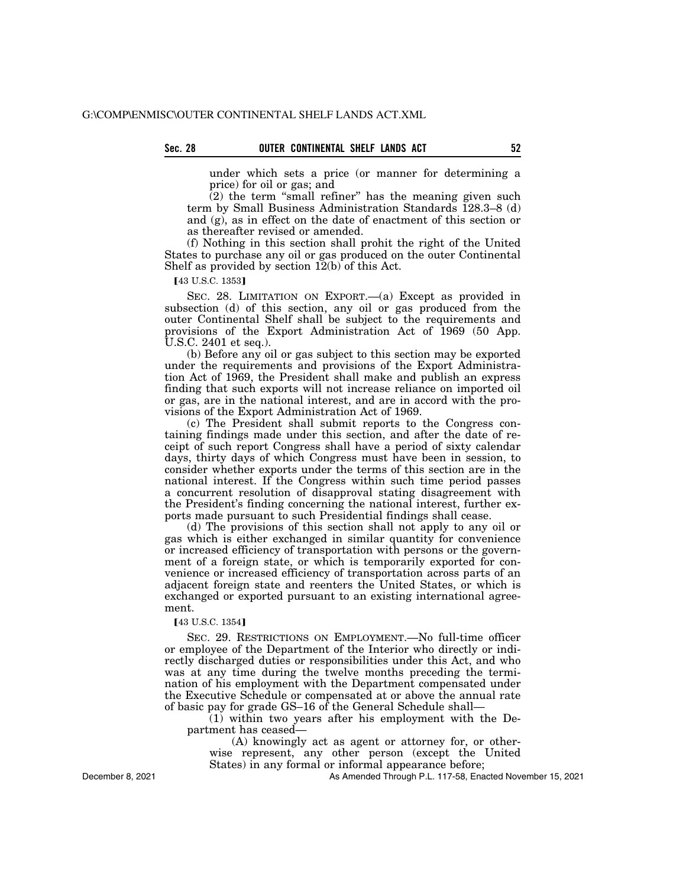under which sets a price (or manner for determining a price) for oil or gas; and

(2) the term "small refiner" has the meaning given such term by Small Business Administration Standards 128.3–8 (d) and (g), as in effect on the date of enactment of this section or as thereafter revised or amended.

(f) Nothing in this section shall prohit the right of the United States to purchase any oil or gas produced on the outer Continental Shelf as provided by section 12(b) of this Act.

【43 U.S.C. 1353】

SEC. 28. LIMITATION ON EXPORT.—(a) Except as provided in subsection (d) of this section, any oil or gas produced from the outer Continental Shelf shall be subject to the requirements and provisions of the Export Administration Act of 1969 (50 App. U.S.C. 2401 et seq.).

(b) Before any oil or gas subject to this section may be exported under the requirements and provisions of the Export Administration Act of 1969, the President shall make and publish an express finding that such exports will not increase reliance on imported oil or gas, are in the national interest, and are in accord with the provisions of the Export Administration Act of 1969.

(c) The President shall submit reports to the Congress containing findings made under this section, and after the date of receipt of such report Congress shall have a period of sixty calendar days, thirty days of which Congress must have been in session, to consider whether exports under the terms of this section are in the national interest. If the Congress within such time period passes a concurrent resolution of disapproval stating disagreement with the President's finding concerning the national interest, further exports made pursuant to such Presidential findings shall cease.

(d) The provisions of this section shall not apply to any oil or gas which is either exchanged in similar quantity for convenience or increased efficiency of transportation with persons or the government of a foreign state, or which is temporarily exported for convenience or increased efficiency of transportation across parts of an adjacent foreign state and reenters the United States, or which is exchanged or exported pursuant to an existing international agreement.

【43 U.S.C. 1354】

SEC. 29. RESTRICTIONS ON EMPLOYMENT.—No full-time officer or employee of the Department of the Interior who directly or indirectly discharged duties or responsibilities under this Act, and who was at any time during the twelve months preceding the termination of his employment with the Department compensated under the Executive Schedule or compensated at or above the annual rate of basic pay for grade GS–16 of the General Schedule shall—

(1) within two years after his employment with the Department has ceased—

(A) knowingly act as agent or attorney for, or otherwise represent, any other person (except the United States) in any formal or informal appearance before;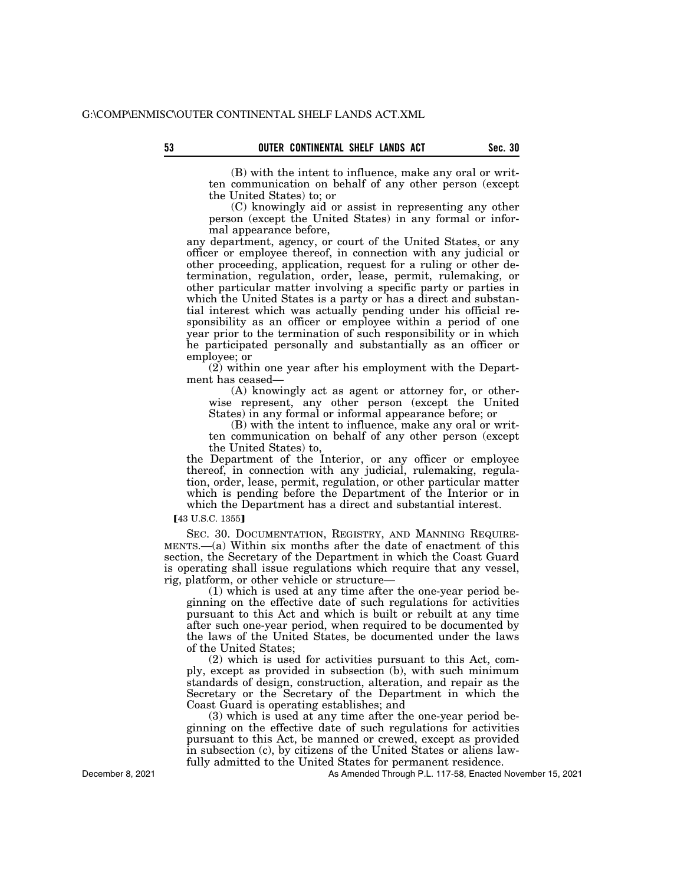(B) with the intent to influence, make any oral or written communication on behalf of any other person (except the United States) to; or

(C) knowingly aid or assist in representing any other person (except the United States) in any formal or informal appearance before,

any department, agency, or court of the United States, or any officer or employee thereof, in connection with any judicial or other proceeding, application, request for a ruling or other determination, regulation, order, lease, permit, rulemaking, or other particular matter involving a specific party or parties in which the United States is a party or has a direct and substantial interest which was actually pending under his official responsibility as an officer or employee within a period of one year prior to the termination of such responsibility or in which he participated personally and substantially as an officer or employee; or

(2) within one year after his employment with the Department has ceased—

(A) knowingly act as agent or attorney for, or otherwise represent, any other person (except the United States) in any formal or informal appearance before; or

(B) with the intent to influence, make any oral or written communication on behalf of any other person (except the United States) to,

the Department of the Interior, or any officer or employee thereof, in connection with any judicial, rulemaking, regulation, order, lease, permit, regulation, or other particular matter which is pending before the Department of the Interior or in which the Department has a direct and substantial interest.

[43 U.S.C. 1355]

SEC. 30. DOCUMENTATION, REGISTRY, AND MANNING REQUIREMENTS.—(a) Within six months after the date of enactment of this section, the Secretary of the Department in which the Coast Guard is operating shall issue regulations which require that any vessel, rig, platform, or other vehicle or structure—

(1) which is used at any time after the one-year period beginning on the effective date of such regulations for activities pursuant to this Act and which is built or rebuilt at any time after such one-year period, when required to be documented by the laws of the United States, be documented under the laws of the United States;

(2) which is used for activities pursuant to this Act, comply, except as provided in subsection (b), with such minimum standards of design, construction, alteration, and repair as the Secretary or the Secretary of the Department in which the Coast Guard is operating establishes; and

(3) which is used at any time after the one-year period beginning on the effective date of such regulations for activities pursuant to this Act, be manned or crewed, except as provided in subsection (c), by citizens of the United States or aliens lawfully admitted to the United States for permanent residence.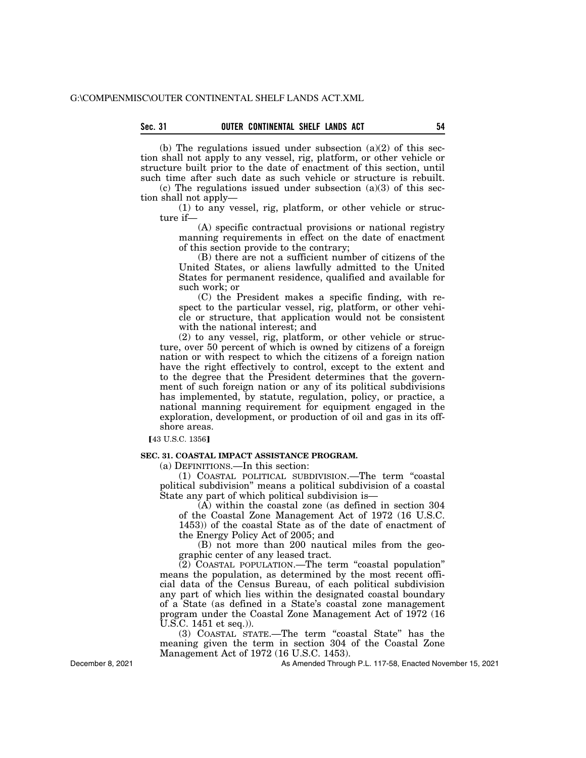(b) The regulations issued under subsection (a)(2) of this section shall not apply to any vessel, rig, platform, or other vehicle or structure built prior to the date of enactment of this section, until such time after such date as such vehicle or structure is rebuilt.

(c) The regulations issued under subsection (a)(3) of this section shall not apply—

(1) to any vessel, rig, platform, or other vehicle or structure if—

(A) specific contractual provisions or national registry manning requirements in effect on the date of enactment of this section provide to the contrary;

(B) there are not a sufficient number of citizens of the United States, or aliens lawfully admitted to the United States for permanent residence, qualified and available for such work; or

(C) the President makes a specific finding, with respect to the particular vessel, rig, platform, or other vehicle or structure, that application would not be consistent with the national interest; and

(2) to any vessel, rig, platform, or other vehicle or structure, over 50 percent of which is owned by citizens of a foreign nation or with respect to which the citizens of a foreign nation have the right effectively to control, except to the extent and to the degree that the President determines that the government of such foreign nation or any of its political subdivisions has implemented, by statute, regulation, policy, or practice, a national manning requirement for equipment engaged in the exploration, development, or production of oil and gas in its offshore areas.

【43 U.S.C. 1356】

**SEC. 31. COASTAL IMPACT ASSISTANCE PROGRAM.**

(a) DEFINITIONS.—In this section:

(1) COASTAL POLITICAL SUBDIVISION.—The term "coastal political subdivision" means a political subdivision of a coastal State any part of which political subdivision is—

(A) within the coastal zone (as defined in section 304 of the Coastal Zone Management Act of 1972 (16 U.S.C. 1453)) of the coastal State as of the date of enactment of the Energy Policy Act of 2005; and

(B) not more than 200 nautical miles from the geographic center of any leased tract.

(2) COASTAL POPULATION.—The term "coastal population" means the population, as determined by the most recent official data of the Census Bureau, of each political subdivision any part of which lies within the designated coastal boundary of a State (as defined in a State's coastal zone management program under the Coastal Zone Management Act of 1972 (16 U.S.C. 1451 et seq.)).

(3) COASTAL STATE.—The term "coastal State" has the meaning given the term in section 304 of the Coastal Zone Management Act of 1972 (16 U.S.C. 1453).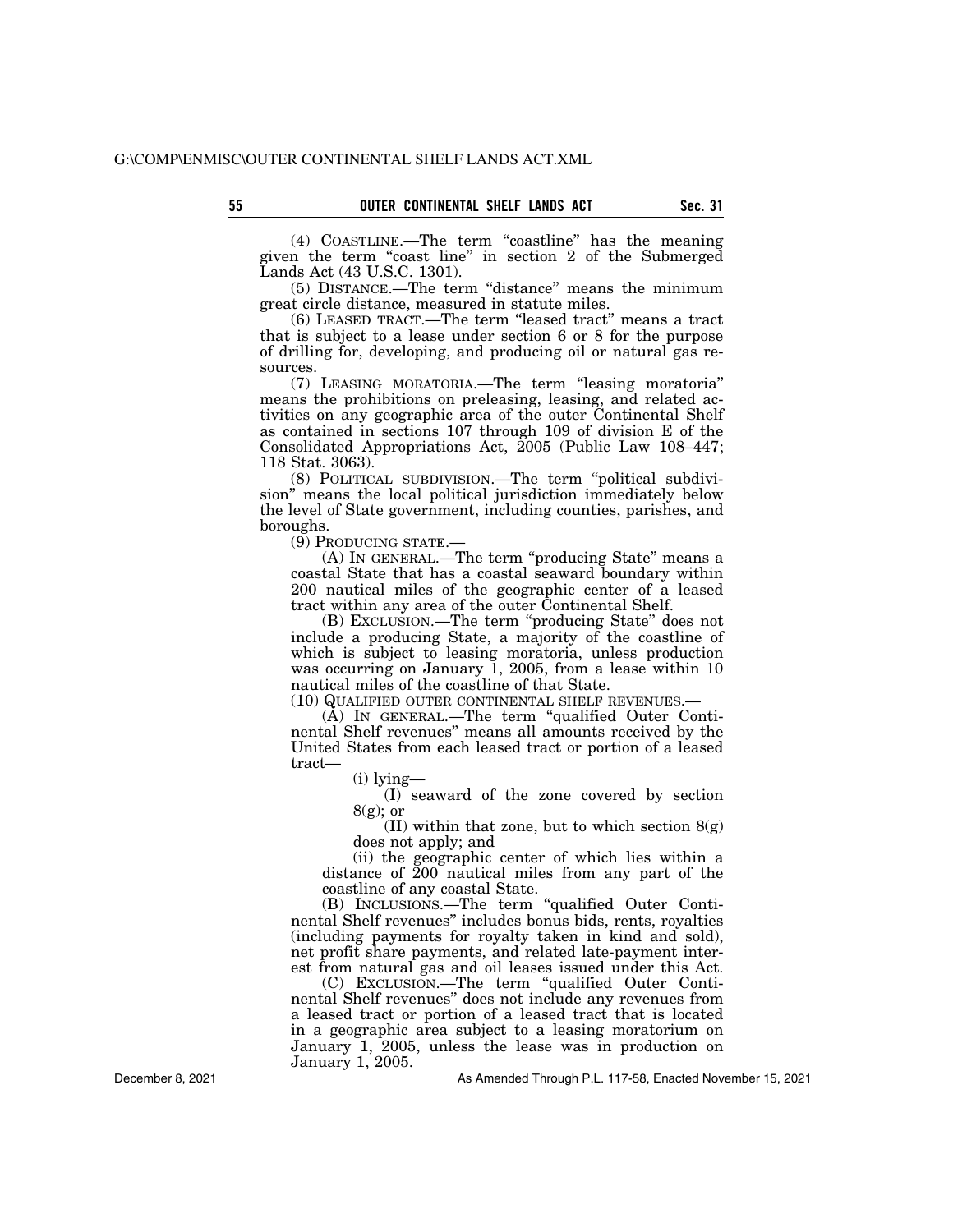(4) COASTLINE.—The term "coastline" has the meaning given the term "coast line" in section 2 of the Submerged Lands Act (43 U.S.C. 1301).

(5) DISTANCE.—The term "distance" means the minimum great circle distance, measured in statute miles.

(6) LEASED TRACT.—The term "leased tract" means a tract that is subject to a lease under section 6 or 8 for the purpose of drilling for, developing, and producing oil or natural gas resources.

(7) LEASING MORATORIA.—The term "leasing moratoria" means the prohibitions on preleasing, leasing, and related activities on any geographic area of the outer Continental Shelf as contained in sections 107 through 109 of division E of the Consolidated Appropriations Act, 2005 (Public Law 108–447; 118 Stat. 3063).

(8) POLITICAL SUBDIVISION.—The term "political subdivision" means the local political jurisdiction immediately below the level of State government, including counties, parishes, and boroughs.

(9) PRODUCING STATE.—

(A) IN GENERAL.—The term "producing State" means a coastal State that has a coastal seaward boundary within 200 nautical miles of the geographic center of a leased tract within any area of the outer Continental Shelf.

(B) EXCLUSION.—The term "producing State" does not include a producing State, a majority of the coastline of which is subject to leasing moratoria, unless production was occurring on January 1, 2005, from a lease within 10 nautical miles of the coastline of that State.

(10) QUALIFIED OUTER CONTINENTAL SHELF REVENUES.—

(A) IN GENERAL.—The term "qualified Outer Continental Shelf revenues" means all amounts received by the United States from each leased tract or portion of a leased tract—

(i) lying—

(I) seaward of the zone covered by section 8(g); or

(II) within that zone, but to which section 8(g) does not apply; and

(ii) the geographic center of which lies within a distance of 200 nautical miles from any part of the coastline of any coastal State.

(B) INCLUSIONS.—The term "qualified Outer Continental Shelf revenues" includes bonus bids, rents, royalties (including payments for royalty taken in kind and sold), net profit share payments, and related late-payment interest from natural gas and oil leases issued under this Act.

(C) EXCLUSION.—The term "qualified Outer Continental Shelf revenues" does not include any revenues from a leased tract or portion of a leased tract that is located in a geographic area subject to a leasing moratorium on January 1, 2005, unless the lease was in production on January 1, 2005.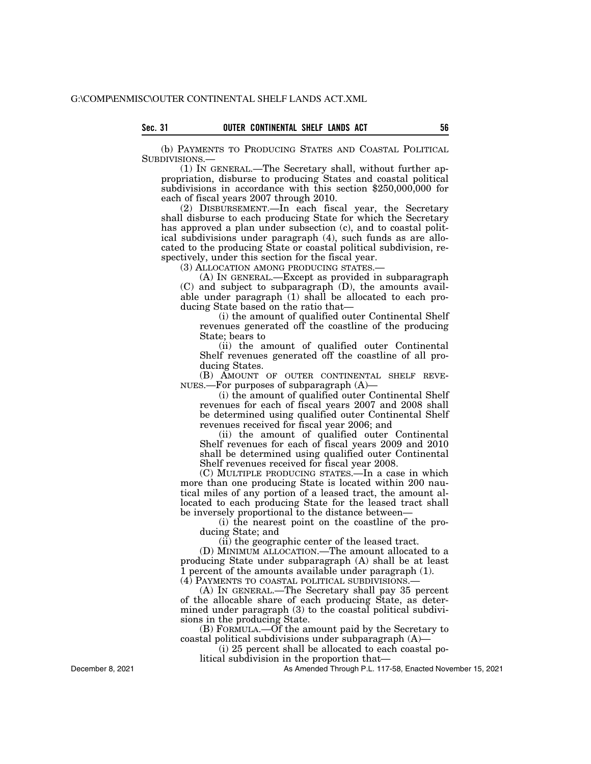(b) PAYMENTS TO PRODUCING STATES AND COASTAL POLITICAL SUBDIVISIONS.—

(1) IN GENERAL.—The Secretary shall, without further appropriation, disburse to producing States and coastal political subdivisions in accordance with this section $250,000,000 for each of fiscal years 2007 through 2010.

(2) DISBURSEMENT.—In each fiscal year, the Secretary shall disburse to each producing State for which the Secretary has approved a plan under subsection (c), and to coastal political subdivisions under paragraph (4), such funds as are allocated to the producing State or coastal political subdivision, respectively, under this section for the fiscal year.

(3) ALLOCATION AMONG PRODUCING STATES.—

(A) IN GENERAL.—Except as provided in subparagraph (C) and subject to subparagraph (D), the amounts available under paragraph (1) shall be allocated to each producing State based on the ratio that—

(i) the amount of qualified outer Continental Shelf revenues generated off the coastline of the producing State; bears to

(ii) the amount of qualified outer Continental Shelf revenues generated off the coastline of all producing States.

(B) AMOUNT OF OUTER CONTINENTAL SHELF REVENUES.—For purposes of subparagraph (A)—

(i) the amount of qualified outer Continental Shelf revenues for each of fiscal years 2007 and 2008 shall be determined using qualified outer Continental Shelf revenues received for fiscal year 2006; and

(ii) the amount of qualified outer Continental Shelf revenues for each of fiscal years 2009 and 2010 shall be determined using qualified outer Continental Shelf revenues received for fiscal year 2008.

(C) MULTIPLE PRODUCING STATES.—In a case in which more than one producing State is located within 200 nautical miles of any portion of a leased tract, the amount allocated to each producing State for the leased tract shall be inversely proportional to the distance between—

(i) the nearest point on the coastline of the producing State; and

(ii) the geographic center of the leased tract.

(D) MINIMUM ALLOCATION.—The amount allocated to a producing State under subparagraph (A) shall be at least 1 percent of the amounts available under paragraph (1).

(4) PAYMENTS TO COASTAL POLITICAL SUBDIVISIONS.—

(A) IN GENERAL.—The Secretary shall pay 35 percent of the allocable share of each producing State, as determined under paragraph (3) to the coastal political subdivisions in the producing State.

(B) FORMULA.—Of the amount paid by the Secretary to coastal political subdivisions under subparagraph (A)—

(i) 25 percent shall be allocated to each coastal political subdivision in the proportion that—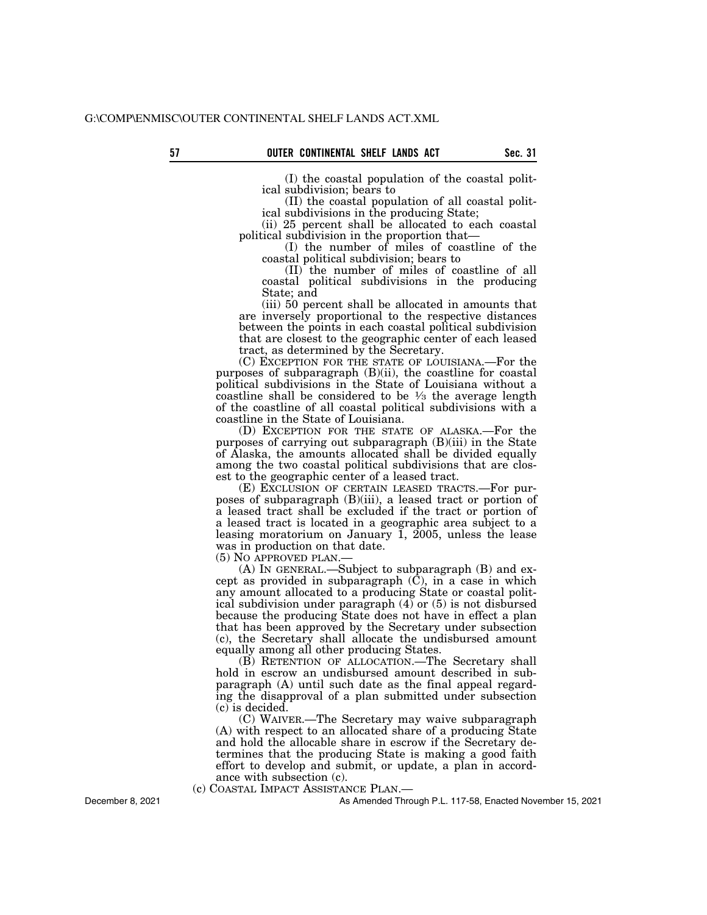(I) the coastal population of the coastal political subdivision; bears to

(II) the coastal population of all coastal political subdivisions in the producing State;

(ii) 25 percent shall be allocated to each coastal political subdivision in the proportion that—

(I) the number of miles of coastline of the coastal political subdivision; bears to

(II) the number of miles of coastline of all coastal political subdivisions in the producing State; and

(iii) 50 percent shall be allocated in amounts that are inversely proportional to the respective distances between the points in each coastal political subdivision that are closest to the geographic center of each leased tract, as determined by the Secretary.

(C) EXCEPTION FOR THE STATE OF LOUISIANA.—For the purposes of subparagraph (B)(ii), the coastline for coastal political subdivisions in the State of Louisiana without a coastline shall be considered to be ⅓ the average length of the coastline of all coastal political subdivisions with a coastline in the State of Louisiana.

(D) EXCEPTION FOR THE STATE OF ALASKA.—For the purposes of carrying out subparagraph (B)(iii) in the State of Alaska, the amounts allocated shall be divided equally among the two coastal political subdivisions that are closest to the geographic center of a leased tract.

(E) EXCLUSION OF CERTAIN LEASED TRACTS.—For purposes of subparagraph (B)(iii), a leased tract or portion of a leased tract shall be excluded if the tract or portion of a leased tract is located in a geographic area subject to a leasing moratorium on January 1, 2005, unless the lease was in production on that date.

(5) NO APPROVED PLAN.—

(A) IN GENERAL.—Subject to subparagraph (B) and except as provided in subparagraph (C), in a case in which any amount allocated to a producing State or coastal political subdivision under paragraph (4) or (5) is not disbursed because the producing State does not have in effect a plan that has been approved by the Secretary under subsection (c), the Secretary shall allocate the undisbursed amount equally among all other producing States.

(B) RETENTION OF ALLOCATION.—The Secretary shall hold in escrow an undisbursed amount described in subparagraph (A) until such date as the final appeal regarding the disapproval of a plan submitted under subsection (c) is decided.

(C) WAIVER.—The Secretary may waive subparagraph (A) with respect to an allocated share of a producing State and hold the allocable share in escrow if the Secretary determines that the producing State is making a good faith effort to develop and submit, or update, a plan in accordance with subsection (c).

(c) COASTAL IMPACT ASSISTANCE PLAN.—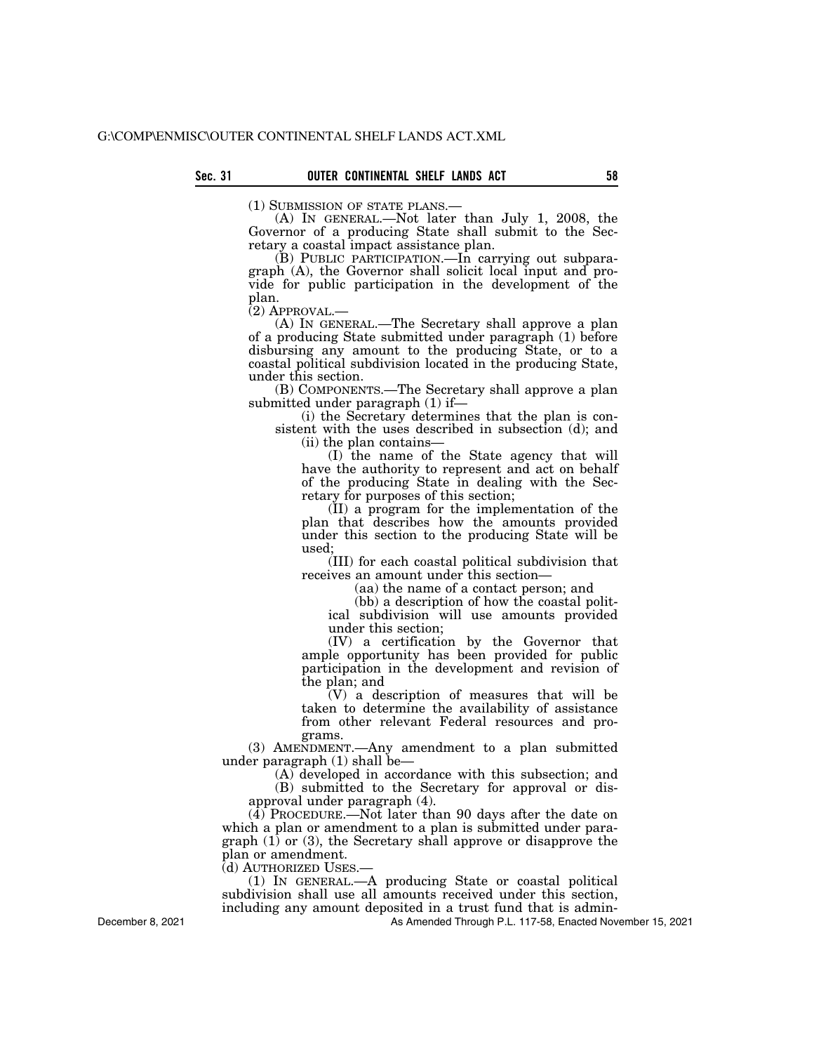(1) SUBMISSION OF STATE PLANS.—

(A) IN GENERAL.—Not later than July 1, 2008, the Governor of a producing State shall submit to the Secretary a coastal impact assistance plan.

(B) PUBLIC PARTICIPATION.—In carrying out subparagraph (A), the Governor shall solicit local input and provide for public participation in the development of the plan.

(2) APPROVAL.—

(A) IN GENERAL.—The Secretary shall approve a plan of a producing State submitted under paragraph (1) before disbursing any amount to the producing State, or to a coastal political subdivision located in the producing State, under this section.

(B) COMPONENTS.—The Secretary shall approve a plan submitted under paragraph (1) if—

(i) the Secretary determines that the plan is consistent with the uses described in subsection (d); and

(ii) the plan contains—

(I) the name of the State agency that will have the authority to represent and act on behalf of the producing State in dealing with the Secretary for purposes of this section;

(II) a program for the implementation of the plan that describes how the amounts provided under this section to the producing State will be used;

(III) for each coastal political subdivision that receives an amount under this section—

(aa) the name of a contact person; and

(bb) a description of how the coastal political subdivision will use amounts provided under this section;

(IV) a certification by the Governor that ample opportunity has been provided for public participation in the development and revision of the plan; and

(V) a description of measures that will be taken to determine the availability of assistance from other relevant Federal resources and programs.

(3) AMENDMENT.—Any amendment to a plan submitted under paragraph (1) shall be—

(A) developed in accordance with this subsection; and

(B) submitted to the Secretary for approval or disapproval under paragraph (4).

(4) PROCEDURE.—Not later than 90 days after the date on which a plan or amendment to a plan is submitted under paragraph (1) or (3), the Secretary shall approve or disapprove the plan or amendment.

(d) AUTHORIZED USES.—

(1) IN GENERAL.—A producing State or coastal political subdivision shall use all amounts received under this section, including any amount deposited in a trust fund that is admin-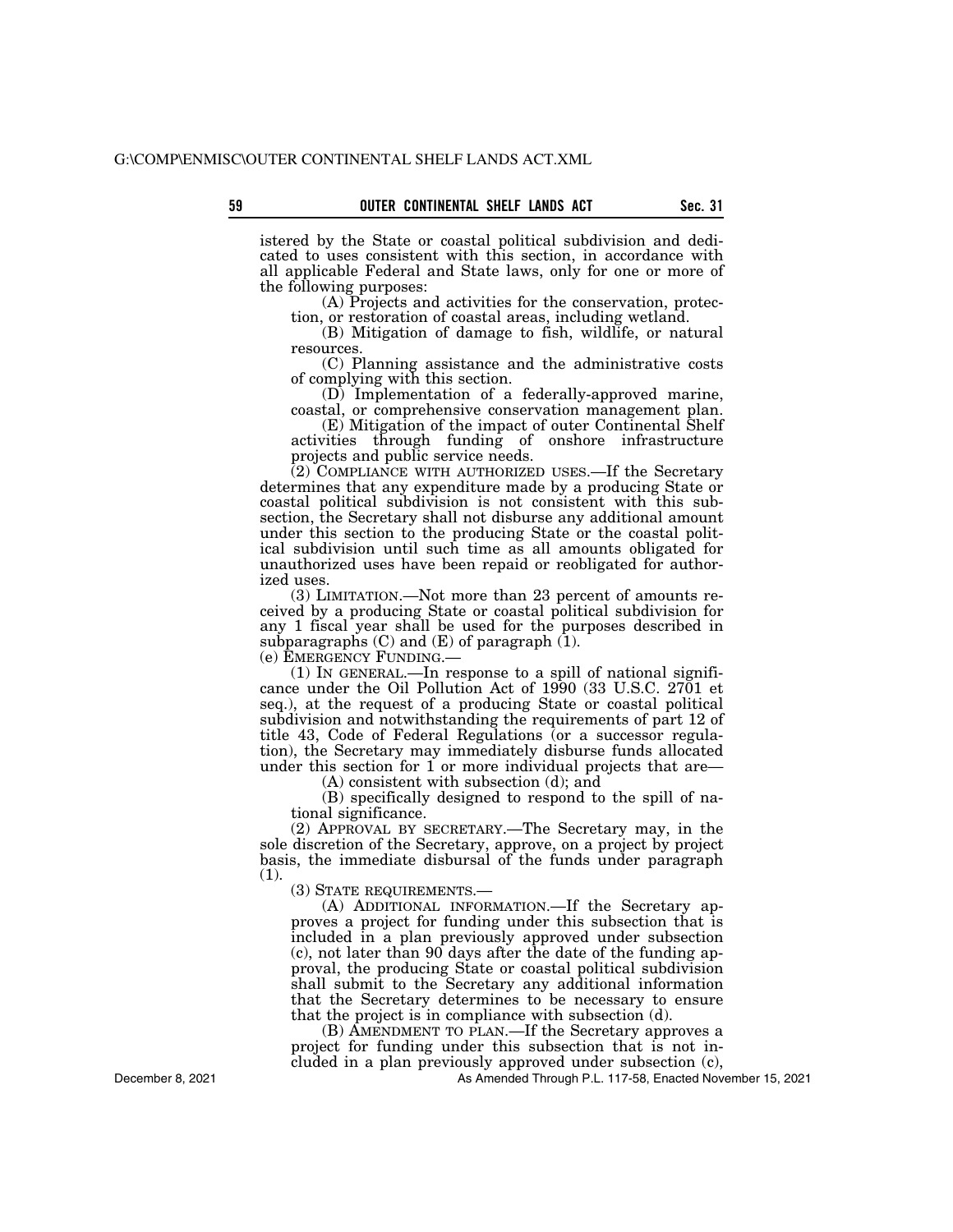istered by the State or coastal political subdivision and dedicated to uses consistent with this section, in accordance with all applicable Federal and State laws, only for one or more of the following purposes:

(A) Projects and activities for the conservation, protection, or restoration of coastal areas, including wetland.

(B) Mitigation of damage to fish, wildlife, or natural resources.

(C) Planning assistance and the administrative costs of complying with this section.

(D) Implementation of a federally-approved marine, coastal, or comprehensive conservation management plan.

(E) Mitigation of the impact of outer Continental Shelf activities through funding of onshore infrastructure projects and public service needs.

(2) COMPLIANCE WITH AUTHORIZED USES.—If the Secretary determines that any expenditure made by a producing State or coastal political subdivision is not consistent with this subsection, the Secretary shall not disburse any additional amount under this section to the producing State or the coastal political subdivision until such time as all amounts obligated for unauthorized uses have been repaid or reobligated for authorized uses.

(3) LIMITATION.—Not more than 23 percent of amounts received by a producing State or coastal political subdivision for any 1 fiscal year shall be used for the purposes described in subparagraphs (C) and (E) of paragraph (1).

(e) EMERGENCY FUNDING.—

(1) IN GENERAL.—In response to a spill of national significance under the Oil Pollution Act of 1990 (33 U.S.C. 2701 et seq.), at the request of a producing State or coastal political subdivision and notwithstanding the requirements of part 12 of title 43, Code of Federal Regulations (or a successor regulation), the Secretary may immediately disburse funds allocated under this section for 1 or more individual projects that are—

(A) consistent with subsection (d); and

(B) specifically designed to respond to the spill of national significance.

(2) APPROVAL BY SECRETARY.—The Secretary may, in the sole discretion of the Secretary, approve, on a project by project basis, the immediate disbursal of the funds under paragraph (1).

(3) STATE REQUIREMENTS.—

(A) ADDITIONAL INFORMATION.—If the Secretary approves a project for funding under this subsection that is included in a plan previously approved under subsection (c), not later than 90 days after the date of the funding approval, the producing State or coastal political subdivision shall submit to the Secretary any additional information that the Secretary determines to be necessary to ensure that the project is in compliance with subsection (d).

(B) AMENDMENT TO PLAN.—If the Secretary approves a project for funding under this subsection that is not included in a plan previously approved under subsection (c),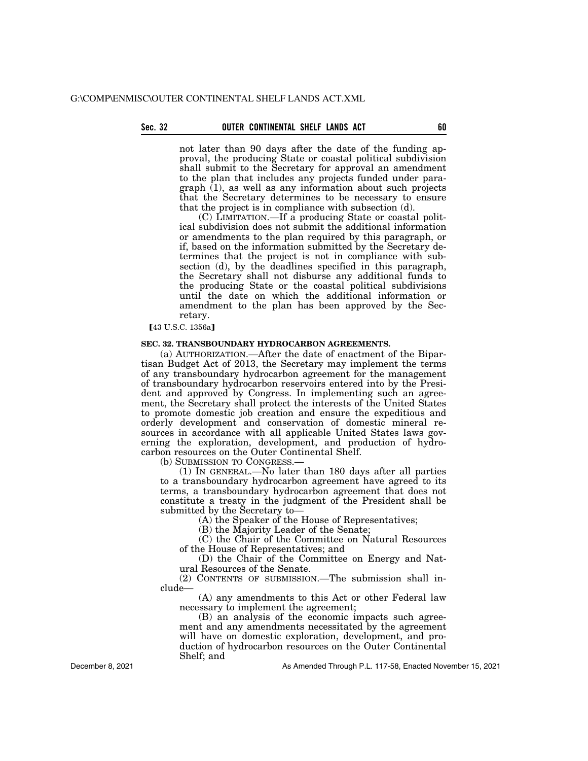not later than 90 days after the date of the funding approval, the producing State or coastal political subdivision shall submit to the Secretary for approval an amendment to the plan that includes any projects funded under paragraph (1), as well as any information about such projects that the Secretary determines to be necessary to ensure that the project is in compliance with subsection (d).

(C) LIMITATION.—If a producing State or coastal political subdivision does not submit the additional information or amendments to the plan required by this paragraph, or if, based on the information submitted by the Secretary determines that the project is not in compliance with subsection (d), by the deadlines specified in this paragraph, the Secretary shall not disburse any additional funds to the producing State or the coastal political subdivisions until the date on which the additional information or amendment to the plan has been approved by the Secretary.

【43 U.S.C. 1356a】

**SEC. 32. TRANSBOUNDARY HYDROCARBON AGREEMENTS.**

(a) AUTHORIZATION.—After the date of enactment of the Bipartisan Budget Act of 2013, the Secretary may implement the terms of any transboundary hydrocarbon agreement for the management of transboundary hydrocarbon reservoirs entered into by the President and approved by Congress. In implementing such an agreement, the Secretary shall protect the interests of the United States to promote domestic job creation and ensure the expeditious and orderly development and conservation of domestic mineral resources in accordance with all applicable United States laws governing the exploration, development, and production of hydrocarbon resources on the Outer Continental Shelf.

(b) SUBMISSION TO CONGRESS.—

(1) IN GENERAL.—No later than 180 days after all parties to a transboundary hydrocarbon agreement have agreed to its terms, a transboundary hydrocarbon agreement that does not constitute a treaty in the judgment of the President shall be submitted by the Secretary to—

(A) the Speaker of the House of Representatives;

(B) the Majority Leader of the Senate;

(C) the Chair of the Committee on Natural Resources of the House of Representatives; and

(D) the Chair of the Committee on Energy and Natural Resources of the Senate.

(2) CONTENTS OF SUBMISSION.—The submission shall include—

(A) any amendments to this Act or other Federal law necessary to implement the agreement;

(B) an analysis of the economic impacts such agreement and any amendments necessitated by the agreement will have on domestic exploration, development, and production of hydrocarbon resources on the Outer Continental Shelf; and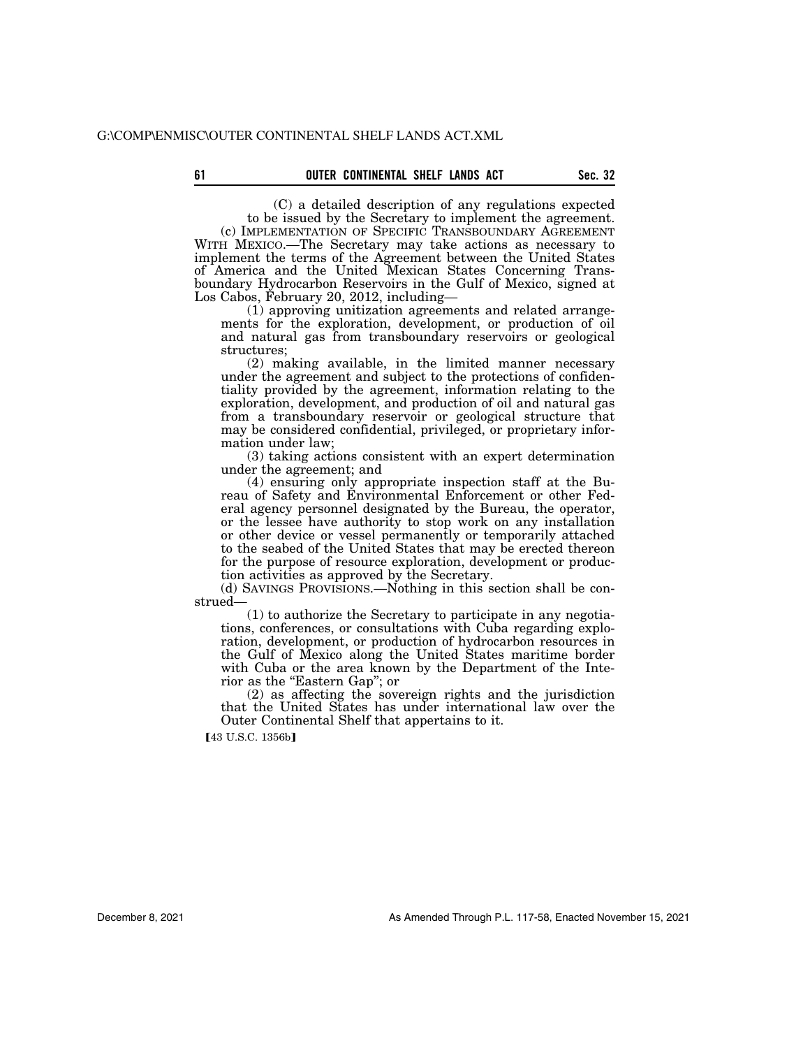(C) a detailed description of any regulations expected to be issued by the Secretary to implement the agreement.

(c) IMPLEMENTATION OF SPECIFIC TRANSBOUNDARY AGREEMENT WITH MEXICO.—The Secretary may take actions as necessary to implement the terms of the Agreement between the United States of America and the United Mexican States Concerning Transboundary Hydrocarbon Reservoirs in the Gulf of Mexico, signed at Los Cabos, February 20, 2012, including—

(1) approving unitization agreements and related arrangements for the exploration, development, or production of oil and natural gas from transboundary reservoirs or geological structures;

(2) making available, in the limited manner necessary under the agreement and subject to the protections of confidentiality provided by the agreement, information relating to the exploration, development, and production of oil and natural gas from a transboundary reservoir or geological structure that may be considered confidential, privileged, or proprietary information under law;

(3) taking actions consistent with an expert determination under the agreement; and

(4) ensuring only appropriate inspection staff at the Bureau of Safety and Environmental Enforcement or other Federal agency personnel designated by the Bureau, the operator, or the lessee have authority to stop work on any installation or other device or vessel permanently or temporarily attached to the seabed of the United States that may be erected thereon for the purpose of resource exploration, development or production activities as approved by the Secretary.

(d) SAVINGS PROVISIONS.—Nothing in this section shall be construed—

(1) to authorize the Secretary to participate in any negotiations, conferences, or consultations with Cuba regarding exploration, development, or production of hydrocarbon resources in the Gulf of Mexico along the United States maritime border with Cuba or the area known by the Department of the Interior as the "Eastern Gap"; or

(2) as affecting the sovereign rights and the jurisdiction that the United States has under international law over the Outer Continental Shelf that appertains to it.

【43 U.S.C. 1356b】